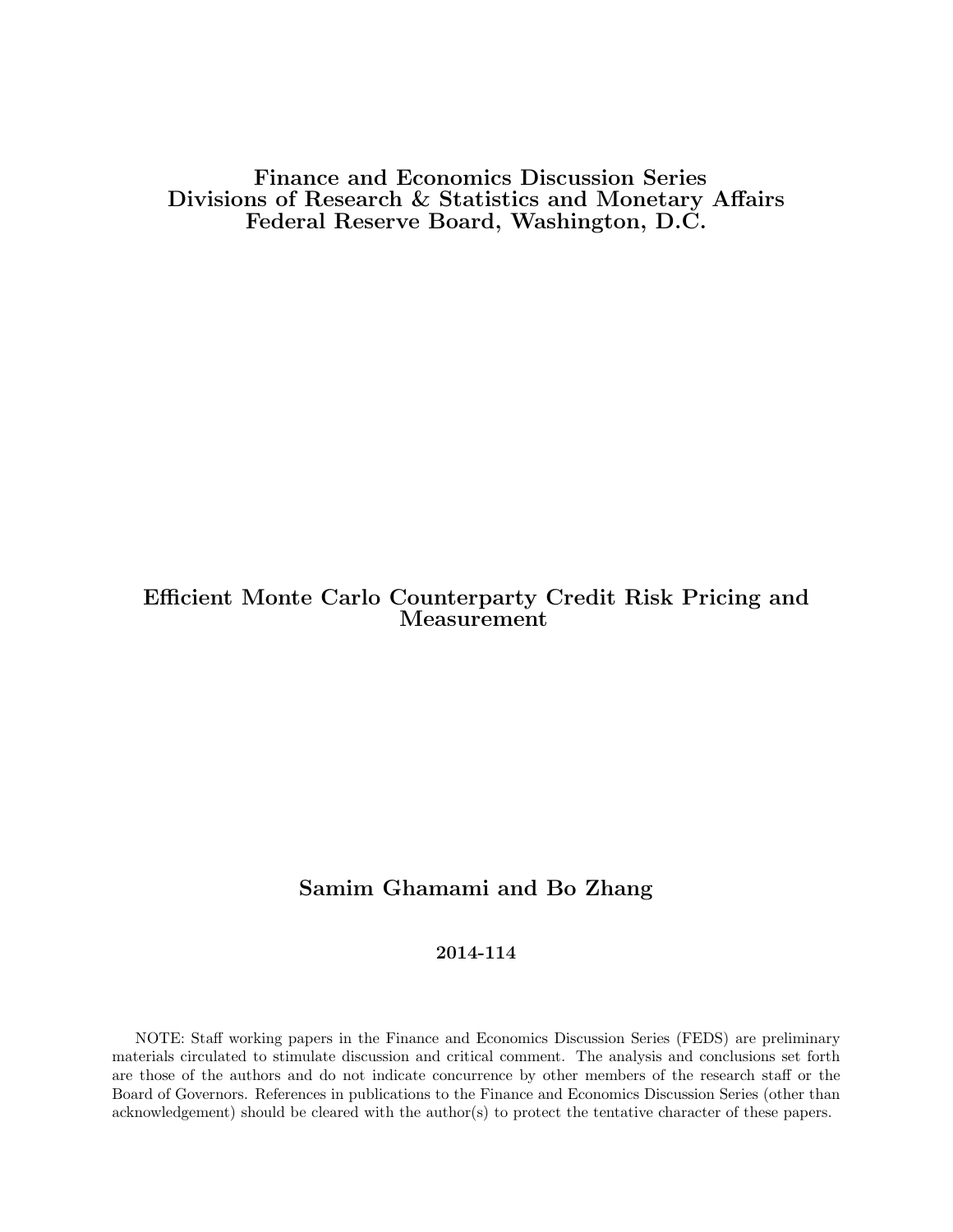**Finance and Economics Discussion Series**
**Divisions of Research & Statistics and Monetary Affairs**
**Federal Reserve Board, Washington, D.C.**

# Efficient Monte Carlo Counterparty Credit Risk Pricing and Measurement

**Samim Ghamami and Bo Zhang**

**2014-114**

NOTE: Staff working papers in the Finance and Economics Discussion Series (FEDS) are preliminary materials circulated to stimulate discussion and critical comment. The analysis and conclusions set forth are those of the authors and do not indicate concurrence by other members of the research staff or the Board of Governors. References in publications to the Finance and Economics Discussion Series (other than acknowledgement) should be cleared with the author(s) to protect the tentative character of these papers.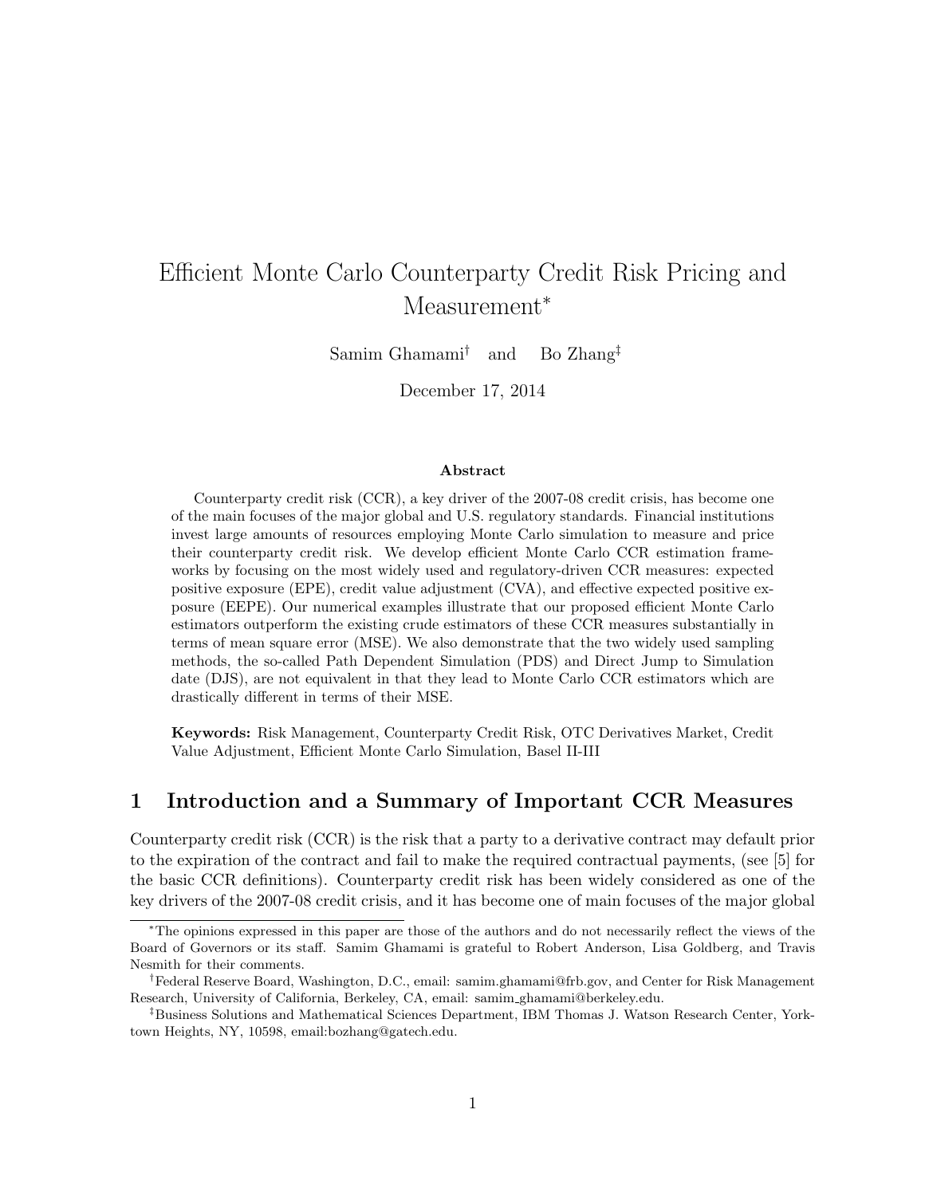# Efficient Monte Carlo Counterparty Credit Risk Pricing and Measurement*

Samim Ghamami† and Bo Zhang‡

December 17, 2014

### Abstract

Counterparty credit risk (CCR), a key driver of the 2007-08 credit crisis, has become one of the main focuses of the major global and U.S. regulatory standards. Financial institutions invest large amounts of resources employing Monte Carlo simulation to measure and price their counterparty credit risk. We develop efficient Monte Carlo CCR estimation frameworks by focusing on the most widely used and regulatory-driven CCR measures: expected positive exposure (EPE), credit value adjustment (CVA), and effective expected positive exposure (EEPE). Our numerical examples illustrate that our proposed efficient Monte Carlo estimators outperform the existing crude estimators of these CCR measures substantially in terms of mean square error (MSE). We also demonstrate that the two widely used sampling methods, the so-called Path Dependent Simulation (PDS) and Direct Jump to Simulation date (DJS), are not equivalent in that they lead to Monte Carlo CCR estimators which are drastically different in terms of their MSE.

**Keywords:** Risk Management, Counterparty Credit Risk, OTC Derivatives Market, Credit Value Adjustment, Efficient Monte Carlo Simulation, Basel II-III

## 1 Introduction and a Summary of Important CCR Measures

Counterparty credit risk (CCR) is the risk that a party to a derivative contract may default prior to the expiration of the contract and fail to make the required contractual payments, (see [5] for the basic CCR definitions). Counterparty credit risk has been widely considered as one of the key drivers of the 2007-08 credit crisis, and it has become one of main focuses of the major global

---

*The opinions expressed in this paper are those of the authors and do not necessarily reflect the views of the Board of Governors or its staff. Samim Ghamami is grateful to Robert Anderson, Lisa Goldberg, and Travis Nesmith for their comments.

†Federal Reserve Board, Washington, D.C., email: samim.ghamami@frb.gov, and Center for Risk Management Research, University of California, Berkeley, CA, email: samim_ghamami@berkeley.edu.

‡Business Solutions and Mathematical Sciences Department, IBM Thomas J. Watson Research Center, Yorktown Heights, NY, 10598, email:bozhang@gatech.edu.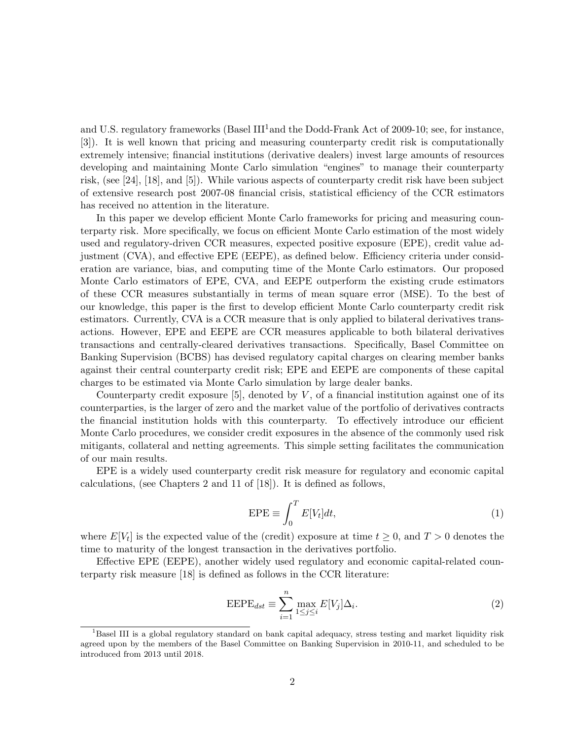and U.S. regulatory frameworks (Basel III[1]and the Dodd-Frank Act of 2009-10; see, for instance, [3]). It is well known that pricing and measuring counterparty credit risk is computationally extremely intensive; financial institutions (derivative dealers) invest large amounts of resources developing and maintaining Monte Carlo simulation "engines" to manage their counterparty risk, (see [24], [18], and [5]). While various aspects of counterparty credit risk have been subject of extensive research post 2007-08 financial crisis, statistical efficiency of the CCR estimators has received no attention in the literature.

In this paper we develop efficient Monte Carlo frameworks for pricing and measuring counterparty risk. More specifically, we focus on efficient Monte Carlo estimation of the most widely used and regulatory-driven CCR measures, expected positive exposure (EPE), credit value adjustment (CVA), and effective EPE (EEPE), as defined below. Efficiency criteria under consideration are variance, bias, and computing time of the Monte Carlo estimators. Our proposed Monte Carlo estimators of EPE, CVA, and EEPE outperform the existing crude estimators of these CCR measures substantially in terms of mean square error (MSE). To the best of our knowledge, this paper is the first to develop efficient Monte Carlo counterparty credit risk estimators. Currently, CVA is a CCR measure that is only applied to bilateral derivatives transactions. However, EPE and EEPE are CCR measures applicable to both bilateral derivatives transactions and centrally-cleared derivatives transactions. Specifically, Basel Committee on Banking Supervision (BCBS) has devised regulatory capital charges on clearing member banks against their central counterparty credit risk; EPE and EEPE are components of these capital charges to be estimated via Monte Carlo simulation by large dealer banks.

Counterparty credit exposure [5], denoted by $V$, of a financial institution against one of its counterparties, is the larger of zero and the market value of the portfolio of derivatives contracts the financial institution holds with this counterparty. To effectively introduce our efficient Monte Carlo procedures, we consider credit exposures in the absence of the commonly used risk mitigants, collateral and netting agreements. This simple setting facilitates the communication of our main results.

EPE is a widely used counterparty credit risk measure for regulatory and economic capital calculations, (see Chapters 2 and 11 of [18]). It is defined as follows,

$$\text{EPE} \equiv \int_0^T E[V_t]dt, \tag{1}$$

where $E[V_t]$ is the expected value of the (credit) exposure at time $t \geq 0$, and $T > 0$ denotes the time to maturity of the longest transaction in the derivatives portfolio.

Effective EPE (EEPE), another widely used regulatory and economic capital-related counterparty risk measure [18] is defined as follows in the CCR literature:

$$\text{EEPE}_{dst} \equiv \sum_{i=1}^{n} \max_{1\leq j \leq i} E[V_j]\Delta_i. \tag{2}$$

[1]Basel III is a global regulatory standard on bank capital adequacy, stress testing and market liquidity risk agreed upon by the members of the Basel Committee on Banking Supervision in 2010-11, and scheduled to be introduced from 2013 until 2018.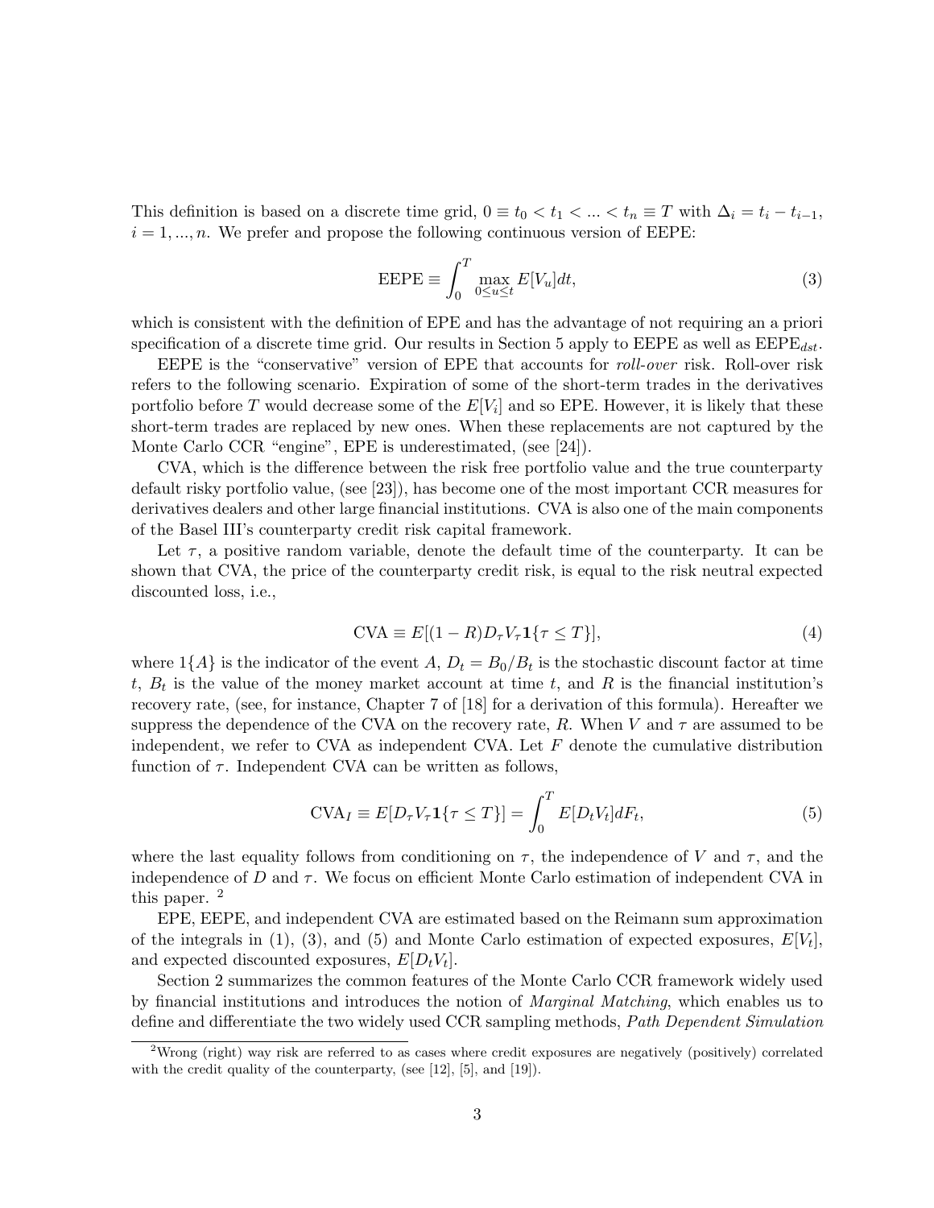This definition is based on a discrete time grid, $0 \equiv t_0 < t_1 < ... < t_n \equiv T$ with $\Delta_i = t_i - t_{i-1}$, $i = 1, ..., n$. We prefer and propose the following continuous version of EEPE:

$$\text{EEPE} \equiv \int_0^T \max_{0 \leq u \leq t} E[V_u] dt, \tag{3}$$

which is consistent with the definition of EPE and has the advantage of not requiring an a priori specification of a discrete time grid. Our results in Section 5 apply to EEPE as well as $\text{EEPE}_{dst}$.

EEPE is the "conservative" version of EPE that accounts for *roll-over* risk. Roll-over risk refers to the following scenario. Expiration of some of the short-term trades in the derivatives portfolio before $T$ would decrease some of the $E[V_i]$ and so EPE. However, it is likely that these short-term trades are replaced by new ones. When these replacements are not captured by the Monte Carlo CCR "engine", EPE is underestimated, (see [24]).

CVA, which is the difference between the risk free portfolio value and the true counterparty default risky portfolio value, (see [23]), has become one of the most important CCR measures for derivatives dealers and other large financial institutions. CVA is also one of the main components of the Basel III's counterparty credit risk capital framework.

Let $\tau$, a positive random variable, denote the default time of the counterparty. It can be shown that CVA, the price of the counterparty credit risk, is equal to the risk neutral expected discounted loss, i.e.,

$$\text{CVA} \equiv E[(1-R) D_\tau V_\tau \mathbf{1}\{\tau \leq T\}], \tag{4}$$

where $1\{A\}$ is the indicator of the event $A$, $D_t = B_0 / B_t$ is the stochastic discount factor at time $t$, $B_t$ is the value of the money market account at time $t$, and $R$ is the financial institution's recovery rate, (see, for instance, Chapter 7 of [18] for a derivation of this formula). Hereafter we suppress the dependence of the CVA on the recovery rate, $R$. When $V$ and $\tau$ are assumed to be independent, we refer to CVA as independent CVA. Let $F$ denote the cumulative distribution function of $\tau$. Independent CVA can be written as follows,

$$\text{CVA}_I \equiv E[D_\tau V_\tau \mathbf{1}\{\tau \leq T\}] = \int_0^T E[D_t V_t] dF_t, \tag{5}$$

where the last equality follows from conditioning on $\tau$, the independence of $V$ and $\tau$, and the independence of $D$ and $\tau$. We focus on efficient Monte Carlo estimation of independent CVA in this paper. [2]

EPE, EEPE, and independent CVA are estimated based on the Reimann sum approximation of the integrals in (1), (3), and (5) and Monte Carlo estimation of expected exposures, $E[V_t]$, and expected discounted exposures, $E[D_t V_t]$.

Section 2 summarizes the common features of the Monte Carlo CCR framework widely used by financial institutions and introduces the notion of *Marginal Matching*, which enables us to define and differentiate the two widely used CCR sampling methods, *Path Dependent Simulation*

[2] Wrong (right) way risk are referred to as cases where credit exposures are negatively (positively) correlated with the credit quality of the counterparty, (see [12], [5], and [19]).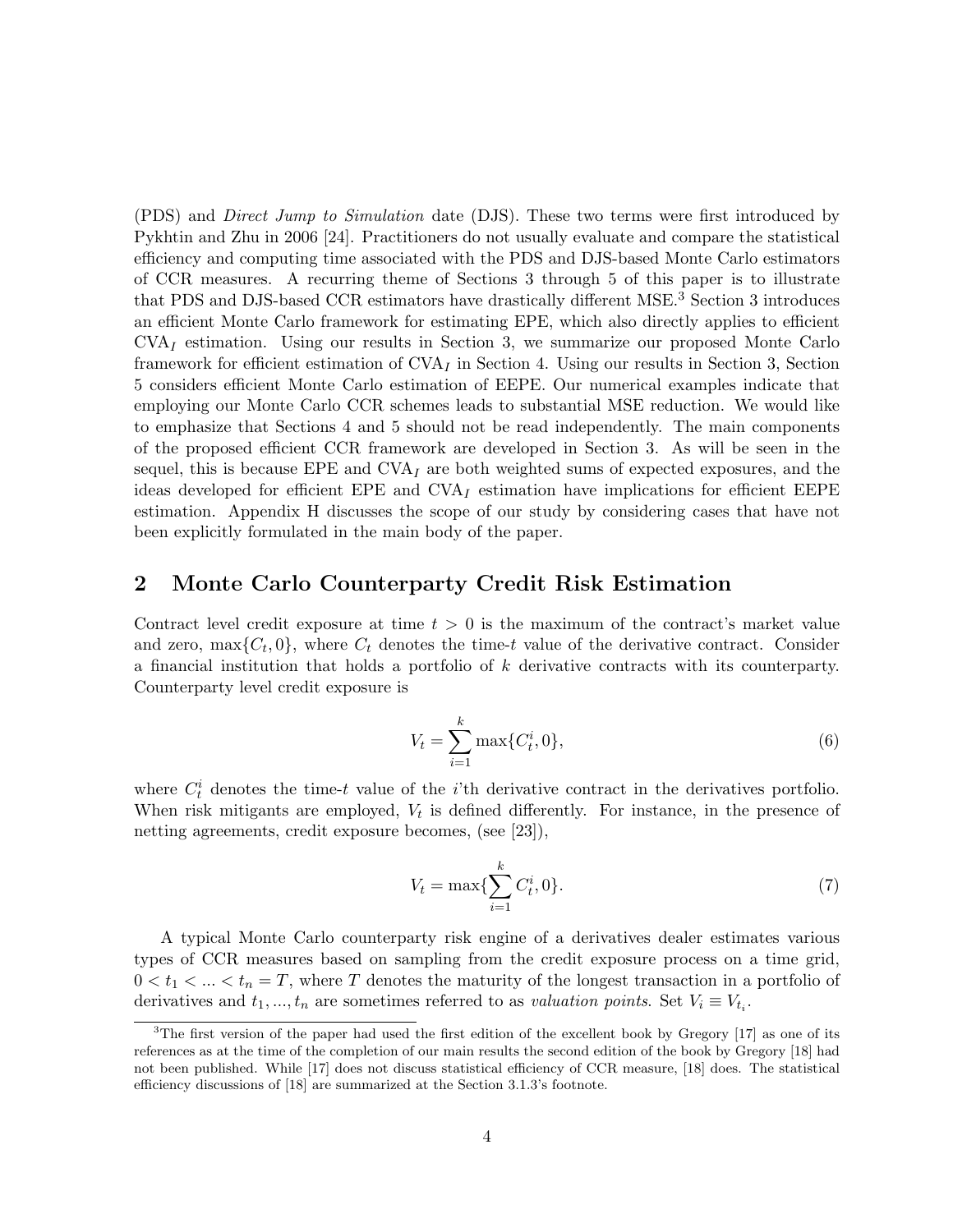(PDS) and *Direct Jump to Simulation* date (DJS). These two terms were first introduced by Pykhtin and Zhu in 2006 [24]. Practitioners do not usually evaluate and compare the statistical efficiency and computing time associated with the PDS and DJS-based Monte Carlo estimators of CCR measures. A recurring theme of Sections 3 through 5 of this paper is to illustrate that PDS and DJS-based CCR estimators have drastically different MSE.[3] Section 3 introduces an efficient Monte Carlo framework for estimating EPE, which also directly applies to efficient $\text{CVA}_I$ estimation. Using our results in Section 3, we summarize our proposed Monte Carlo framework for efficient estimation of $\text{CVA}_I$ in Section 4. Using our results in Section 3, Section 5 considers efficient Monte Carlo estimation of EEPE. Our numerical examples indicate that employing our Monte Carlo CCR schemes leads to substantial MSE reduction. We would like to emphasize that Sections 4 and 5 should not be read independently. The main components of the proposed efficient CCR framework are developed in Section 3. As will be seen in the sequel, this is because EPE and $\text{CVA}_I$ are both weighted sums of expected exposures, and the ideas developed for efficient EPE and $\text{CVA}_I$ estimation have implications for efficient EEPE estimation. Appendix H discusses the scope of our study by considering cases that have not been explicitly formulated in the main body of the paper.

## 2 Monte Carlo Counterparty Credit Risk Estimation

Contract level credit exposure at time $t > 0$ is the maximum of the contract's market value and zero, $\max\{C_t, 0\}$, where $C_t$ denotes the time-$t$ value of the derivative contract. Consider a financial institution that holds a portfolio of $k$ derivative contracts with its counterparty. Counterparty level credit exposure is

$$V_t = \sum_{i=1}^{k} \max\{C_t^i, 0\}, \tag{6}$$

where $C_t^i$ denotes the time-$t$ value of the $i$'th derivative contract in the derivatives portfolio. When risk mitigants are employed, $V_t$ is defined differently. For instance, in the presence of netting agreements, credit exposure becomes, (see [23]),

$$V_t = \max\{\sum_{i=1}^{k} C_t^i, 0\}. \tag{7}$$

A typical Monte Carlo counterparty risk engine of a derivatives dealer estimates various types of CCR measures based on sampling from the credit exposure process on a time grid, $0 < t_1 < ... < t_n = T$, where $T$ denotes the maturity of the longest transaction in a portfolio of derivatives and $t_1, ..., t_n$ are sometimes referred to as *valuation points*. Set $V_i \equiv V_{t_i}$.

---

[3] The first version of the paper had used the first edition of the excellent book by Gregory [17] as one of its references as at the time of the completion of our main results the second edition of the book by Gregory [18] had not been published. While [17] does not discuss statistical efficiency of CCR measure, [18] does. The statistical efficiency discussions of [18] are summarized at the Section 3.1.3's footnote.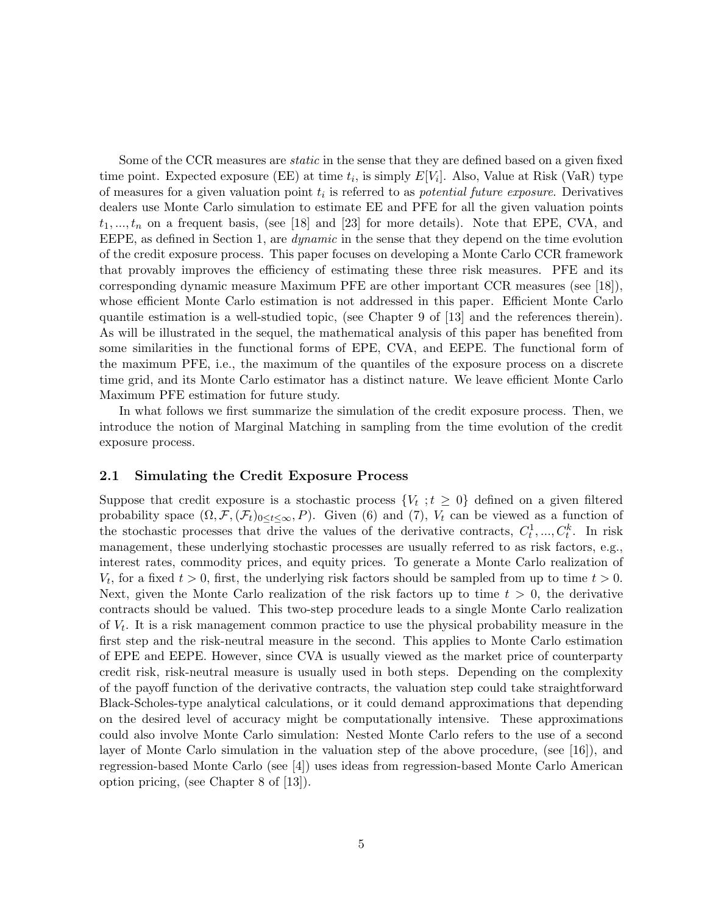Some of the CCR measures are *static* in the sense that they are defined based on a given fixed time point. Expected exposure (EE) at time $t_i$, is simply $E[V_i]$. Also, Value at Risk (VaR) type of measures for a given valuation point $t_i$ is referred to as *potential future exposure*. Derivatives dealers use Monte Carlo simulation to estimate EE and PFE for all the given valuation points $t_1, ..., t_n$ on a frequent basis, (see [18] and [23] for more details). Note that EPE, CVA, and EEPE, as defined in Section 1, are *dynamic* in the sense that they depend on the time evolution of the credit exposure process. This paper focuses on developing a Monte Carlo CCR framework that provably improves the efficiency of estimating these three risk measures. PFE and its corresponding dynamic measure Maximum PFE are other important CCR measures (see [18]), whose efficient Monte Carlo estimation is not addressed in this paper. Efficient Monte Carlo quantile estimation is a well-studied topic, (see Chapter 9 of [13] and the references therein). As will be illustrated in the sequel, the mathematical analysis of this paper has benefited from some similarities in the functional forms of EPE, CVA, and EEPE. The functional form of the maximum PFE, i.e., the maximum of the quantiles of the exposure process on a discrete time grid, and its Monte Carlo estimator has a distinct nature. We leave efficient Monte Carlo Maximum PFE estimation for future study.

In what follows we first summarize the simulation of the credit exposure process. Then, we introduce the notion of Marginal Matching in sampling from the time evolution of the credit exposure process.

## 2.1 Simulating the Credit Exposure Process

Suppose that credit exposure is a stochastic process $\{V_t \ ; t \geq 0\}$ defined on a given filtered probability space $(\Omega, \mathcal{F}, (\mathcal{F}_t)_{0 \leq t \leq \infty}, P)$. Given (6) and (7), $V_t$ can be viewed as a function of the stochastic processes that drive the values of the derivative contracts, $C_t^1, ..., C_t^k$. In risk management, these underlying stochastic processes are usually referred to as risk factors, e.g., interest rates, commodity prices, and equity prices. To generate a Monte Carlo realization of $V_t$, for a fixed $t > 0$, first, the underlying risk factors should be sampled from up to time $t > 0$. Next, given the Monte Carlo realization of the risk factors up to time $t > 0$, the derivative contracts should be valued. This two-step procedure leads to a single Monte Carlo realization of $V_t$. It is a risk management common practice to use the physical probability measure in the first step and the risk-neutral measure in the second. This applies to Monte Carlo estimation of EPE and EEPE. However, since CVA is usually viewed as the market price of counterparty credit risk, risk-neutral measure is usually used in both steps. Depending on the complexity of the payoff function of the derivative contracts, the valuation step could take straightforward Black-Scholes-type analytical calculations, or it could demand approximations that depending on the desired level of accuracy might be computationally intensive. These approximations could also involve Monte Carlo simulation: Nested Monte Carlo refers to the use of a second layer of Monte Carlo simulation in the valuation step of the above procedure, (see [16]), and regression-based Monte Carlo (see [4]) uses ideas from regression-based Monte Carlo American option pricing, (see Chapter 8 of [13]).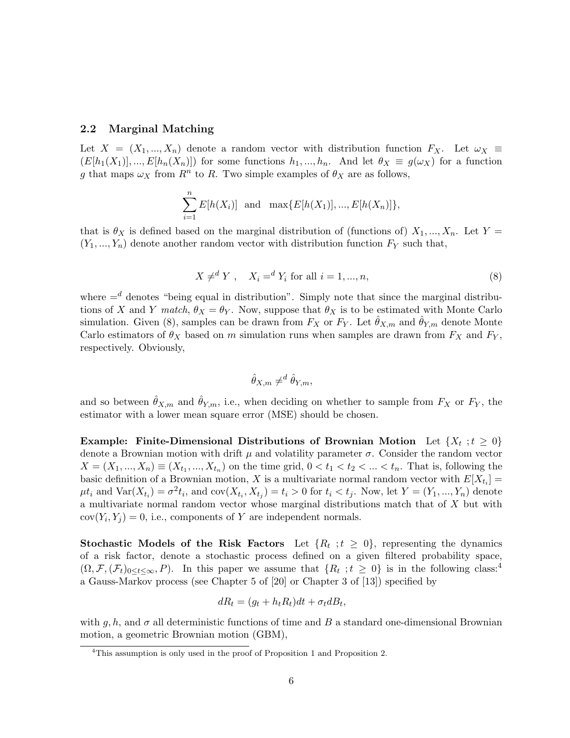## 2.2 Marginal Matching

Let $X = (X_1, ..., X_n)$ denote a random vector with distribution function $F_X$. Let $\omega_X \equiv (E[h_1(X_1)], ..., E[h_n(X_n)])$ for some functions $h_1, ..., h_n$. And let $\theta_X \equiv g(\omega_X)$ for a function $g$ that maps $\omega_X$ from $R^n$ to $R$. Two simple examples of $\theta_X$ are as follows,

$$\sum_{i=1}^{n} E[h(X_i)] \quad \text{and} \quad \max\{E[h(X_1)], ..., E[h(X_n)]\},$$

that is $\theta_X$ is defined based on the marginal distribution of (functions of) $X_1, ..., X_n$. Let $Y = (Y_1, ..., Y_n)$ denote another random vector with distribution function $F_Y$ such that,

$$X \neq^d Y \ , \quad X_i =^d Y_i \text{ for all } i = 1, ..., n, \tag{8}$$

where $=^d$ denotes "being equal in distribution". Simply note that since the marginal distributions of $X$ and $Y$ *match*, $\theta_X = \theta_Y$. Now, suppose that $\theta_X$ is to be estimated with Monte Carlo simulation. Given (8), samples can be drawn from $F_X$ or $F_Y$. Let $\hat{\theta}_{X,m}$ and $\hat{\theta}_{Y,m}$ denote Monte Carlo estimators of $\theta_X$ based on $m$ simulation runs when samples are drawn from $F_X$ and $F_Y$, respectively. Obviously,

$$\hat{\theta}_{X,m} \neq^d \hat{\theta}_{Y,m},$$

and so between $\hat{\theta}_{X,m}$ and $\hat{\theta}_{Y,m}$, i.e., when deciding on whether to sample from $F_X$ or $F_Y$, the estimator with a lower mean square error (MSE) should be chosen.

**Example: Finite-Dimensional Distributions of Brownian Motion** Let $\{X_t \ ; t \geq 0\}$ denote a Brownian motion with drift $\mu$ and volatility parameter $\sigma$. Consider the random vector $X = (X_1, ..., X_n) \equiv (X_{t_1}, ..., X_{t_n})$ on the time grid, $0 < t_1 < t_2 < ... < t_n$. That is, following the basic definition of a Brownian motion, $X$ is a multivariate normal random vector with $E[X_{t_i}] = \mu t_i$ and $\text{Var}(X_{t_i}) = \sigma^2 t_i$, and $\text{cov}(X_{t_i}, X_{t_j}) = t_i > 0$ for $t_i < t_j$. Now, let $Y = (Y_1, ..., Y_n)$ denote a multivariate normal random vector whose marginal distributions match that of $X$ but with $\text{cov}(Y_i, Y_j) = 0$, i.e., components of $Y$ are independent normals.

**Stochastic Models of the Risk Factors** Let $\{R_t \ ; t \geq 0\}$, representing the dynamics of a risk factor, denote a stochastic process defined on a given filtered probability space, $(\Omega, \mathcal{F}, (\mathcal{F}_t)_{0 \leq t \leq \infty}, P)$. In this paper we assume that $\{R_t \ ; t \geq 0\}$ is in the following class:[4] a Gauss-Markov process (see Chapter 5 of [20] or Chapter 3 of [13]) specified by

$$dR_t = (g_t + h_t R_t)dt + \sigma_t dB_t,$$

with $g, h$, and $\sigma$ all deterministic functions of time and $B$ a standard one-dimensional Brownian motion, a geometric Brownian motion (GBM),

[4] This assumption is only used in the proof of Proposition 1 and Proposition 2.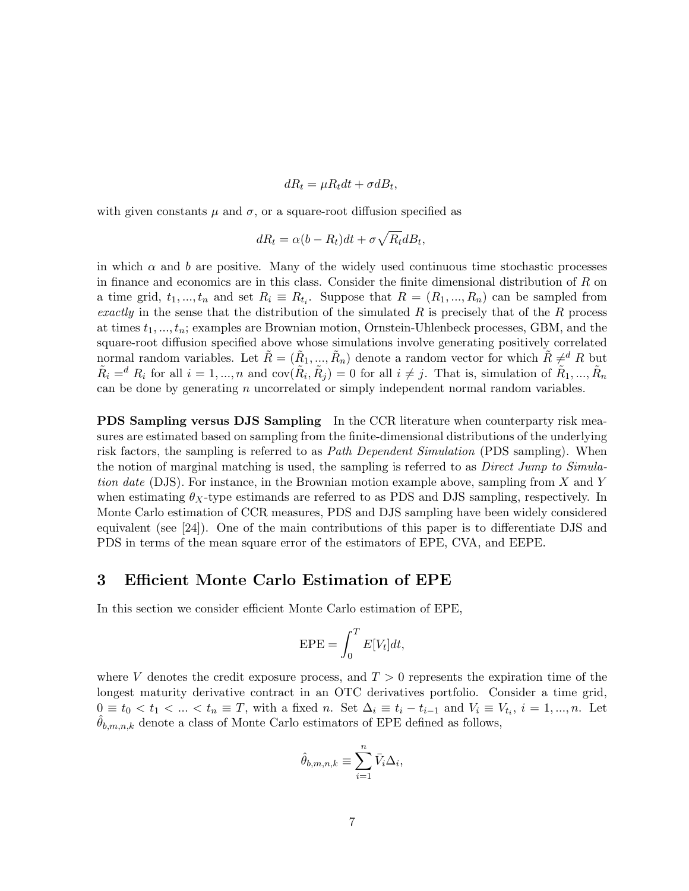$$dR_t = \mu R_t dt + \sigma dB_t,$$

with given constants $\mu$ and $\sigma$, or a square-root diffusion specified as

$$dR_t = \alpha(b - R_t)dt + \sigma\sqrt{R_t}dB_t,$$

in which $\alpha$ and $b$ are positive. Many of the widely used continuous time stochastic processes in finance and economics are in this class. Consider the finite dimensional distribution of $R$ on a time grid, $t_1, ..., t_n$ and set $R_i \equiv R_{t_i}$. Suppose that $R = (R_1, ..., R_n)$ can be sampled from *exactly* in the sense that the distribution of the simulated $R$ is precisely that of the $R$ process at times $t_1, ..., t_n$; examples are Brownian motion, Ornstein-Uhlenbeck processes, GBM, and the square-root diffusion specified above whose simulations involve generating positively correlated normal random variables. Let $\tilde{R} = (\tilde{R}_1, ..., \tilde{R}_n)$ denote a random vector for which $\tilde{R} \neq^d R$ but $\tilde{R}_i =^d R_i$ for all $i = 1, ..., n$ and $\text{cov}(\tilde{R}_i, \tilde{R}_j) = 0$ for all $i \neq j$. That is, simulation of $\tilde{R}_1, ..., \tilde{R}_n$ can be done by generating $n$ uncorrelated or simply independent normal random variables.

**PDS Sampling versus DJS Sampling** In the CCR literature when counterparty risk measures are estimated based on sampling from the finite-dimensional distributions of the underlying risk factors, the sampling is referred to as *Path Dependent Simulation* (PDS sampling). When the notion of marginal matching is used, the sampling is referred to as *Direct Jump to Simulation date* (DJS). For instance, in the Brownian motion example above, sampling from $X$ and $Y$ when estimating $\theta_X$-type estimands are referred to as PDS and DJS sampling, respectively. In Monte Carlo estimation of CCR measures, PDS and DJS sampling have been widely considered equivalent (see [24]). One of the main contributions of this paper is to differentiate DJS and PDS in terms of the mean square error of the estimators of EPE, CVA, and EEPE.

## 3 Efficient Monte Carlo Estimation of EPE

In this section we consider efficient Monte Carlo estimation of EPE,

$$\text{EPE} = \int_0^T E[V_t]dt,$$

where $V$ denotes the credit exposure process, and $T > 0$ represents the expiration time of the longest maturity derivative contract in an OTC derivatives portfolio. Consider a time grid, $0 \equiv t_0 < t_1 < ... < t_n \equiv T$, with a fixed $n$. Set $\Delta_i \equiv t_i - t_{i-1}$ and $V_i \equiv V_{t_i}$, $i = 1, ..., n$. Let $\hat{\theta}_{b,m,n,k}$ denote a class of Monte Carlo estimators of EPE defined as follows,

$$\hat{\theta}_{b,m,n,k} \equiv \sum_{i=1}^{n} \bar{V}_i \Delta_i,$$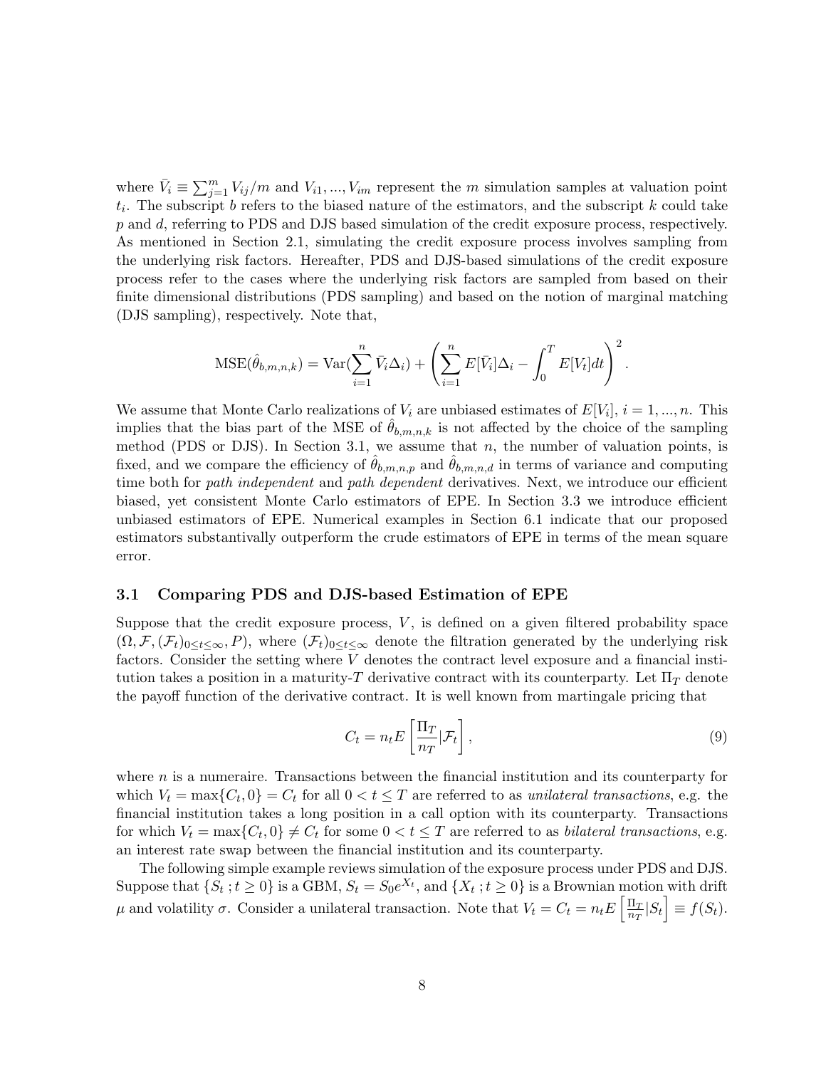where $\bar{V}_i \equiv \sum_{j=1}^{m} V_{ij}/m$ and $V_{i1}, ..., V_{im}$ represent the $m$ simulation samples at valuation point $t_i$. The subscript $b$ refers to the biased nature of the estimators, and the subscript $k$ could take $p$ and $d$, referring to PDS and DJS based simulation of the credit exposure process, respectively. As mentioned in Section 2.1, simulating the credit exposure process involves sampling from the underlying risk factors. Hereafter, PDS and DJS-based simulations of the credit exposure process refer to the cases where the underlying risk factors are sampled from based on their finite dimensional distributions (PDS sampling) and based on the notion of marginal matching (DJS sampling), respectively. Note that,

$$\text{MSE}(\hat{\theta}_{b,m,n,k}) = \text{Var}(\sum_{i=1}^{n} \bar{V}_i \Delta_i) + \left( \sum_{i=1}^{n} E[\bar{V}_i]\Delta_i - \int_0^T E[V_t]dt \right)^2.$$

We assume that Monte Carlo realizations of $V_i$ are unbiased estimates of $E[V_i]$, $i = 1, ..., n$. This implies that the bias part of the MSE of $\hat{\theta}_{b,m,n,k}$ is not affected by the choice of the sampling method (PDS or DJS). In Section 3.1, we assume that $n$, the number of valuation points, is fixed, and we compare the efficiency of $\hat{\theta}_{b,m,n,p}$ and $\hat{\theta}_{b,m,n,d}$ in terms of variance and computing time both for *path independent* and *path dependent* derivatives. Next, we introduce our efficient biased, yet consistent Monte Carlo estimators of EPE. In Section 3.3 we introduce efficient unbiased estimators of EPE. Numerical examples in Section 6.1 indicate that our proposed estimators substantively outperform the crude estimators of EPE in terms of the mean square error.

### 3.1 Comparing PDS and DJS-based Estimation of EPE

Suppose that the credit exposure process, $V$, is defined on a given filtered probability space $(\Omega, \mathcal{F}, (\mathcal{F}_t)_{0 \le t \le \infty}, P)$, where $(\mathcal{F}_t)_{0 \le t \le \infty}$ denote the filtration generated by the underlying risk factors. Consider the setting where $V$ denotes the contract level exposure and a financial institution takes a position in a maturity-$T$ derivative contract with its counterparty. Let $\Pi_T$ denote the payoff function of the derivative contract. It is well known from martingale pricing that

$$C_t = n_t E\left[\frac{\Pi_T}{n_T}|\mathcal{F}_t\right], \tag{9}$$

where $n$ is a numeraire. Transactions between the financial institution and its counterparty for which $V_t = \max\{C_t, 0\} = C_t$ for all $0 < t \le T$ are referred to as *unilateral transactions*, e.g. the financial institution takes a long position in a call option with its counterparty. Transactions for which $V_t = \max\{C_t, 0\} \neq C_t$ for some $0 < t \le T$ are referred to as *bilateral transactions*, e.g. an interest rate swap between the financial institution and its counterparty.

The following simple example reviews simulation of the exposure process under PDS and DJS. Suppose that $\{S_t\,; t \ge 0\}$ is a GBM, $S_t = S_0 e^{X_t}$, and $\{X_t\,; t \ge 0\}$ is a Brownian motion with drift $\mu$ and volatility $\sigma$. Consider a unilateral transaction. Note that $V_t = C_t = n_t E\left[\frac{\Pi_T}{n_T}|S_t\right] \equiv f(S_t)$.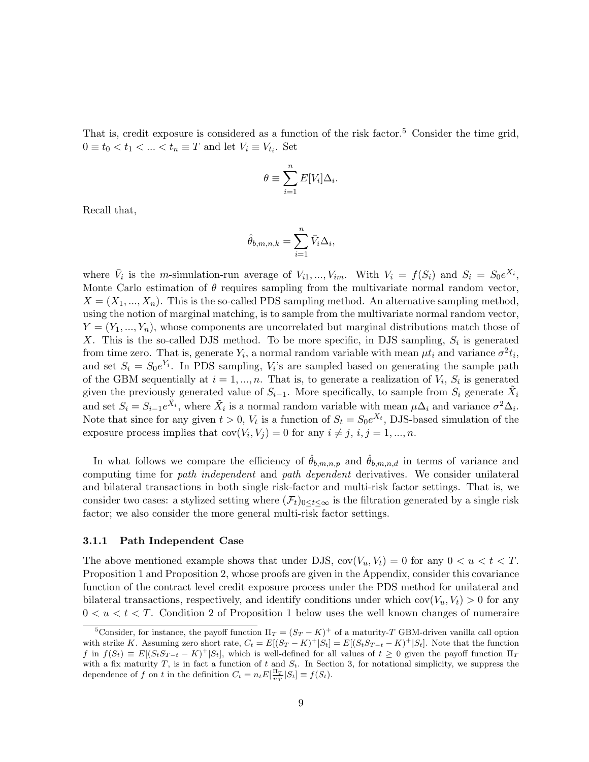That is, credit exposure is considered as a function of the risk factor.[5] Consider the time grid, $0 \equiv t_0 < t_1 < ... < t_n \equiv T$ and let $V_i \equiv V_{t_i}$. Set

$$\theta \equiv \sum_{i=1}^{n} E[V_i]\Delta_i.$$

Recall that,

$$\hat{\theta}_{b,m,n,k} = \sum_{i=1}^{n} \bar{V}_i \Delta_i,$$

where $\bar{V}_i$ is the $m$-simulation-run average of $V_{i1}, ..., V_{im}$. With $V_i = f(S_i)$ and $S_i = S_0 e^{X_i}$, Monte Carlo estimation of $\theta$ requires sampling from the multivariate normal random vector, $X = (X_1, ..., X_n)$. This is the so-called PDS sampling method. An alternative sampling method, using the notion of marginal matching, is to sample from the multivariate normal random vector, $Y = (Y_1, ..., Y_n)$, whose components are uncorrelated but marginal distributions match those of $X$. This is the so-called DJS method. To be more specific, in DJS sampling, $S_i$ is generated from time zero. That is, generate $Y_i$, a normal random variable with mean $\mu t_i$ and variance $\sigma^2 t_i$, and set $S_i = S_0 e^{Y_i}$. In PDS sampling, $V_i$'s are sampled based on generating the sample path of the GBM sequentially at $i = 1, ..., n$. That is, to generate a realization of $V_i$, $S_i$ is generated given the previously generated value of $S_{i-1}$. More specifically, to sample from $S_i$ generate $\tilde{X}_i$ and set $S_i = S_{i-1} e^{\tilde{X}_i}$, where $\tilde{X}_i$ is a normal random variable with mean $\mu \Delta_i$ and variance $\sigma^2 \Delta_i$. Note that since for any given $t > 0$, $V_t$ is a function of $S_t = S_0 e^{X_t}$, DJS-based simulation of the exposure process implies that $\text{cov}(V_i, V_j) = 0$ for any $i \neq j$, $i, j = 1, ..., n$.

In what follows we compare the efficiency of $\hat{\theta}_{b,m,n,p}$ and $\hat{\theta}_{b,m,n,d}$ in terms of variance and computing time for *path independent* and *path dependent* derivatives. We consider unilateral and bilateral transactions in both single risk-factor and multi-risk factor settings. That is, we consider two cases: a stylized setting where $(\mathcal{F}_t)_{0 \leq t \leq \infty}$ is the filtration generated by a single risk factor; we also consider the more general multi-risk factor settings.

### 3.1.1 Path Independent Case

The above mentioned example shows that under DJS, $\text{cov}(V_u, V_t) = 0$ for any $0 < u < t < T$. Proposition 1 and Proposition 2, whose proofs are given in the Appendix, consider this covariance function of the contract level credit exposure process under the PDS method for unilateral and bilateral transactions, respectively, and identify conditions under which $\text{cov}(V_u, V_t) > 0$ for any $0 < u < t < T$. Condition 2 of Proposition 1 below uses the well known changes of numeraire

[5] Consider, for instance, the payoff function $\Pi_T = (S_T - K)^+$ of a maturity-$T$ GBM-driven vanilla call option with strike $K$. Assuming zero short rate, $C_t = E[(S_T - K)^+ | S_t] = E[(S_t S_{T-t} - K)^+ | S_t]$. Note that the function $f$ in $f(S_t) \equiv E[(S_t S_{T-t} - K)^+ | S_t]$, which is well-defined for all values of $t \geq 0$ given the payoff function $\Pi_T$ with a fix maturity $T$, is in fact a function of $t$ and $S_t$. In Section 3, for notational simplicity, we suppress the dependence of $f$ on $t$ in the definition $C_t = n_t E[\frac{\Pi_T}{n_T} | S_t] \equiv f(S_t)$.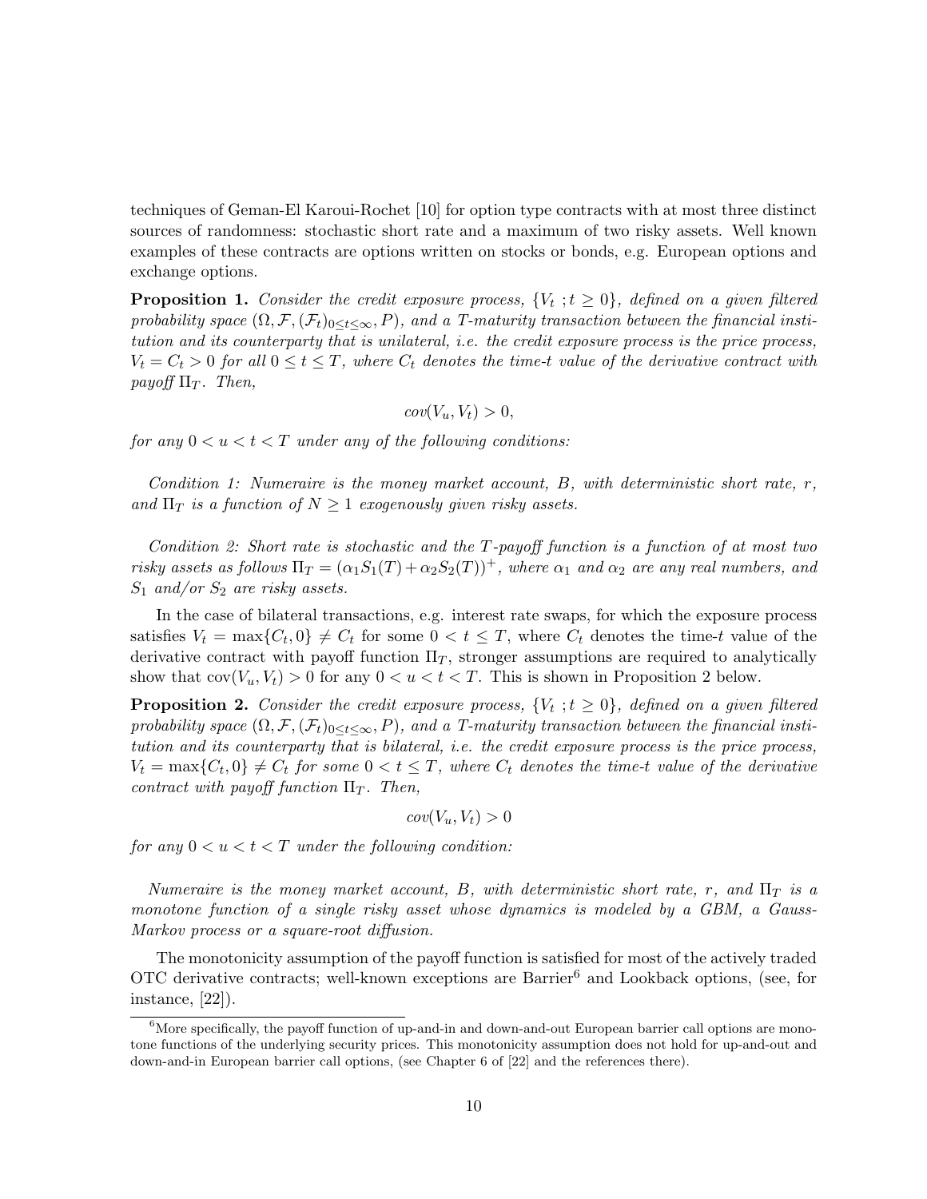techniques of Geman-El Karoui-Rochet [10] for option type contracts with at most three distinct sources of randomness: stochastic short rate and a maximum of two risky assets. Well known examples of these contracts are options written on stocks or bonds, e.g. European options and exchange options.

**Proposition 1.** *Consider the credit exposure process,* $\{V_t\ ; t \geq 0\}$*, defined on a given filtered probability space* $(\Omega, \mathcal{F}, (\mathcal{F}_t)_{0\leq t\leq\infty}, P)$*, and a T-maturity transaction between the financial institution and its counterparty that is unilateral, i.e. the credit exposure process is the price process,* $V_t = C_t > 0$ *for all* $0 \leq t \leq T$*, where* $C_t$ *denotes the time-t value of the derivative contract with payoff* $\Pi_T$*. Then,*

$$cov(V_u, V_t) > 0,$$

*for any* $0 < u < t < T$ *under any of the following conditions:*

*Condition 1: Numeraire is the money market account,* $B$*, with deterministic short rate,* $r$*, and* $\Pi_T$ *is a function of* $N \geq 1$ *exogenously given risky assets.*

*Condition 2: Short rate is stochastic and the T-payoff function is a function of at most two risky assets as follows* $\Pi_T = (\alpha_1 S_1(T) + \alpha_2 S_2(T))^+$*, where* $\alpha_1$ *and* $\alpha_2$ *are any real numbers, and* $S_1$ *and/or* $S_2$ *are risky assets.*

In the case of bilateral transactions, e.g. interest rate swaps, for which the exposure process satisfies $V_t = \max\{C_t, 0\} \neq C_t$ for some $0 < t \leq T$, where $C_t$ denotes the time-$t$ value of the derivative contract with payoff function $\Pi_T$, stronger assumptions are required to analytically show that $\text{cov}(V_u, V_t) > 0$ for any $0 < u < t < T$. This is shown in Proposition 2 below.

**Proposition 2.** *Consider the credit exposure process,* $\{V_t\ ; t \geq 0\}$*, defined on a given filtered probability space* $(\Omega, \mathcal{F}, (\mathcal{F}_t)_{0\leq t\leq\infty}, P)$*, and a T-maturity transaction between the financial institution and its counterparty that is bilateral, i.e. the credit exposure process is the price process,* $V_t = \max\{C_t, 0\} \neq C_t$ *for some* $0 < t \leq T$*, where* $C_t$ *denotes the time-t value of the derivative contract with payoff function* $\Pi_T$*. Then,*

$$cov(V_u, V_t) > 0$$

*for any* $0 < u < t < T$ *under the following condition:*

*Numeraire is the money market account,* $B$*, with deterministic short rate,* $r$*, and* $\Pi_T$ *is a monotone function of a single risky asset whose dynamics is modeled by a GBM, a Gauss-Markov process or a square-root diffusion.*

The monotonicity assumption of the payoff function is satisfied for most of the actively traded OTC derivative contracts; well-known exceptions are Barrier[6] and Lookback options, (see, for instance, [22]).

[6] More specifically, the payoff function of up-and-in and down-and-out European barrier call options are monotone functions of the underlying security prices. This monotonicity assumption does not hold for up-and-out and down-and-in European barrier call options, (see Chapter 6 of [22] and the references there).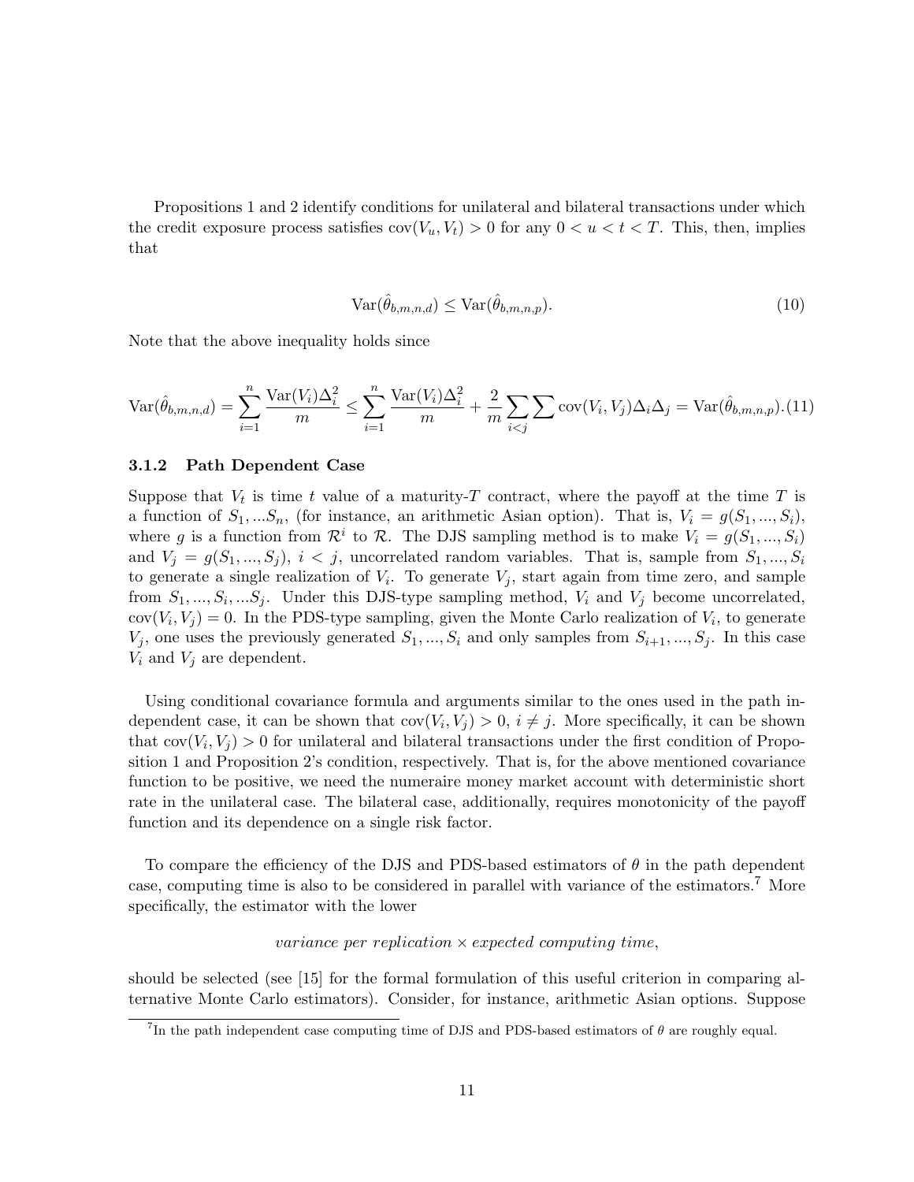Propositions 1 and 2 identify conditions for unilateral and bilateral transactions under which the credit exposure process satisfies $\text{cov}(V_u, V_t) > 0$ for any $0 < u < t < T$. This, then, implies that

$$\text{Var}(\hat{\theta}_{b,m,n,d}) \leq \text{Var}(\hat{\theta}_{b,m,n,p}). \tag{10}$$

Note that the above inequality holds since

$$\text{Var}(\hat{\theta}_{b,m,n,d}) = \sum_{i=1}^{n} \frac{\text{Var}(V_i)\Delta_i^2}{m} \leq \sum_{i=1}^{n} \frac{\text{Var}(V_i)\Delta_i^2}{m} + \frac{2}{m}\sum_{i<j}\sum \text{cov}(V_i, V_j)\Delta_i\Delta_j = \text{Var}(\hat{\theta}_{b,m,n,p}). \tag{11}$$

### 3.1.2 Path Dependent Case

Suppose that $V_t$ is time $t$ value of a maturity-$T$ contract, where the payoff at the time $T$ is a function of $S_1, ...S_n$, (for instance, an arithmetic Asian option). That is, $V_i = g(S_1, ..., S_i)$, where $g$ is a function from $\mathcal{R}^i$ to $\mathcal{R}$. The DJS sampling method is to make $V_i = g(S_1, ..., S_i)$ and $V_j = g(S_1, ..., S_j)$, $i < j$, uncorrelated random variables. That is, sample from $S_1, ..., S_i$ to generate a single realization of $V_i$. To generate $V_j$, start again from time zero, and sample from $S_1, ..., S_i, ...S_j$. Under this DJS-type sampling method, $V_i$ and $V_j$ become uncorrelated, $\text{cov}(V_i, V_j) = 0$. In the PDS-type sampling, given the Monte Carlo realization of $V_i$, to generate $V_j$, one uses the previously generated $S_1, ..., S_i$ and only samples from $S_{i+1}, ..., S_j$. In this case $V_i$ and $V_j$ are dependent.

Using conditional covariance formula and arguments similar to the ones used in the path independent case, it can be shown that $\text{cov}(V_i, V_j) > 0$, $i \neq j$. More specifically, it can be shown that $\text{cov}(V_i, V_j) > 0$ for unilateral and bilateral transactions under the first condition of Proposition 1 and Proposition 2's condition, respectively. That is, for the above mentioned covariance function to be positive, we need the numeraire money market account with deterministic short rate in the unilateral case. The bilateral case, additionally, requires monotonicity of the payoff function and its dependence on a single risk factor.

To compare the efficiency of the DJS and PDS-based estimators of $\theta$ in the path dependent case, computing time is also to be considered in parallel with variance of the estimators.[7] More specifically, the estimator with the lower

*variance per replication* $\times$ *expected computing time*,

should be selected (see [15] for the formal formulation of this useful criterion in comparing alternative Monte Carlo estimators). Consider, for instance, arithmetic Asian options. Suppose

[7] In the path independent case computing time of DJS and PDS-based estimators of $\theta$ are roughly equal.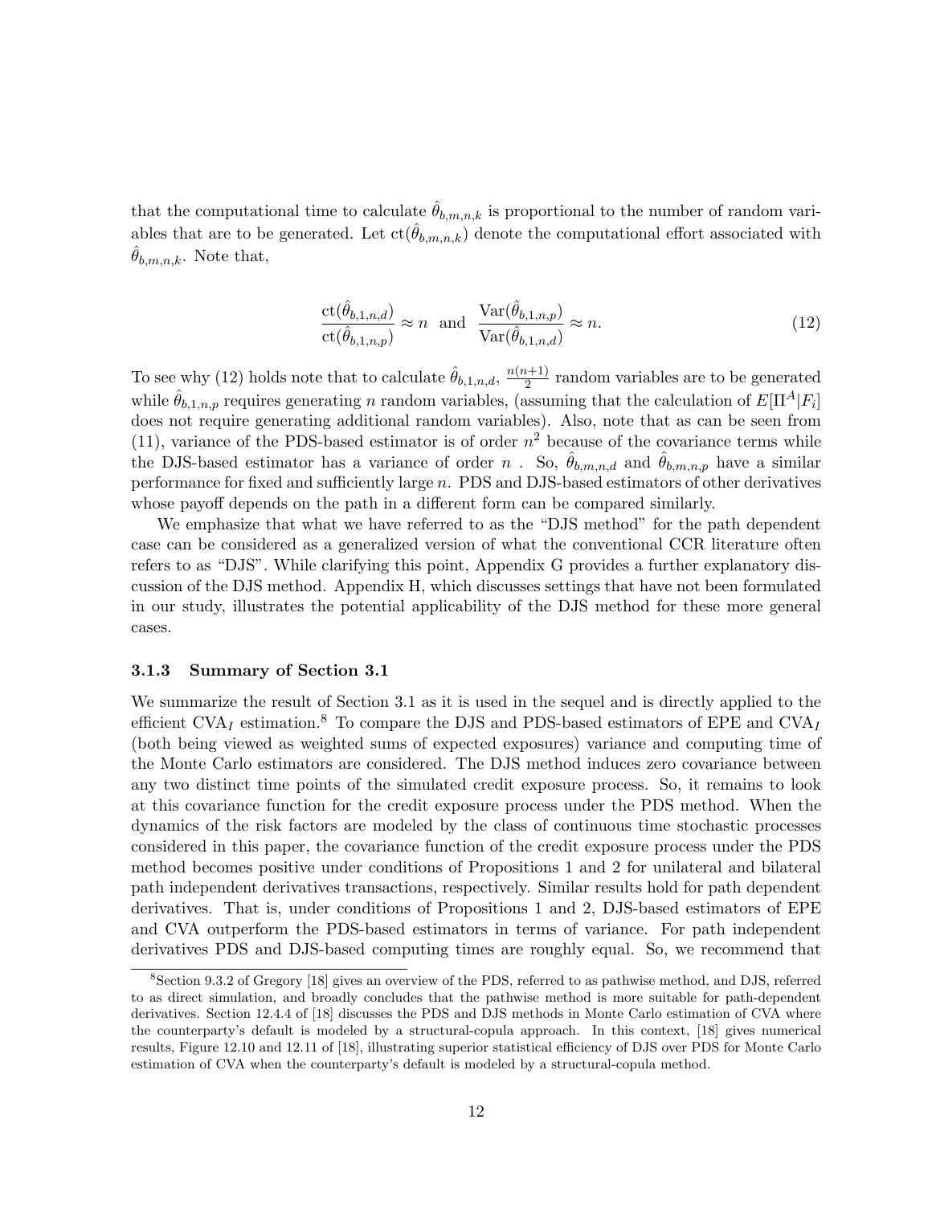that the computational time to calculate $\hat{\theta}_{b,m,n,k}$ is proportional to the number of random variables that are to be generated. Let $\text{ct}(\hat{\theta}_{b,m,n,k})$ denote the computational effort associated with $\hat{\theta}_{b,m,n,k}$. Note that,

$$\frac{\text{ct}(\hat{\theta}_{b,1,n,d})}{\text{ct}(\hat{\theta}_{b,1,n,p})} \approx n \quad \text{and} \quad \frac{\text{Var}(\hat{\theta}_{b,1,n,p})}{\text{Var}(\hat{\theta}_{b,1,n,d})} \approx n. \tag{12}$$

To see why (12) holds note that to calculate $\hat{\theta}_{b,1,n,d}$, $\frac{n(n+1)}{2}$ random variables are to be generated while $\hat{\theta}_{b,1,n,p}$ requires generating $n$ random variables, (assuming that the calculation of $E[\Pi^A|F_i]$ does not require generating additional random variables). Also, note that as can be seen from (11), variance of the PDS-based estimator is of order $n^2$ because of the covariance terms while the DJS-based estimator has a variance of order $n$ . So, $\hat{\theta}_{b,m,n,d}$ and $\hat{\theta}_{b,m,n,p}$ have a similar performance for fixed and sufficiently large $n$. PDS and DJS-based estimators of other derivatives whose payoff depends on the path in a different form can be compared similarly.

We emphasize that what we have referred to as the "DJS method" for the path dependent case can be considered as a generalized version of what the conventional CCR literature often refers to as "DJS". While clarifying this point, Appendix G provides a further explanatory discussion of the DJS method. Appendix H, which discusses settings that have not been formulated in our study, illustrates the potential applicability of the DJS method for these more general cases.

### 3.1.3 Summary of Section 3.1

We summarize the result of Section 3.1 as it is used in the sequel and is directly applied to the efficient $\text{CVA}_I$ estimation.[8] To compare the DJS and PDS-based estimators of EPE and $\text{CVA}_I$ (both being viewed as weighted sums of expected exposures) variance and computing time of the Monte Carlo estimators are considered. The DJS method induces zero covariance between any two distinct time points of the simulated credit exposure process. So, it remains to look at this covariance function for the credit exposure process under the PDS method. When the dynamics of the risk factors are modeled by the class of continuous time stochastic processes considered in this paper, the covariance function of the credit exposure process under the PDS method becomes positive under conditions of Propositions 1 and 2 for unilateral and bilateral path independent derivatives transactions, respectively. Similar results hold for path dependent derivatives. That is, under conditions of Propositions 1 and 2, DJS-based estimators of EPE and CVA outperform the PDS-based estimators in terms of variance. For path independent derivatives PDS and DJS-based computing times are roughly equal. So, we recommend that

[8] Section 9.3.2 of Gregory [18] gives an overview of the PDS, referred to as pathwise method, and DJS, referred to as direct simulation, and broadly concludes that the pathwise method is more suitable for path-dependent derivatives. Section 12.4.4 of [18] discusses the PDS and DJS methods in Monte Carlo estimation of CVA where the counterparty's default is modeled by a structural-copula approach. In this context, [18] gives numerical results, Figure 12.10 and 12.11 of [18], illustrating superior statistical efficiency of DJS over PDS for Monte Carlo estimation of CVA when the counterparty's default is modeled by a structural-copula method.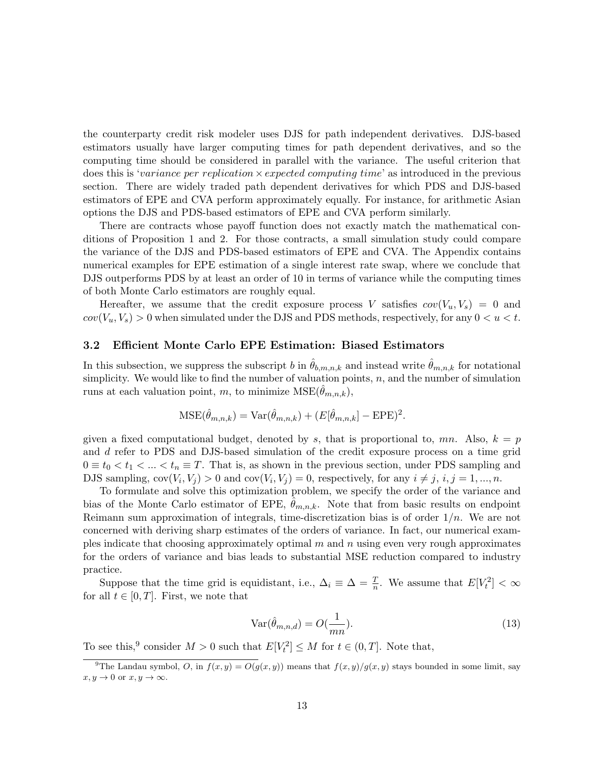the counterparty credit risk modeler uses DJS for path independent derivatives. DJS-based estimators usually have larger computing times for path dependent derivatives, and so the computing time should be considered in parallel with the variance. The useful criterion that does this is '*variance per replication* $\times$ *expected computing time*' as introduced in the previous section. There are widely traded path dependent derivatives for which PDS and DJS-based estimators of EPE and CVA perform approximately equally. For instance, for arithmetic Asian options the DJS and PDS-based estimators of EPE and CVA perform similarly.

There are contracts whose payoff function does not exactly match the mathematical conditions of Proposition 1 and 2. For those contracts, a small simulation study could compare the variance of the DJS and PDS-based estimators of EPE and CVA. The Appendix contains numerical examples for EPE estimation of a single interest rate swap, where we conclude that DJS outperforms PDS by at least an order of 10 in terms of variance while the computing times of both Monte Carlo estimators are roughly equal.

Hereafter, we assume that the credit exposure process $V$ satisfies $cov(V_u, V_s) = 0$ and $cov(V_u, V_s) > 0$ when simulated under the DJS and PDS methods, respectively, for any $0 < u < t$.

### 3.2 Efficient Monte Carlo EPE Estimation: Biased Estimators

In this subsection, we suppress the subscript $b$ in $\hat{\theta}_{b,m,n,k}$ and instead write $\hat{\theta}_{m,n,k}$ for notational simplicity. We would like to find the number of valuation points, $n$, and the number of simulation runs at each valuation point, $m$, to minimize $\text{MSE}(\hat{\theta}_{m,n,k})$,

$$\text{MSE}(\hat{\theta}_{m,n,k}) = \text{Var}(\hat{\theta}_{m,n,k}) + (E[\hat{\theta}_{m,n,k}] - \text{EPE})^2.$$

given a fixed computational budget, denoted by $s$, that is proportional to, $mn$. Also, $k = p$ and $d$ refer to PDS and DJS-based simulation of the credit exposure process on a time grid $0 \equiv t_0 < t_1 < ... < t_n \equiv T$. That is, as shown in the previous section, under PDS sampling and DJS sampling, $\text{cov}(V_i, V_j) > 0$ and $\text{cov}(V_i, V_j) = 0$, respectively, for any $i \neq j$, $i, j = 1, ..., n$.

To formulate and solve this optimization problem, we specify the order of the variance and bias of the Monte Carlo estimator of EPE, $\hat{\theta}_{m,n,k}$. Note that from basic results on endpoint Reimann sum approximation of integrals, time-discretization bias is of order $1/n$. We are not concerned with deriving sharp estimates of the orders of variance. In fact, our numerical examples indicate that choosing approximately optimal $m$ and $n$ using even very rough approximates for the orders of variance and bias leads to substantial MSE reduction compared to industry practice.

Suppose that the time grid is equidistant, i.e., $\Delta_i \equiv \Delta = \frac{T}{n}$. We assume that $E[V_t^2] < \infty$ for all $t \in [0, T]$. First, we note that

$$\text{Var}(\hat{\theta}_{m,n,d}) = O(\frac{1}{mn}). \tag{13}$$

To see this,[9] consider $M > 0$ such that $E[V_t^2] \leq M$ for $t \in (0, T]$. Note that,

[9] The Landau symbol, $O$, in $f(x, y) = O(g(x, y))$ means that $f(x, y)/g(x, y)$ stays bounded in some limit, say $x, y \to 0$ or $x, y \to \infty$.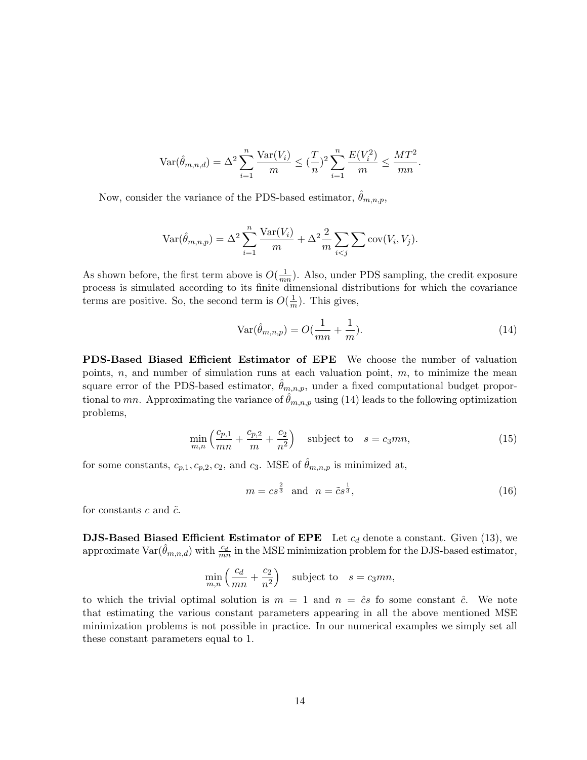$$\mathrm{Var}(\hat{\theta}_{m,n,d}) = \Delta^2 \sum_{i=1}^{n} \frac{\mathrm{Var}(V_i)}{m} \leq (\frac{T}{n})^2 \sum_{i=1}^{n} \frac{E(V_i^2)}{m} \leq \frac{MT^2}{mn}.$$

Now, consider the variance of the PDS-based estimator, $\hat{\theta}_{m,n,p}$,

$$\mathrm{Var}(\hat{\theta}_{m,n,p}) = \Delta^2 \sum_{i=1}^{n} \frac{\mathrm{Var}(V_i)}{m} + \Delta^2 \frac{2}{m} \sum_{i<j} \sum \mathrm{cov}(V_i, V_j).$$

As shown before, the first term above is $O(\frac{1}{mn})$. Also, under PDS sampling, the credit exposure process is simulated according to its finite dimensional distributions for which the covariance terms are positive. So, the second term is $O(\frac{1}{m})$. This gives,

$$\mathrm{Var}(\hat{\theta}_{m,n,p}) = O(\frac{1}{mn} + \frac{1}{m}). \tag{14}$$

**PDS-Based Biased Efficient Estimator of EPE** We choose the number of valuation points, $n$, and number of simulation runs at each valuation point, $m$, to minimize the mean square error of the PDS-based estimator, $\hat{\theta}_{m,n,p}$, under a fixed computational budget proportional to $mn$. Approximating the variance of $\hat{\theta}_{m,n,p}$ using (14) leads to the following optimization problems,

$$\min_{m,n} \left( \frac{c_{p,1}}{mn} + \frac{c_{p,2}}{m} + \frac{c_2}{n^2} \right) \quad \text{subject to} \quad s = c_3 mn, \tag{15}$$

for some constants, $c_{p,1}, c_{p,2}, c_2$, and $c_3$. MSE of $\hat{\theta}_{m,n,p}$ is minimized at,

$$m = cs^{\frac{2}{3}} \quad \text{and} \quad n = \tilde{c}s^{\frac{1}{3}}, \tag{16}$$

for constants $c$ and $\tilde{c}$.

**DJS-Based Biased Efficient Estimator of EPE** Let $c_d$ denote a constant. Given (13), we approximate $\mathrm{Var}(\hat{\theta}_{m,n,d})$ with $\frac{c_d}{mn}$ in the MSE minimization problem for the DJS-based estimator,

$$\min_{m,n} \left( \frac{c_d}{mn} + \frac{c_2}{n^2} \right) \quad \text{subject to} \quad s = c_3 mn,$$

to which the trivial optimal solution is $m = 1$ and $n = \hat{c}s$ fo some constant $\hat{c}$. We note that estimating the various constant parameters appearing in all the above mentioned MSE minimization problems is not possible in practice. In our numerical examples we simply set all these constant parameters equal to 1.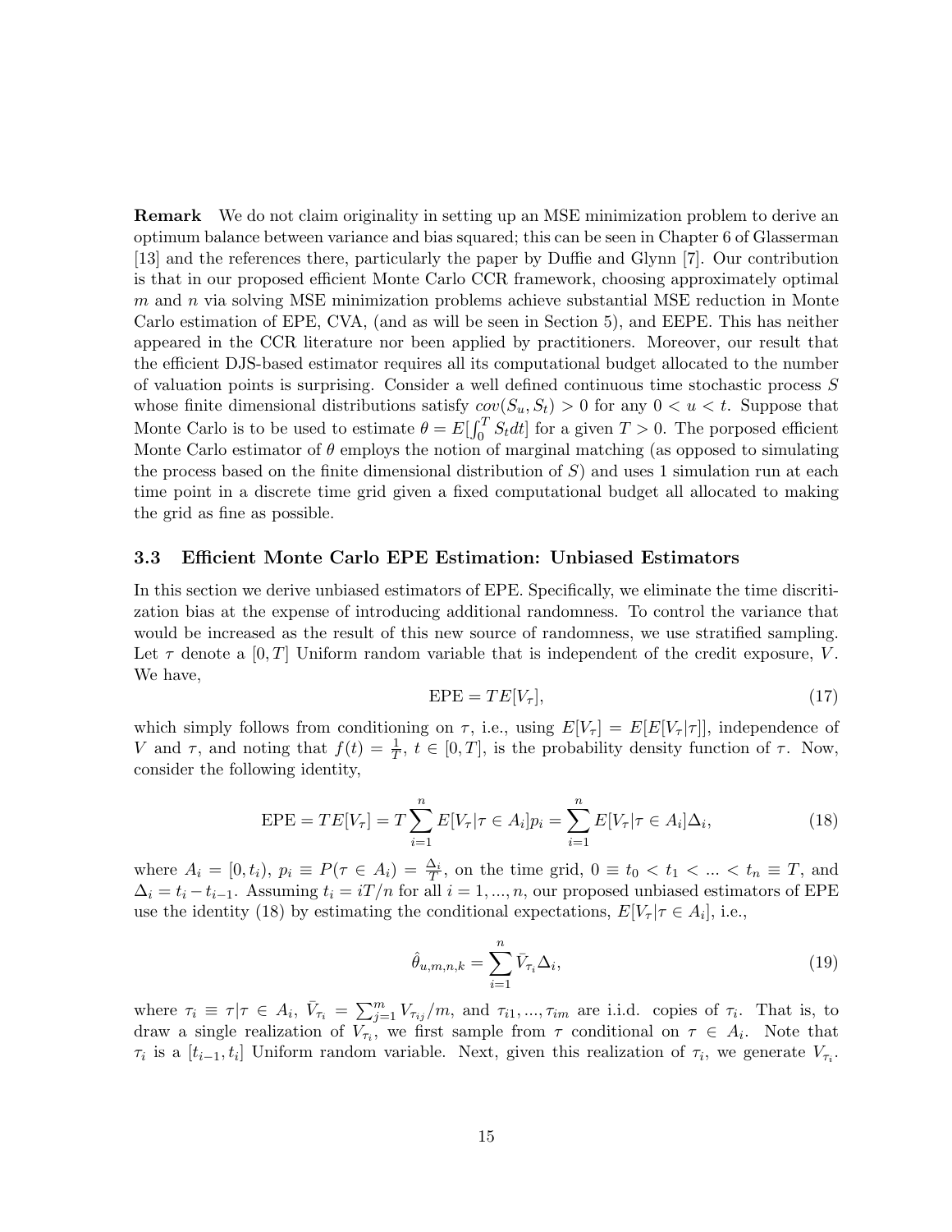**Remark** We do not claim originality in setting up an MSE minimization problem to derive an optimum balance between variance and bias squared; this can be seen in Chapter 6 of Glasserman [13] and the references there, particularly the paper by Duffie and Glynn [7]. Our contribution is that in our proposed efficient Monte Carlo CCR framework, choosing approximately optimal $m$ and $n$ via solving MSE minimization problems achieve substantial MSE reduction in Monte Carlo estimation of EPE, CVA, (and as will be seen in Section 5), and EEPE. This has neither appeared in the CCR literature nor been applied by practitioners. Moreover, our result that the efficient DJS-based estimator requires all its computational budget allocated to the number of valuation points is surprising. Consider a well defined continuous time stochastic process $S$ whose finite dimensional distributions satisfy $cov(S_u, S_t) > 0$ for any $0 < u < t$. Suppose that Monte Carlo is to be used to estimate $\theta = E[\int_0^T S_t dt]$ for a given $T > 0$. The porposed efficient Monte Carlo estimator of $\theta$ employs the notion of marginal matching (as opposed to simulating the process based on the finite dimensional distribution of $S$) and uses 1 simulation run at each time point in a discrete time grid given a fixed computational budget all allocated to making the grid as fine as possible.

### 3.3 Efficient Monte Carlo EPE Estimation: Unbiased Estimators

In this section we derive unbiased estimators of EPE. Specifically, we eliminate the time discritization bias at the expense of introducing additional randomness. To control the variance that would be increased as the result of this new source of randomness, we use stratified sampling. Let $\tau$ denote a $[0, T]$ Uniform random variable that is independent of the credit exposure, $V$. We have,

$$\text{EPE} = TE[V_\tau], \tag{17}$$

which simply follows from conditioning on $\tau$, i.e., using $E[V_\tau] = E[E[V_\tau|\tau]]$, independence of $V$ and $\tau$, and noting that $f(t) = \frac{1}{T}$, $t \in [0, T]$, is the probability density function of $\tau$. Now, consider the following identity,

$$\text{EPE} = TE[V_\tau] = T\sum_{i=1}^{n} E[V_\tau|\tau \in A_i]p_i = \sum_{i=1}^{n} E[V_\tau|\tau \in A_i]\Delta_i, \tag{18}$$

where $A_i = [0, t_i)$, $p_i \equiv P(\tau \in A_i) = \frac{\Delta_i}{T}$, on the time grid, $0 \equiv t_0 < t_1 < ... < t_n \equiv T$, and $\Delta_i = t_i - t_{i-1}$. Assuming $t_i = iT/n$ for all $i = 1, ..., n$, our proposed unbiased estimators of EPE use the identity (18) by estimating the conditional expectations, $E[V_\tau|\tau \in A_i]$, i.e.,

$$\hat{\theta}_{u,m,n,k} = \sum_{i=1}^{n} \bar{V}_{\tau_i}\Delta_i, \tag{19}$$

where $\tau_i \equiv \tau|\tau \in A_i$, $\bar{V}_{\tau_i} = \sum_{j=1}^{m} V_{\tau_{ij}}/m$, and $\tau_{i1}, ..., \tau_{im}$ are i.i.d. copies of $\tau_i$. That is, to draw a single realization of $V_{\tau_i}$, we first sample from $\tau$ conditional on $\tau \in A_i$. Note that $\tau_i$ is a $[t_{i-1}, t_i]$ Uniform random variable. Next, given this realization of $\tau_i$, we generate $V_{\tau_i}$.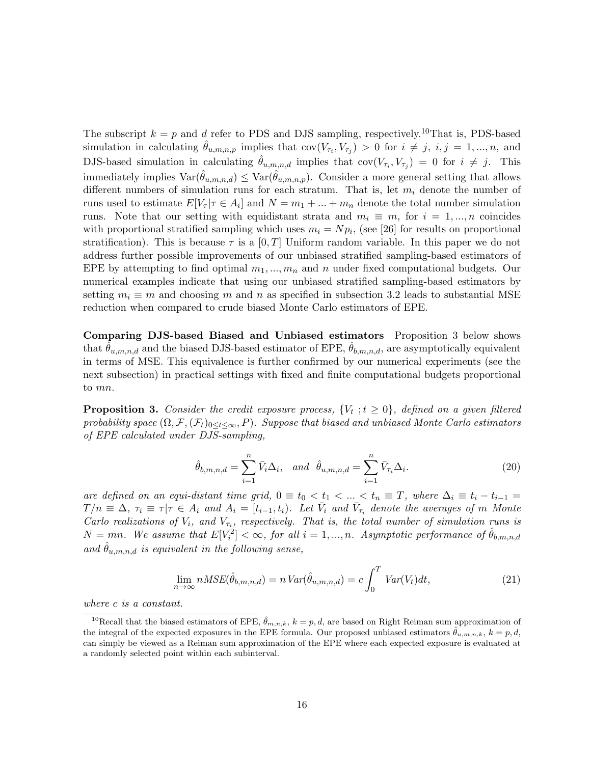The subscript $k = p$ and $d$ refer to PDS and DJS sampling, respectively.[10] That is, PDS-based simulation in calculating $\hat{\theta}_{u,m,n,p}$ implies that $\text{cov}(V_{\tau_i}, V_{\tau_j}) > 0$ for $i \neq j$, $i, j = 1, ..., n$, and DJS-based simulation in calculating $\hat{\theta}_{u,m,n,d}$ implies that $\text{cov}(V_{\tau_i}, V_{\tau_j}) = 0$ for $i \neq j$. This immediately implies $\text{Var}(\hat{\theta}_{u,m,n,d}) \leq \text{Var}(\hat{\theta}_{u,m,n,p})$. Consider a more general setting that allows different numbers of simulation runs for each stratum. That is, let $m_i$ denote the number of runs used to estimate $E[V_\tau | \tau \in A_i]$ and $N = m_1 + ... + m_n$ denote the total number simulation runs. Note that our setting with equidistant strata and $m_i \equiv m$, for $i = 1, ..., n$ coincides with proportional stratified sampling which uses $m_i = Np_i$, (see [26] for results on proportional stratification). This is because $\tau$ is a $[0, T]$ Uniform random variable. In this paper we do not address further possible improvements of our unbiased stratified sampling-based estimators of EPE by attempting to find optimal $m_1, ..., m_n$ and $n$ under fixed computational budgets. Our numerical examples indicate that using our unbiased stratified sampling-based estimators by setting $m_i \equiv m$ and choosing $m$ and $n$ as specified in subsection 3.2 leads to substantial MSE reduction when compared to crude biased Monte Carlo estimators of EPE.

**Comparing DJS-based Biased and Unbiased estimators** Proposition 3 below shows that $\hat{\theta}_{u,m,n,d}$ and the biased DJS-based estimator of EPE, $\hat{\theta}_{b,m,n,d}$, are asymptotically equivalent in terms of MSE. This equivalence is further confirmed by our numerical experiments (see the next subsection) in practical settings with fixed and finite computational budgets proportional to $mn$.

**Proposition 3.** *Consider the credit exposure process, $\{V_t \,; t \geq 0\}$, defined on a given filtered probability space $(\Omega, \mathcal{F}, (\mathcal{F}_t)_{0 \leq t \leq \infty}, P)$. Suppose that biased and unbiased Monte Carlo estimators of EPE calculated under DJS-sampling,*

$$\hat{\theta}_{b,m,n,d} = \sum_{i=1}^{n} \bar{V}_i \Delta_i, \quad \text{and} \quad \hat{\theta}_{u,m,n,d} = \sum_{i=1}^{n} \bar{V}_{\tau_i} \Delta_i. \tag{20}$$

*are defined on an equi-distant time grid, $0 \equiv t_0 < t_1 < ... < t_n \equiv T$, where $\Delta_i \equiv t_i - t_{i-1} = T/n \equiv \Delta$, $\tau_i \equiv \tau | \tau \in A_i$ and $A_i = [t_{i-1}, t_i)$. Let $\bar{V}_i$ and $\bar{V}_{\tau_i}$ denote the averages of $m$ Monte Carlo realizations of $V_i$, and $V_{\tau_i}$, respectively. That is, the total number of simulation runs is $N = mn$. We assume that $E[V_i^2] < \infty$, for all $i = 1, ..., n$. Asymptotic performance of $\hat{\theta}_{b,m,n,d}$ and $\hat{\theta}_{u,m,n,d}$ is equivalent in the following sense,*

$$\lim_{n \to \infty} n MSE(\hat{\theta}_{b,m,n,d}) = n \, Var(\hat{\theta}_{u,m,n,d}) = c \int_0^T Var(V_t) dt, \tag{21}$$

*where $c$ is a constant.*

[10] Recall that the biased estimators of EPE, $\hat{\theta}_{m,n,k}$, $k = p, d$, are based on Right Reiman sum approximation of the integral of the expected exposures in the EPE formula. Our proposed unbiased estimators $\hat{\theta}_{u,m,n,k}$, $k = p, d$, can simply be viewed as a Reiman sum approximation of the EPE where each expected exposure is evaluated at a randomly selected point within each subinterval.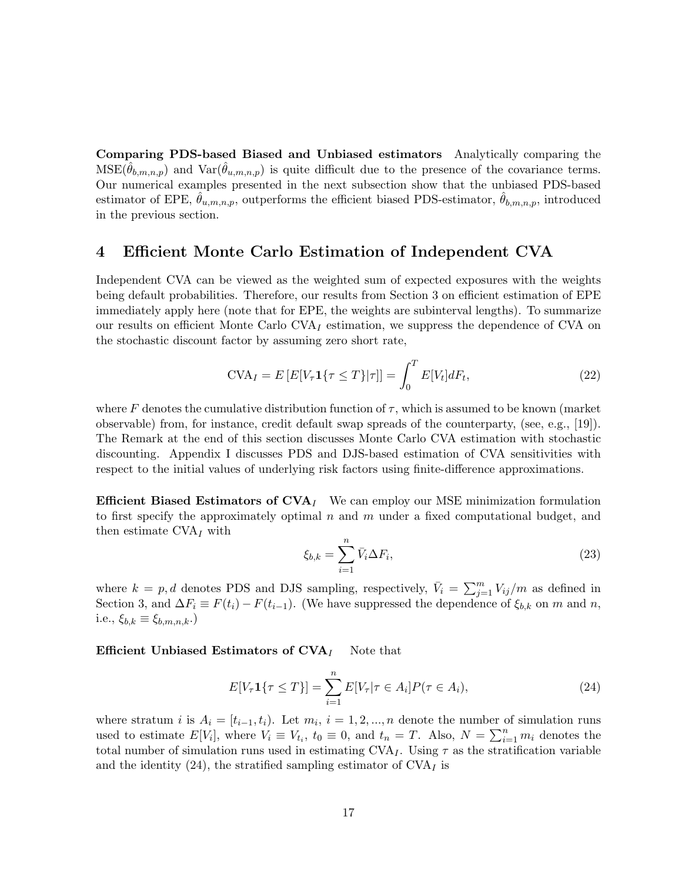**Comparing PDS-based Biased and Unbiased estimators** Analytically comparing the $\text{MSE}(\hat{\theta}_{b,m,n,p})$ and $\text{Var}(\hat{\theta}_{u,m,n,p})$ is quite difficult due to the presence of the covariance terms. Our numerical examples presented in the next subsection show that the unbiased PDS-based estimator of EPE, $\hat{\theta}_{u,m,n,p}$, outperforms the efficient biased PDS-estimator, $\hat{\theta}_{b,m,n,p}$, introduced in the previous section.

## 4 Efficient Monte Carlo Estimation of Independent CVA

Independent CVA can be viewed as the weighted sum of expected exposures with the weights being default probabilities. Therefore, our results from Section 3 on efficient estimation of EPE immediately apply here (note that for EPE, the weights are subinterval lengths). To summarize our results on efficient Monte Carlo $\text{CVA}_I$ estimation, we suppress the dependence of CVA on the stochastic discount factor by assuming zero short rate,

$$\text{CVA}_I = E\left[E[V_\tau \mathbf{1}\{\tau \leq T\}|\tau]\right] = \int_0^T E[V_t]dF_t, \tag{22}$$

where $F$ denotes the cumulative distribution function of $\tau$, which is assumed to be known (market observable) from, for instance, credit default swap spreads of the counterparty, (see, e.g., [19]). The Remark at the end of this section discusses Monte Carlo CVA estimation with stochastic discounting. Appendix I discusses PDS and DJS-based estimation of CVA sensitivities with respect to the initial values of underlying risk factors using finite-difference approximations.

**Efficient Biased Estimators of $\text{CVA}_I$** We can employ our MSE minimization formulation to first specify the approximately optimal $n$ and $m$ under a fixed computational budget, and then estimate $\text{CVA}_I$ with

$$\xi_{b,k} = \sum_{i=1}^{n} \bar{V}_i \Delta F_i, \tag{23}$$

where $k = p, d$ denotes PDS and DJS sampling, respectively, $\bar{V}_i = \sum_{j=1}^{m} V_{ij}/m$ as defined in Section 3, and $\Delta F_i \equiv F(t_i) - F(t_{i-1})$. (We have suppressed the dependence of $\xi_{b,k}$ on $m$ and $n$, i.e., $\xi_{b,k} \equiv \xi_{b,m,n,k}$.)

**Efficient Unbiased Estimators of $\text{CVA}_I$** Note that

$$E[V_\tau \mathbf{1}\{\tau \leq T\}] = \sum_{i=1}^{n} E[V_\tau | \tau \in A_i] P(\tau \in A_i), \tag{24}$$

where stratum $i$ is $A_i = [t_{i-1}, t_i)$. Let $m_i$, $i = 1, 2, ..., n$ denote the number of simulation runs used to estimate $E[V_i]$, where $V_i \equiv V_{t_i}$, $t_0 \equiv 0$, and $t_n = T$. Also, $N = \sum_{i=1}^{n} m_i$ denotes the total number of simulation runs used in estimating $\text{CVA}_I$. Using $\tau$ as the stratification variable and the identity (24), the stratified sampling estimator of $\text{CVA}_I$ is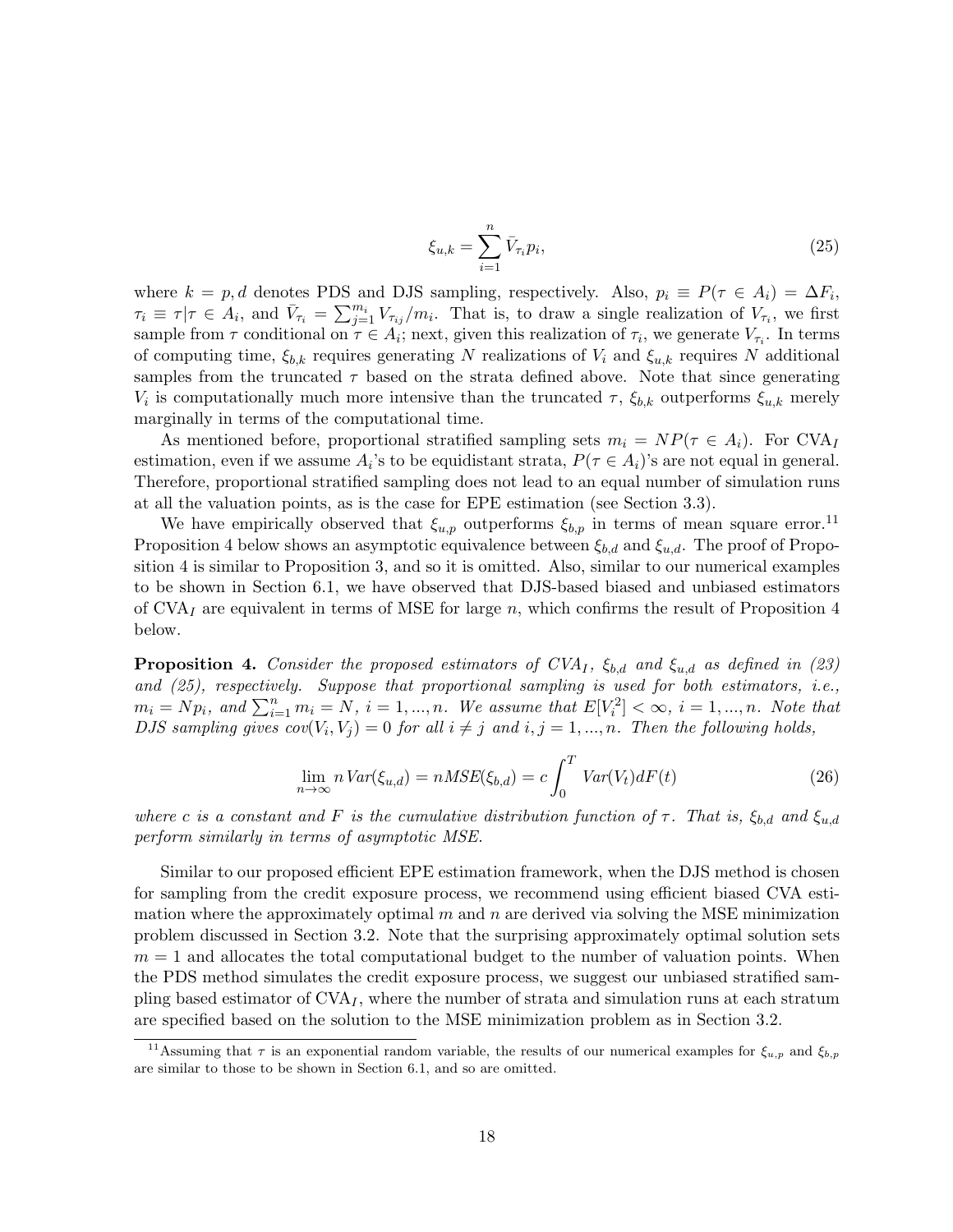$$
\xi_{u,k} = \sum_{i=1}^{n} \bar{V}_{\tau_i} p_i, \tag{25}
$$

where $k = p, d$ denotes PDS and DJS sampling, respectively. Also, $p_i \equiv P(\tau \in A_i) = \Delta F_i$, $\tau_i \equiv \tau | \tau \in A_i$, and $\bar{V}_{\tau_i} = \sum_{j=1}^{m_i} V_{\tau_{ij}}/m_i$. That is, to draw a single realization of $V_{\tau_i}$, we first sample from $\tau$ conditional on $\tau \in A_i$; next, given this realization of $\tau_i$, we generate $V_{\tau_i}$. In terms of computing time, $\xi_{b,k}$ requires generating $N$ realizations of $V_i$ and $\xi_{u,k}$ requires $N$ additional samples from the truncated $\tau$ based on the strata defined above. Note that since generating $V_i$ is computationally much more intensive than the truncated $\tau$, $\xi_{b,k}$ outperforms $\xi_{u,k}$ merely marginally in terms of the computational time.

As mentioned before, proportional stratified sampling sets $m_i = NP(\tau \in A_i)$. For CVA$_I$ estimation, even if we assume $A_i$'s to be equidistant strata, $P(\tau \in A_i)$'s are not equal in general. Therefore, proportional stratified sampling does not lead to an equal number of simulation runs at all the valuation points, as is the case for EPE estimation (see Section 3.3).

We have empirically observed that $\xi_{u,p}$ outperforms $\xi_{b,p}$ in terms of mean square error.[11] Proposition 4 below shows an asymptotic equivalence between $\xi_{b,d}$ and $\xi_{u,d}$. The proof of Proposition 4 is similar to Proposition 3, and so it is omitted. Also, similar to our numerical examples to be shown in Section 6.1, we have observed that DJS-based biased and unbiased estimators of CVA$_I$ are equivalent in terms of MSE for large $n$, which confirms the result of Proposition 4 below.

**Proposition 4.** *Consider the proposed estimators of CVA$_I$, $\xi_{b,d}$ and $\xi_{u,d}$ as defined in (23) and (25), respectively. Suppose that proportional sampling is used for both estimators, i.e., $m_i = Np_i$, and $\sum_{i=1}^{n} m_i = N$, $i = 1, ..., n$. We assume that $E[V_i^2] < \infty$, $i = 1, ..., n$. Note that DJS sampling gives $cov(V_i, V_j) = 0$ for all $i \neq j$ and $i, j = 1, ..., n$. Then the following holds,*

$$
\lim_{n \to \infty} n \, Var(\xi_{u,d}) = n MSE(\xi_{b,d}) = c \int_0^T Var(V_t) dF(t) \tag{26}
$$

*where $c$ is a constant and $F$ is the cumulative distribution function of $\tau$. That is, $\xi_{b,d}$ and $\xi_{u,d}$ perform similarly in terms of asymptotic MSE.*

Similar to our proposed efficient EPE estimation framework, when the DJS method is chosen for sampling from the credit exposure process, we recommend using efficient biased CVA estimation where the approximately optimal $m$ and $n$ are derived via solving the MSE minimization problem discussed in Section 3.2. Note that the surprising approximately optimal solution sets $m = 1$ and allocates the total computational budget to the number of valuation points. When the PDS method simulates the credit exposure process, we suggest our unbiased stratified sampling based estimator of CVA$_I$, where the number of strata and simulation runs at each stratum are specified based on the solution to the MSE minimization problem as in Section 3.2.

[11] Assuming that $\tau$ is an exponential random variable, the results of our numerical examples for $\xi_{u,p}$ and $\xi_{b,p}$ are similar to those to be shown in Section 6.1, and so are omitted.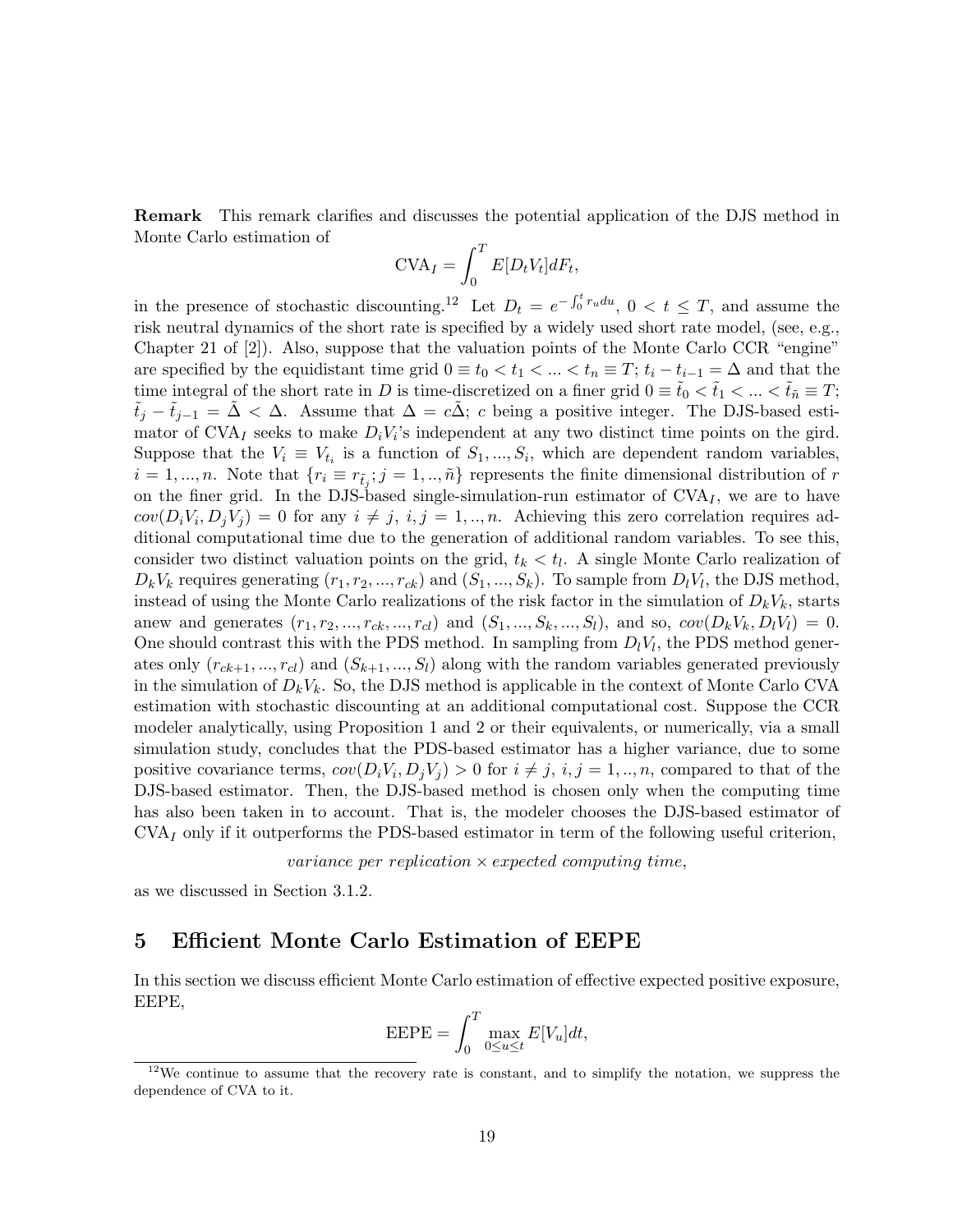**Remark** This remark clarifies and discusses the potential application of the DJS method in Monte Carlo estimation of

$$\text{CVA}_I = \int_0^T E[D_t V_t] dF_t,$$

in the presence of stochastic discounting.[12] Let $D_t = e^{-\int_0^t r_u du}$, $0 < t \leq T$, and assume the risk neutral dynamics of the short rate is specified by a widely used short rate model, (see, e.g., Chapter 21 of [2]). Also, suppose that the valuation points of the Monte Carlo CCR "engine" are specified by the equidistant time grid $0 \equiv t_0 < t_1 < ... < t_n \equiv T$; $t_i - t_{i-1} = \Delta$ and that the time integral of the short rate in $D$ is time-discretized on a finer grid $0 \equiv \tilde{t}_0 < \tilde{t}_1 < ... < \tilde{t}_{\tilde{n}} \equiv T$; $\tilde{t}_j - \tilde{t}_{j-1} = \tilde{\Delta} < \Delta$. Assume that $\Delta = c\tilde{\Delta}$; $c$ being a positive integer. The DJS-based estimator of $\text{CVA}_I$ seeks to make $D_i V_i$'s independent at any two distinct time points on the gird. Suppose that the $V_i \equiv V_{t_i}$ is a function of $S_1, ..., S_i$, which are dependent random variables, $i = 1, ..., n$. Note that $\{r_i \equiv r_{\tilde{t}_j}; j = 1, .., \tilde{n}\}$ represents the finite dimensional distribution of $r$ on the finer grid. In the DJS-based single-simulation-run estimator of $\text{CVA}_I$, we are to have $cov(D_i V_i, D_j V_j) = 0$ for any $i \neq j$, $i, j = 1, .., n$. Achieving this zero correlation requires additional computational time due to the generation of additional random variables. To see this, consider two distinct valuation points on the grid, $t_k < t_l$. A single Monte Carlo realization of $D_k V_k$ requires generating $(r_1, r_2, ..., r_{ck})$ and $(S_1, ..., S_k)$. To sample from $D_l V_l$, the DJS method, instead of using the Monte Carlo realizations of the risk factor in the simulation of $D_k V_k$, starts anew and generates $(r_1, r_2, ..., r_{ck}, ..., r_{cl})$ and $(S_1, ..., S_k, ..., S_l)$, and so, $cov(D_k V_k, D_l V_l) = 0$. One should contrast this with the PDS method. In sampling from $D_l V_l$, the PDS method generates only $(r_{ck+1}, ..., r_{cl})$ and $(S_{k+1}, ..., S_l)$ along with the random variables generated previously in the simulation of $D_k V_k$. So, the DJS method is applicable in the context of Monte Carlo CVA estimation with stochastic discounting at an additional computational cost. Suppose the CCR modeler analytically, using Proposition 1 and 2 or their equivalents, or numerically, via a small simulation study, concludes that the PDS-based estimator has a higher variance, due to some positive covariance terms, $cov(D_i V_i, D_j V_j) > 0$ for $i \neq j$, $i, j = 1, .., n$, compared to that of the DJS-based estimator. Then, the DJS-based method is chosen only when the computing time has also been taken in to account. That is, the modeler chooses the DJS-based estimator of $\text{CVA}_I$ only if it outperforms the PDS-based estimator in term of the following useful criterion,

$$\textit{variance per replication} \times \textit{expected computing time},$$

as we discussed in Section 3.1.2.

# 5 Efficient Monte Carlo Estimation of EEPE

In this section we discuss efficient Monte Carlo estimation of effective expected positive exposure, EEPE,

$$\text{EEPE} = \int_0^T \max_{0 \leq u \leq t} E[V_u] dt,$$

[12] We continue to assume that the recovery rate is constant, and to simplify the notation, we suppress the dependence of CVA to it.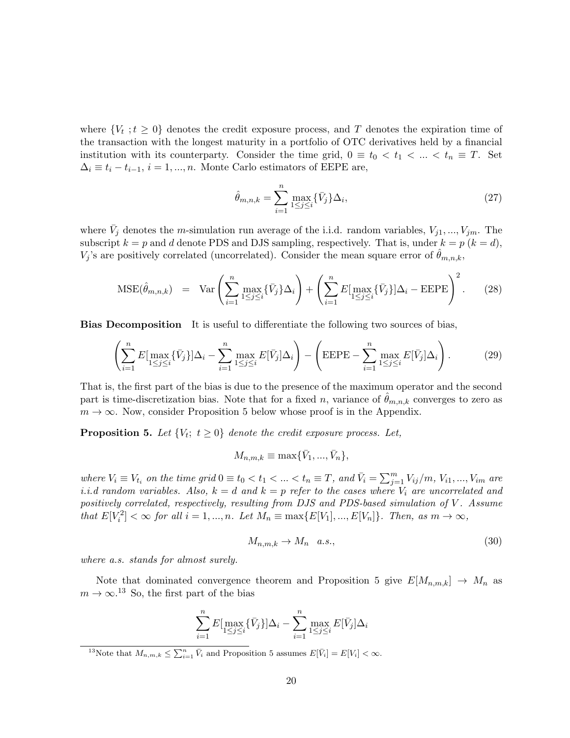where $\{V_t \ ; t \geq 0\}$ denotes the credit exposure process, and $T$ denotes the expiration time of the transaction with the longest maturity in a portfolio of OTC derivatives held by a financial institution with its counterparty. Consider the time grid, $0 \equiv t_0 < t_1 < ... < t_n \equiv T$. Set $\Delta_i \equiv t_i - t_{i-1}$, $i = 1, ..., n$. Monte Carlo estimators of EEPE are,

$$\hat{\theta}_{m,n,k} = \sum_{i=1}^{n} \max_{1 \leq j \leq i} \{\bar{V}_j\} \Delta_i, \tag{27}$$

where $\bar{V}_j$ denotes the $m$-simulation run average of the i.i.d. random variables, $V_{j1}, ..., V_{jm}$. The subscript $k = p$ and $d$ denote PDS and DJS sampling, respectively. That is, under $k = p$ ($k = d$), $V_j$'s are positively correlated (uncorrelated). Consider the mean square error of $\hat{\theta}_{m,n,k}$,

$$\text{MSE}(\hat{\theta}_{m,n,k}) \;\; = \;\; \text{Var}\left(\sum_{i=1}^{n} \max_{1 \leq j \leq i} \{\bar{V}_j\} \Delta_i\right) + \left(\sum_{i=1}^{n} E[\max_{1 \leq j \leq i} \{\bar{V}_j\}] \Delta_i - \text{EEPE}\right)^2. \tag{28}$$

**Bias Decomposition** It is useful to differentiate the following two sources of bias,

$$\left(\sum_{i=1}^{n} E[\max_{1 \leq j \leq i} \{\bar{V}_j\}] \Delta_i - \sum_{i=1}^{n} \max_{1 \leq j \leq i} E[\bar{V}_j] \Delta_i\right) - \left(\text{EEPE} - \sum_{i=1}^{n} \max_{1 \leq j \leq i} E[\bar{V}_j] \Delta_i\right). \tag{29}$$

That is, the first part of the bias is due to the presence of the maximum operator and the second part is time-discretization bias. Note that for a fixed $n$, variance of $\hat{\theta}_{m,n,k}$ converges to zero as $m \to \infty$. Now, consider Proposition 5 below whose proof is in the Appendix.

**Proposition 5.** *Let $\{V_t; \ t \geq 0\}$ denote the credit exposure process. Let,*

$$M_{n,m,k} \equiv \max\{\bar{V}_1, ..., \bar{V}_n\},$$

*where $V_i \equiv V_{t_i}$ on the time grid $0 \equiv t_0 < t_1 < ... < t_n \equiv T$, and $\bar{V}_i = \sum_{j=1}^{m} V_{ij}/m$, $V_{i1}, ..., V_{im}$ are i.i.d random variables. Also, $k = d$ and $k = p$ refer to the cases where $V_i$ are uncorrelated and positively correlated, respectively, resulting from DJS and PDS-based simulation of $V$. Assume that $E[V_i^2] < \infty$ for all $i = 1, ..., n$. Let $M_n \equiv \max\{E[V_1], ..., E[V_n]\}$. Then, as $m \to \infty$,*

$$M_{n,m,k} \to M_n \quad a.s., \tag{30}$$

*where a.s. stands for almost surely.*

Note that dominated convergence theorem and Proposition 5 give $E[M_{n,m,k}] \to M_n$ as $m \to \infty$.[13] So, the first part of the bias

$$\sum_{i=1}^{n} E[\max_{1 \leq j \leq i} \{\bar{V}_j\}] \Delta_i - \sum_{i=1}^{n} \max_{1 \leq j \leq i} E[\bar{V}_j] \Delta_i$$

[13] Note that $M_{n,m,k} \leq \sum_{i=1}^{n} \bar{V}_i$ and Proposition 5 assumes $E[\bar{V}_i] = E[V_i] < \infty$.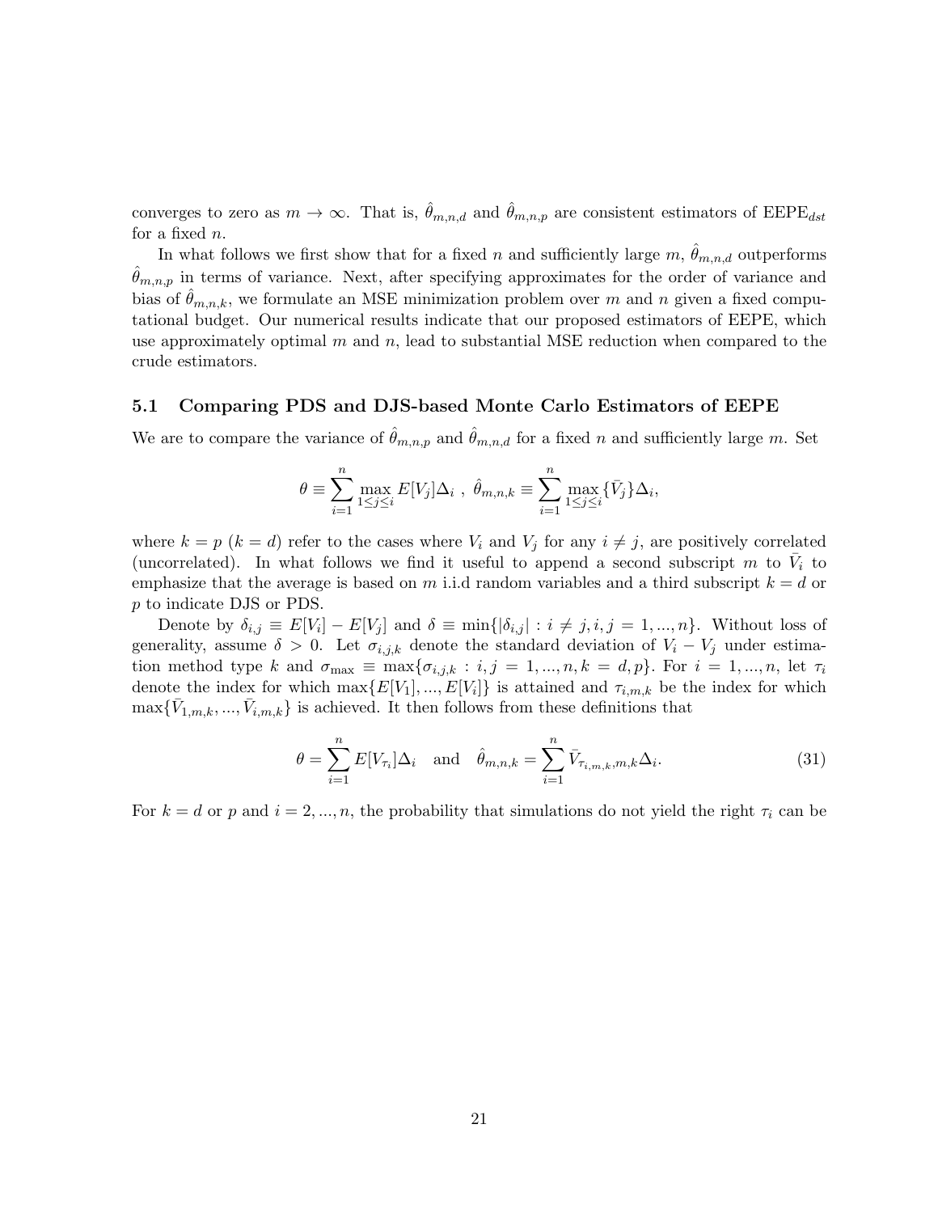converges to zero as $m \to \infty$. That is, $\hat{\theta}_{m,n,d}$ and $\hat{\theta}_{m,n,p}$ are consistent estimators of EEPE$_{dst}$ for a fixed $n$.

In what follows we first show that for a fixed $n$ and sufficiently large $m$, $\hat{\theta}_{m,n,d}$ outperforms $\hat{\theta}_{m,n,p}$ in terms of variance. Next, after specifying approximates for the order of variance and bias of $\hat{\theta}_{m,n,k}$, we formulate an MSE minimization problem over $m$ and $n$ given a fixed computational budget. Our numerical results indicate that our proposed estimators of EEPE, which use approximately optimal $m$ and $n$, lead to substantial MSE reduction when compared to the crude estimators.

### 5.1 Comparing PDS and DJS-based Monte Carlo Estimators of EEPE

We are to compare the variance of $\hat{\theta}_{m,n,p}$ and $\hat{\theta}_{m,n,d}$ for a fixed $n$ and sufficiently large $m$. Set

$$\theta \equiv \sum_{i=1}^{n} \max_{1 \le j \le i} E[V_j]\Delta_i \ , \ \hat{\theta}_{m,n,k} \equiv \sum_{i=1}^{n} \max_{1 \le j \le i} \{\bar{V}_j\}\Delta_i,$$

where $k = p$ ($k = d$) refer to the cases where $V_i$ and $V_j$ for any $i \neq j$, are positively correlated (uncorrelated). In what follows we find it useful to append a second subscript $m$ to $\bar{V}_i$ to emphasize that the average is based on $m$ i.i.d random variables and a third subscript $k = d$ or $p$ to indicate DJS or PDS.

Denote by $\delta_{i,j} \equiv E[V_i] - E[V_j]$ and $\delta \equiv \min\{|\delta_{i,j}| : i \neq j, i, j = 1, ..., n\}$. Without loss of generality, assume $\delta > 0$. Let $\sigma_{i,j,k}$ denote the standard deviation of $V_i - V_j$ under estimation method type $k$ and $\sigma_{\max} \equiv \max\{\sigma_{i,j,k} : i, j = 1, ..., n, k = d, p\}$. For $i = 1, ..., n$, let $\tau_i$ denote the index for which $\max\{E[V_1], ..., E[V_i]\}$ is attained and $\tau_{i,m,k}$ be the index for which $\max\{\bar{V}_{1,m,k}, ..., \bar{V}_{i,m,k}\}$ is achieved. It then follows from these definitions that

$$\theta = \sum_{i=1}^{n} E[V_{\tau_i}]\Delta_i \quad \text{and} \quad \hat{\theta}_{m,n,k} = \sum_{i=1}^{n} \bar{V}_{\tau_{i,m,k},m,k}\Delta_i. \tag{31}$$

For $k = d$ or $p$ and $i = 2, ..., n$, the probability that simulations do not yield the right $\tau_i$ can be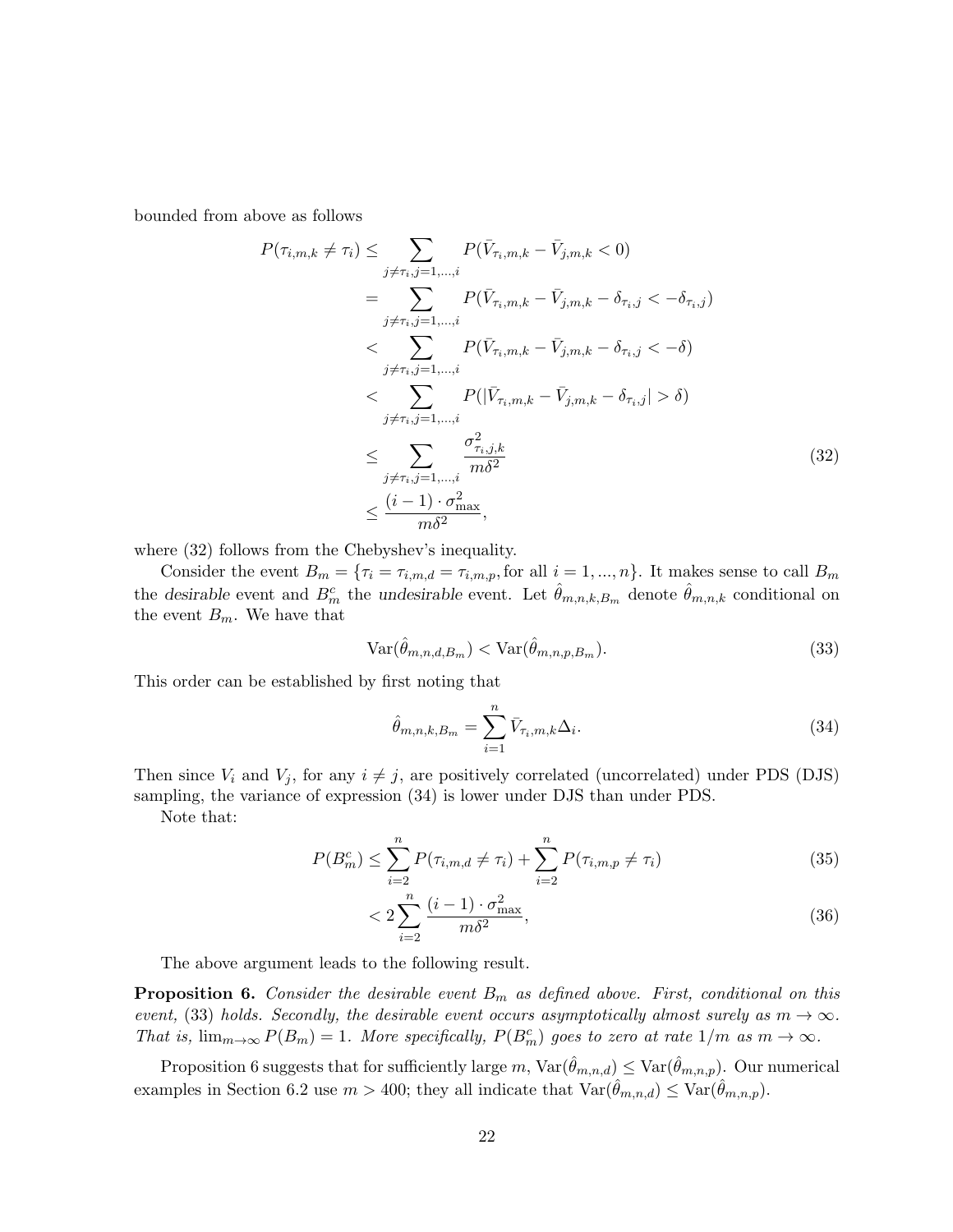bounded from above as follows

$$
\begin{aligned}
P(\tau_{i,m,k} \neq \tau_i) &\leq \sum_{j \neq \tau_i, j=1,\ldots,i} P(\bar{V}_{\tau_i,m,k} - \bar{V}_{j,m,k} < 0) \\
&= \sum_{j \neq \tau_i, j=1,\ldots,i} P(\bar{V}_{\tau_i,m,k} - \bar{V}_{j,m,k} - \delta_{\tau_i,j} < -\delta_{\tau_i,j}) \\
&< \sum_{j \neq \tau_i, j=1,\ldots,i} P(\bar{V}_{\tau_i,m,k} - \bar{V}_{j,m,k} - \delta_{\tau_i,j} < -\delta) \\
&< \sum_{j \neq \tau_i, j=1,\ldots,i} P(|\bar{V}_{\tau_i,m,k} - \bar{V}_{j,m,k} - \delta_{\tau_i,j}| > \delta) \\
&\leq \sum_{j \neq \tau_i, j=1,\ldots,i} \frac{\sigma^2_{\tau_i,j,k}}{m\delta^2} \qquad (32) \\
&\leq \frac{(i-1) \cdot \sigma^2_{\max}}{m\delta^2},
\end{aligned}
$$

where (32) follows from the Chebyshev's inequality.

Consider the event $B_m = \{\tau_i = \tau_{i,m,d} = \tau_{i,m,p}, \text{for all } i = 1, ..., n\}$. It makes sense to call $B_m$ the *desirable* event and $B_m^c$ the *undesirable* event. Let $\hat{\theta}_{m,n,k,B_m}$ denote $\hat{\theta}_{m,n,k}$ conditional on the event $B_m$. We have that

$$
\mathrm{Var}(\hat{\theta}_{m,n,d,B_m}) < \mathrm{Var}(\hat{\theta}_{m,n,p,B_m}). \qquad (33)
$$

This order can be established by first noting that

$$
\hat{\theta}_{m,n,k,B_m} = \sum_{i=1}^{n} \bar{V}_{\tau_i,m,k} \Delta_i. \qquad (34)
$$

Then since $V_i$ and $V_j$, for any $i \neq j$, are positively correlated (uncorrelated) under PDS (DJS) sampling, the variance of expression (34) is lower under DJS than under PDS.

Note that:

$$
\begin{aligned}
P(B_m^c) &\leq \sum_{i=2}^{n} P(\tau_{i,m,d} \neq \tau_i) + \sum_{i=2}^{n} P(\tau_{i,m,p} \neq \tau_i) \qquad (35) \\
&< 2 \sum_{i=2}^{n} \frac{(i-1) \cdot \sigma^2_{\max}}{m\delta^2}, \qquad (36)
\end{aligned}
$$

The above argument leads to the following result.

**Proposition 6.** *Consider the desirable event $B_m$ as defined above. First, conditional on this event,* (33) *holds. Secondly, the desirable event occurs asymptotically almost surely as $m \to \infty$. That is, $\lim_{m\to\infty} P(B_m) = 1$. More specifically, $P(B_m^c)$ goes to zero at rate $1/m$ as $m \to \infty$.*

Proposition 6 suggests that for sufficiently large $m$, $\mathrm{Var}(\hat{\theta}_{m,n,d}) \leq \mathrm{Var}(\hat{\theta}_{m,n,p})$. Our numerical examples in Section 6.2 use $m > 400$; they all indicate that $\mathrm{Var}(\hat{\theta}_{m,n,d}) \leq \mathrm{Var}(\hat{\theta}_{m,n,p})$.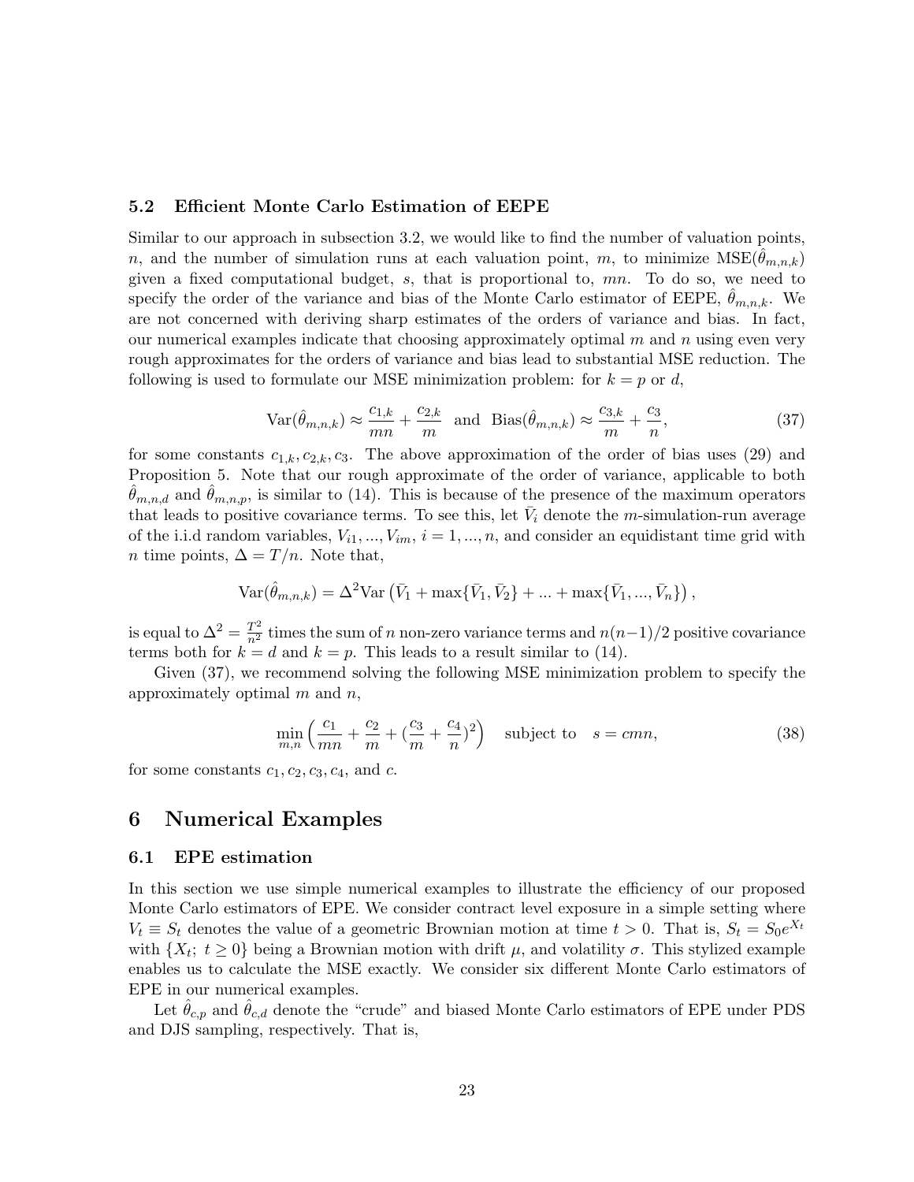### 5.2 Efficient Monte Carlo Estimation of EEPE

Similar to our approach in subsection 3.2, we would like to find the number of valuation points, $n$, and the number of simulation runs at each valuation point, $m$, to minimize $\text{MSE}(\hat{\theta}_{m,n,k})$ given a fixed computational budget, $s$, that is proportional to, $mn$. To do so, we need to specify the order of the variance and bias of the Monte Carlo estimator of EEPE, $\hat{\theta}_{m,n,k}$. We are not concerned with deriving sharp estimates of the orders of variance and bias. In fact, our numerical examples indicate that choosing approximately optimal $m$ and $n$ using even very rough approximates for the orders of variance and bias lead to substantial MSE reduction. The following is used to formulate our MSE minimization problem: for $k = p$ or $d$,

$$\text{Var}(\hat{\theta}_{m,n,k}) \approx \frac{c_{1,k}}{mn} + \frac{c_{2,k}}{m} \quad \text{and} \quad \text{Bias}(\hat{\theta}_{m,n,k}) \approx \frac{c_{3,k}}{m} + \frac{c_3}{n}, \tag{37}$$

for some constants $c_{1,k}, c_{2,k}, c_3$. The above approximation of the order of bias uses (29) and Proposition 5. Note that our rough approximate of the order of variance, applicable to both $\hat{\theta}_{m,n,d}$ and $\hat{\theta}_{m,n,p}$, is similar to (14). This is because of the presence of the maximum operators that leads to positive covariance terms. To see this, let $\bar{V}_i$ denote the $m$-simulation-run average of the i.i.d random variables, $V_{i1}, ..., V_{im}$, $i = 1, ..., n$, and consider an equidistant time grid with $n$ time points, $\Delta = T/n$. Note that,

$$\text{Var}(\hat{\theta}_{m,n,k}) = \Delta^2 \text{Var}\left(\bar{V}_1 + \max\{\bar{V}_1, \bar{V}_2\} + ... + \max\{\bar{V}_1, ..., \bar{V}_n\}\right),$$

is equal to $\Delta^2 = \frac{T^2}{n^2}$ times the sum of $n$ non-zero variance terms and $n(n-1)/2$ positive covariance terms both for $k = d$ and $k = p$. This leads to a result similar to (14).

Given (37), we recommend solving the following MSE minimization problem to specify the approximately optimal $m$ and $n$,

$$\min_{m,n} \left( \frac{c_1}{mn} + \frac{c_2}{m} + (\frac{c_3}{m} + \frac{c_4}{n})^2 \right) \quad \text{subject to} \quad s = cmn, \tag{38}$$

for some constants $c_1, c_2, c_3, c_4$, and $c$.

# 6 Numerical Examples

### 6.1 EPE estimation

In this section we use simple numerical examples to illustrate the efficiency of our proposed Monte Carlo estimators of EPE. We consider contract level exposure in a simple setting where $V_t \equiv S_t$ denotes the value of a geometric Brownian motion at time $t > 0$. That is, $S_t = S_0 e^{X_t}$ with $\{X_t;\ t \geq 0\}$ being a Brownian motion with drift $\mu$, and volatility $\sigma$. This stylized example enables us to calculate the MSE exactly. We consider six different Monte Carlo estimators of EPE in our numerical examples.

Let $\hat{\theta}_{c,p}$ and $\hat{\theta}_{c,d}$ denote the "crude" and biased Monte Carlo estimators of EPE under PDS and DJS sampling, respectively. That is,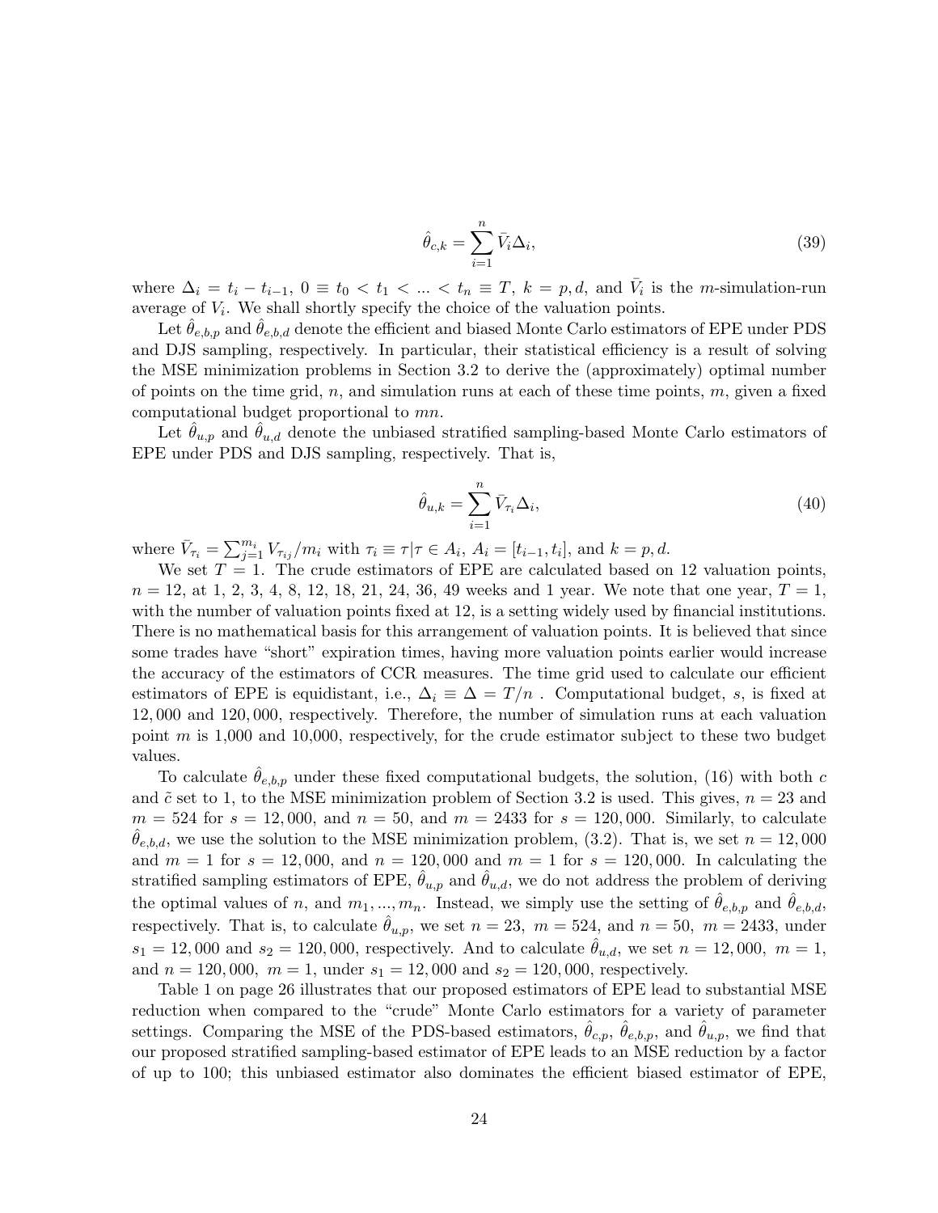$$\hat{\theta}_{c,k} = \sum_{i=1}^{n} \bar{V}_i \Delta_i, \tag{39}$$

where $\Delta_i = t_i - t_{i-1}$, $0 \equiv t_0 < t_1 < ... < t_n \equiv T$, $k = p, d$, and $\bar{V}_i$ is the $m$-simulation-run average of $V_i$. We shall shortly specify the choice of the valuation points.

Let $\hat{\theta}_{e,b,p}$ and $\hat{\theta}_{e,b,d}$ denote the efficient and biased Monte Carlo estimators of EPE under PDS and DJS sampling, respectively. In particular, their statistical efficiency is a result of solving the MSE minimization problems in Section 3.2 to derive the (approximately) optimal number of points on the time grid, $n$, and simulation runs at each of these time points, $m$, given a fixed computational budget proportional to $mn$.

Let $\hat{\theta}_{u,p}$ and $\hat{\theta}_{u,d}$ denote the unbiased stratified sampling-based Monte Carlo estimators of EPE under PDS and DJS sampling, respectively. That is,

$$\hat{\theta}_{u,k} = \sum_{i=1}^{n} \bar{V}_{\tau_i} \Delta_i, \tag{40}$$

where $\bar{V}_{\tau_i} = \sum_{j=1}^{m_i} V_{\tau_{ij}}/m_i$ with $\tau_i \equiv \tau | \tau \in A_i$, $A_i = [t_{i-1}, t_i]$, and $k = p, d$.

We set $T = 1$. The crude estimators of EPE are calculated based on 12 valuation points, $n = 12$, at 1, 2, 3, 4, 8, 12, 18, 21, 24, 36, 49 weeks and 1 year. We note that one year, $T = 1$, with the number of valuation points fixed at 12, is a setting widely used by financial institutions. There is no mathematical basis for this arrangement of valuation points. It is believed that since some trades have "short" expiration times, having more valuation points earlier would increase the accuracy of the estimators of CCR measures. The time grid used to calculate our efficient estimators of EPE is equidistant, i.e., $\Delta_i \equiv \Delta = T/n$ . Computational budget, $s$, is fixed at 12,000 and 120,000, respectively. Therefore, the number of simulation runs at each valuation point $m$ is 1,000 and 10,000, respectively, for the crude estimator subject to these two budget values.

To calculate $\hat{\theta}_{e,b,p}$ under these fixed computational budgets, the solution, (16) with both $c$ and $\tilde{c}$ set to 1, to the MSE minimization problem of Section 3.2 is used. This gives, $n = 23$ and $m = 524$ for $s = 12,000$, and $n = 50$, and $m = 2433$ for $s = 120,000$. Similarly, to calculate $\hat{\theta}_{e,b,d}$, we use the solution to the MSE minimization problem, (3.2). That is, we set $n = 12,000$ and $m = 1$ for $s = 12,000$, and $n = 120,000$ and $m = 1$ for $s = 120,000$. In calculating the stratified sampling estimators of EPE, $\hat{\theta}_{u,p}$ and $\hat{\theta}_{u,d}$, we do not address the problem of deriving the optimal values of $n$, and $m_1, ..., m_n$. Instead, we simply use the setting of $\hat{\theta}_{e,b,p}$ and $\hat{\theta}_{e,b,d}$, respectively. That is, to calculate $\hat{\theta}_{u,p}$, we set $n = 23,\ m = 524$, and $n = 50,\ m = 2433$, under $s_1 = 12,000$ and $s_2 = 120,000$, respectively. And to calculate $\hat{\theta}_{u,d}$, we set $n = 12,000,\ m = 1$, and $n = 120,000,\ m = 1$, under $s_1 = 12,000$ and $s_2 = 120,000$, respectively.

Table 1 on page 26 illustrates that our proposed estimators of EPE lead to substantial MSE reduction when compared to the "crude" Monte Carlo estimators for a variety of parameter settings. Comparing the MSE of the PDS-based estimators, $\hat{\theta}_{c,p}$, $\hat{\theta}_{e,b,p}$, and $\hat{\theta}_{u,p}$, we find that our proposed stratified sampling-based estimator of EPE leads to an MSE reduction by a factor of up to 100; this unbiased estimator also dominates the efficient biased estimator of EPE,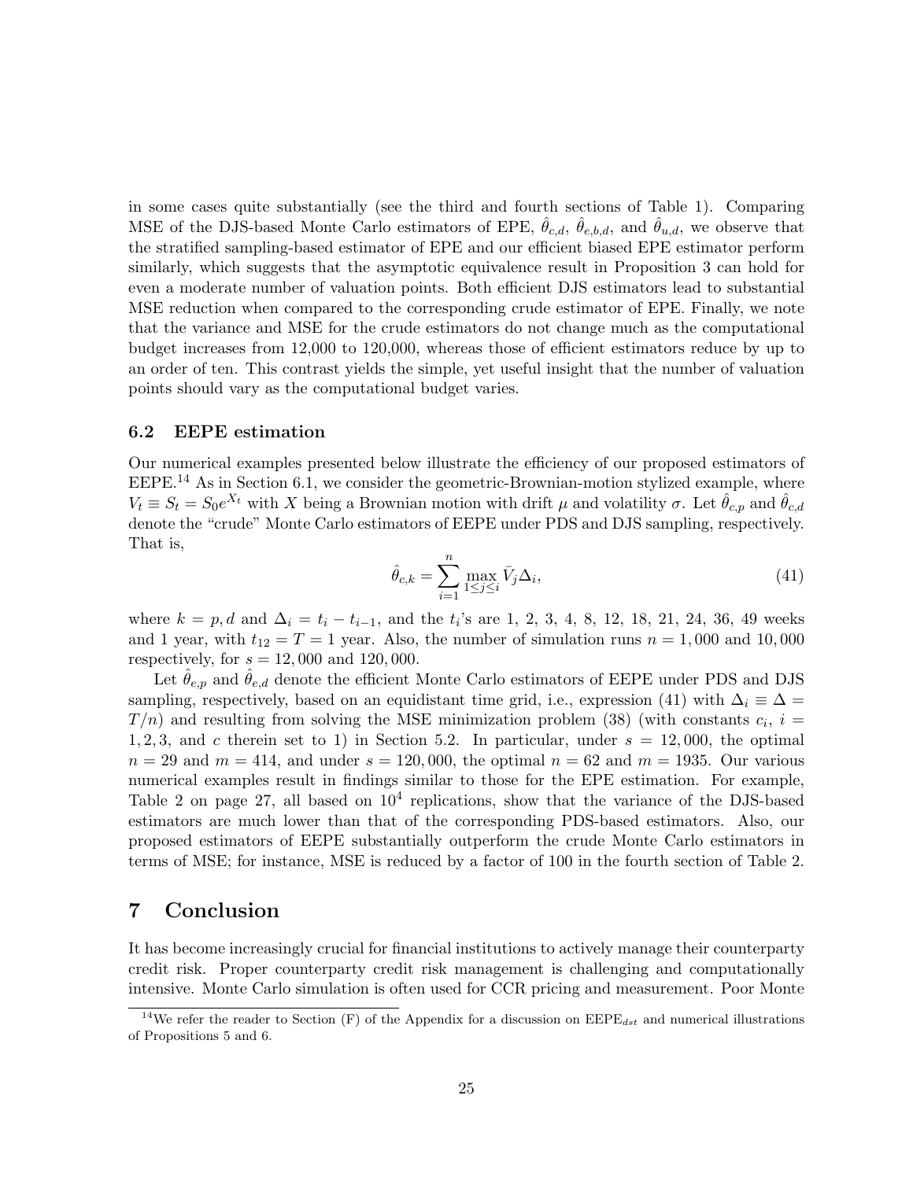in some cases quite substantially (see the third and fourth sections of Table 1). Comparing MSE of the DJS-based Monte Carlo estimators of EPE, $\hat{\theta}_{c,d}$, $\hat{\theta}_{e,b,d}$, and $\hat{\theta}_{u,d}$, we observe that the stratified sampling-based estimator of EPE and our efficient biased EPE estimator perform similarly, which suggests that the asymptotic equivalence result in Proposition 3 can hold for even a moderate number of valuation points. Both efficient DJS estimators lead to substantial MSE reduction when compared to the corresponding crude estimator of EPE. Finally, we note that the variance and MSE for the crude estimators do not change much as the computational budget increases from 12,000 to 120,000, whereas those of efficient estimators reduce by up to an order of ten. This contrast yields the simple, yet useful insight that the number of valuation points should vary as the computational budget varies.

### 6.2 EEPE estimation

Our numerical examples presented below illustrate the efficiency of our proposed estimators of EEPE.[14] As in Section 6.1, we consider the geometric-Brownian-motion stylized example, where $V_t \equiv S_t = S_0 e^{X_t}$ with $X$ being a Brownian motion with drift $\mu$ and volatility $\sigma$. Let $\hat{\theta}_{c,p}$ and $\hat{\theta}_{c,d}$ denote the "crude" Monte Carlo estimators of EEPE under PDS and DJS sampling, respectively. That is,

$$\hat{\theta}_{c,k} = \sum_{i=1}^{n} \max_{1 \le j \le i} \bar{V}_j \Delta_i, \tag{41}$$

where $k = p, d$ and $\Delta_i = t_i - t_{i-1}$, and the $t_i$'s are 1, 2, 3, 4, 8, 12, 18, 21, 24, 36, 49 weeks and 1 year, with $t_{12} = T = 1$ year. Also, the number of simulation runs $n = 1{,}000$ and $10{,}000$ respectively, for $s = 12{,}000$ and $120{,}000$.

Let $\hat{\theta}_{e,p}$ and $\hat{\theta}_{e,d}$ denote the efficient Monte Carlo estimators of EEPE under PDS and DJS sampling, respectively, based on an equidistant time grid, i.e., expression (41) with $\Delta_i \equiv \Delta = T/n$) and resulting from solving the MSE minimization problem (38) (with constants $c_i$, $i = 1, 2, 3$, and $c$ therein set to 1) in Section 5.2. In particular, under $s = 12{,}000$, the optimal $n = 29$ and $m = 414$, and under $s = 120{,}000$, the optimal $n = 62$ and $m = 1935$. Our various numerical examples result in findings similar to those for the EPE estimation. For example, Table 2 on page 27, all based on $10^4$ replications, show that the variance of the DJS-based estimators are much lower than that of the corresponding PDS-based estimators. Also, our proposed estimators of EEPE substantially outperform the crude Monte Carlo estimators in terms of MSE; for instance, MSE is reduced by a factor of 100 in the fourth section of Table 2.

## 7 Conclusion

It has become increasingly crucial for financial institutions to actively manage their counterparty credit risk. Proper counterparty credit risk management is challenging and computationally intensive. Monte Carlo simulation is often used for CCR pricing and measurement. Poor Monte

[14] We refer the reader to Section (F) of the Appendix for a discussion on $\text{EEPE}_{dst}$ and numerical illustrations of Propositions 5 and 6.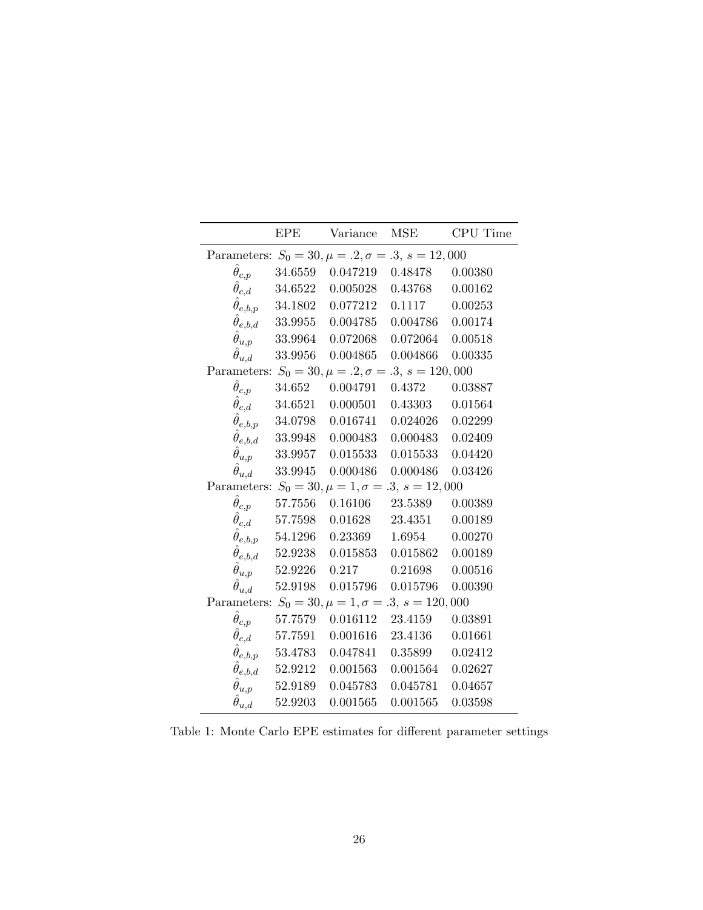| | EPE | Variance | MSE | CPU Time |
|---|---|---|---|---|
| Parameters: $S_0 = 30, \mu = .2, \sigma = .3,\ s = 12,000$ | | | | |
| $\hat{\theta}_{c,p}$ | 34.6559 | 0.047219 | 0.48478 | 0.00380 |
| $\hat{\theta}_{c,d}$ | 34.6522 | 0.005028 | 0.43768 | 0.00162 |
| $\hat{\theta}_{e,b,p}$ | 34.1802 | 0.077212 | 0.1117 | 0.00253 |
| $\hat{\theta}_{e,b,d}$ | 33.9955 | 0.004785 | 0.004786 | 0.00174 |
| $\hat{\theta}_{u,p}$ | 33.9964 | 0.072068 | 0.072064 | 0.00518 |
| $\hat{\theta}_{u,d}$ | 33.9956 | 0.004865 | 0.004866 | 0.00335 |
| Parameters: $S_0 = 30, \mu = .2, \sigma = .3,\ s = 120,000$ | | | | |
| $\hat{\theta}_{c,p}$ | 34.652 | 0.004791 | 0.4372 | 0.03887 |
| $\hat{\theta}_{c,d}$ | 34.6521 | 0.000501 | 0.43303 | 0.01564 |
| $\hat{\theta}_{e,b,p}$ | 34.0798 | 0.016741 | 0.024026 | 0.02299 |
| $\hat{\theta}_{e,b,d}$ | 33.9948 | 0.000483 | 0.000483 | 0.02409 |
| $\hat{\theta}_{u,p}$ | 33.9957 | 0.015533 | 0.015533 | 0.04420 |
| $\hat{\theta}_{u,d}$ | 33.9945 | 0.000486 | 0.000486 | 0.03426 |
| Parameters: $S_0 = 30, \mu = 1, \sigma = .3,\ s = 12,000$ | | | | |
| $\hat{\theta}_{c,p}$ | 57.7556 | 0.16106 | 23.5389 | 0.00389 |
| $\hat{\theta}_{c,d}$ | 57.7598 | 0.01628 | 23.4351 | 0.00189 |
| $\hat{\theta}_{e,b,p}$ | 54.1296 | 0.23369 | 1.6954 | 0.00270 |
| $\hat{\theta}_{e,b,d}$ | 52.9238 | 0.015853 | 0.015862 | 0.00189 |
| $\hat{\theta}_{u,p}$ | 52.9226 | 0.217 | 0.21698 | 0.00516 |
| $\hat{\theta}_{u,d}$ | 52.9198 | 0.015796 | 0.015796 | 0.00390 |
| Parameters: $S_0 = 30, \mu = 1, \sigma = .3,\ s = 120,000$ | | | | |
| $\hat{\theta}_{c,p}$ | 57.7579 | 0.016112 | 23.4159 | 0.03891 |
| $\hat{\theta}_{c,d}$ | 57.7591 | 0.001616 | 23.4136 | 0.01661 |
| $\hat{\theta}_{e,b,p}$ | 53.4783 | 0.047841 | 0.35899 | 0.02412 |
| $\hat{\theta}_{e,b,d}$ | 52.9212 | 0.001563 | 0.001564 | 0.02627 |
| $\hat{\theta}_{u,p}$ | 52.9189 | 0.045783 | 0.045781 | 0.04657 |
| $\hat{\theta}_{u,d}$ | 52.9203 | 0.001565 | 0.001565 | 0.03598 |

Table 1: Monte Carlo EPE estimates for different parameter settings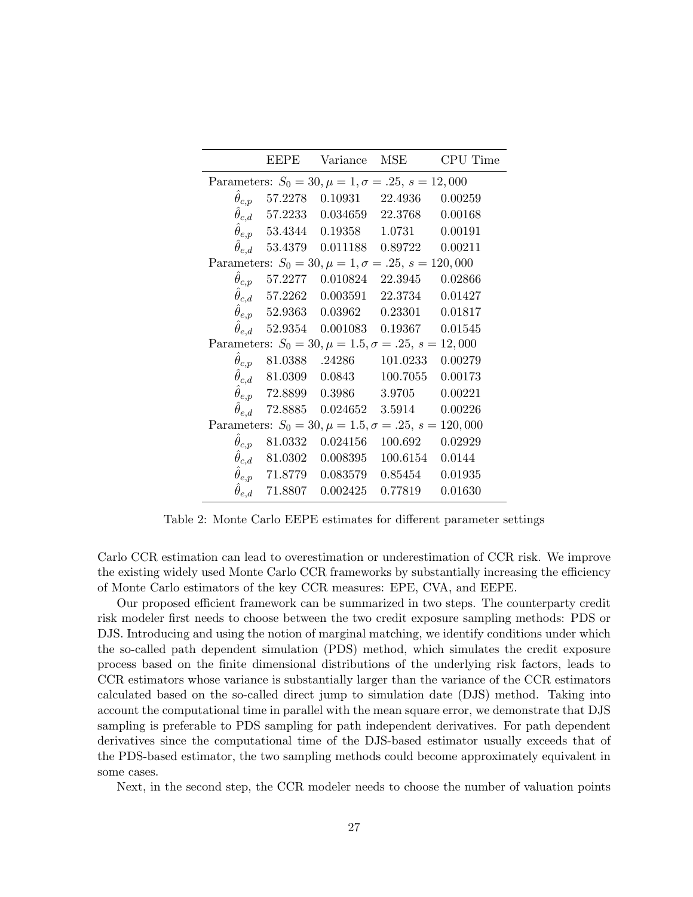| | EEPE | Variance | MSE | CPU Time |
|---|---|---|---|---|
| Parameters: $S_0 = 30, \mu = 1, \sigma = .25,\ s = 12,000$ | | | | |
| $\hat{\theta}_{c,p}$ | 57.2278 | 0.10931 | 22.4936 | 0.00259 |
| $\hat{\theta}_{c,d}$ | 57.2233 | 0.034659 | 22.3768 | 0.00168 |
| $\hat{\theta}_{e,p}$ | 53.4344 | 0.19358 | 1.0731 | 0.00191 |
| $\hat{\theta}_{e,d}$ | 53.4379 | 0.011188 | 0.89722 | 0.00211 |
| Parameters: $S_0 = 30, \mu = 1, \sigma = .25,\ s = 120,000$ | | | | |
| $\hat{\theta}_{c,p}$ | 57.2277 | 0.010824 | 22.3945 | 0.02866 |
| $\hat{\theta}_{c,d}$ | 57.2262 | 0.003591 | 22.3734 | 0.01427 |
| $\hat{\theta}_{e,p}$ | 52.9363 | 0.03962 | 0.23301 | 0.01817 |
| $\hat{\theta}_{e,d}$ | 52.9354 | 0.001083 | 0.19367 | 0.01545 |
| Parameters: $S_0 = 30, \mu = 1.5, \sigma = .25,\ s = 12,000$ | | | | |
| $\hat{\theta}_{c,p}$ | 81.0388 | .24286 | 101.0233 | 0.00279 |
| $\hat{\theta}_{c,d}$ | 81.0309 | 0.0843 | 100.7055 | 0.00173 |
| $\hat{\theta}_{e,p}$ | 72.8899 | 0.3986 | 3.9705 | 0.00221 |
| $\hat{\theta}_{e,d}$ | 72.8885 | 0.024652 | 3.5914 | 0.00226 |
| Parameters: $S_0 = 30, \mu = 1.5, \sigma = .25,\ s = 120,000$ | | | | |
| $\hat{\theta}_{c,p}$ | 81.0332 | 0.024156 | 100.692 | 0.02929 |
| $\hat{\theta}_{c,d}$ | 81.0302 | 0.008395 | 100.6154 | 0.0144 |
| $\hat{\theta}_{e,p}$ | 71.8779 | 0.083579 | 0.85454 | 0.01935 |
| $\hat{\theta}_{e,d}$ | 71.8807 | 0.002425 | 0.77819 | 0.01630 |

Table 2: Monte Carlo EEPE estimates for different parameter settings

Carlo CCR estimation can lead to overestimation or underestimation of CCR risk. We improve the existing widely used Monte Carlo CCR frameworks by substantially increasing the efficiency of Monte Carlo estimators of the key CCR measures: EPE, CVA, and EEPE.

Our proposed efficient framework can be summarized in two steps. The counterparty credit risk modeler first needs to choose between the two credit exposure sampling methods: PDS or DJS. Introducing and using the notion of marginal matching, we identify conditions under which the so-called path dependent simulation (PDS) method, which simulates the credit exposure process based on the finite dimensional distributions of the underlying risk factors, leads to CCR estimators whose variance is substantially larger than the variance of the CCR estimators calculated based on the so-called direct jump to simulation date (DJS) method. Taking into account the computational time in parallel with the mean square error, we demonstrate that DJS sampling is preferable to PDS sampling for path independent derivatives. For path dependent derivatives since the computational time of the DJS-based estimator usually exceeds that of the PDS-based estimator, the two sampling methods could become approximately equivalent in some cases.

Next, in the second step, the CCR modeler needs to choose the number of valuation points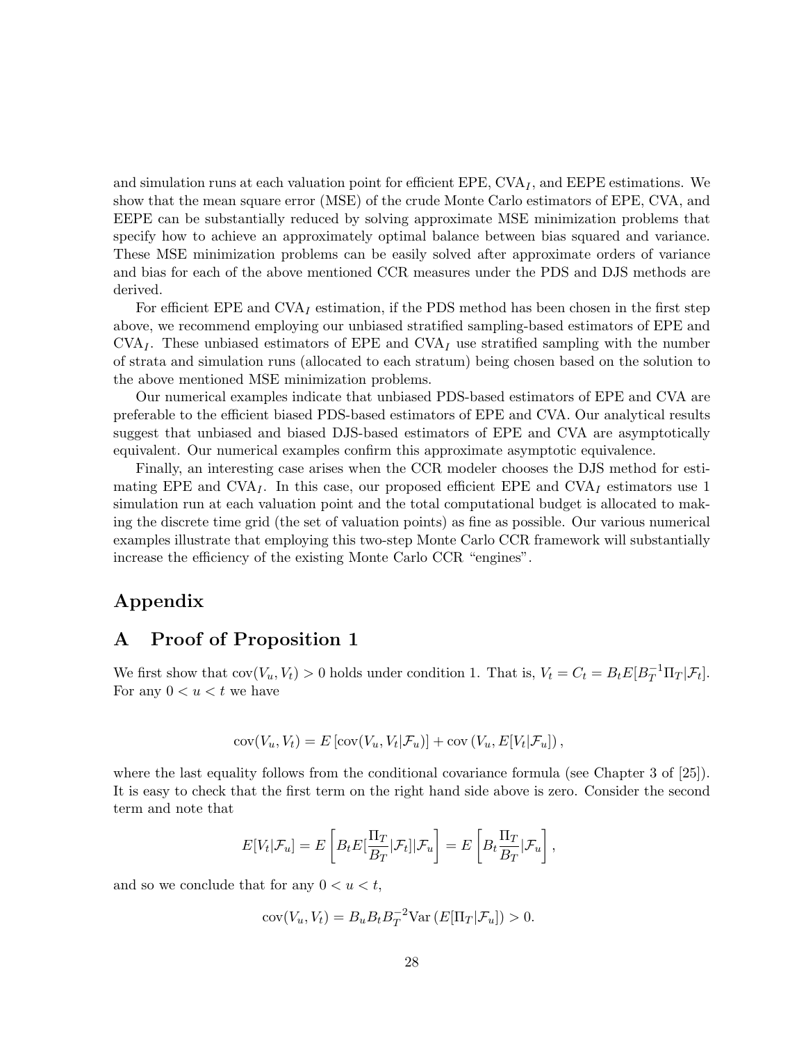and simulation runs at each valuation point for efficient EPE, $\text{CVA}_I$, and EEPE estimations. We show that the mean square error (MSE) of the crude Monte Carlo estimators of EPE, CVA, and EEPE can be substantially reduced by solving approximate MSE minimization problems that specify how to achieve an approximately optimal balance between bias squared and variance. These MSE minimization problems can be easily solved after approximate orders of variance and bias for each of the above mentioned CCR measures under the PDS and DJS methods are derived.

For efficient EPE and $\text{CVA}_I$ estimation, if the PDS method has been chosen in the first step above, we recommend employing our unbiased stratified sampling-based estimators of EPE and $\text{CVA}_I$. These unbiased estimators of EPE and $\text{CVA}_I$ use stratified sampling with the number of strata and simulation runs (allocated to each stratum) being chosen based on the solution to the above mentioned MSE minimization problems.

Our numerical examples indicate that unbiased PDS-based estimators of EPE and CVA are preferable to the efficient biased PDS-based estimators of EPE and CVA. Our analytical results suggest that unbiased and biased DJS-based estimators of EPE and CVA are asymptotically equivalent. Our numerical examples confirm this approximate asymptotic equivalence.

Finally, an interesting case arises when the CCR modeler chooses the DJS method for estimating EPE and $\text{CVA}_I$. In this case, our proposed efficient EPE and $\text{CVA}_I$ estimators use 1 simulation run at each valuation point and the total computational budget is allocated to making the discrete time grid (the set of valuation points) as fine as possible. Our various numerical examples illustrate that employing this two-step Monte Carlo CCR framework will substantially increase the efficiency of the existing Monte Carlo CCR "engines".

# Appendix

## A Proof of Proposition 1

We first show that $\text{cov}(V_u, V_t) > 0$ holds under condition 1. That is, $V_t = C_t = B_t E[B_T^{-1}\Pi_T|\mathcal{F}_t]$. For any $0 < u < t$ we have

$$\text{cov}(V_u, V_t) = E\left[\text{cov}(V_u, V_t|\mathcal{F}_u)\right] + \text{cov}\left(V_u, E[V_t|\mathcal{F}_u]\right),$$

where the last equality follows from the conditional covariance formula (see Chapter 3 of [25]). It is easy to check that the first term on the right hand side above is zero. Consider the second term and note that

$$E[V_t|\mathcal{F}_u] = E\left[B_t E[\frac{\Pi_T}{B_T}|\mathcal{F}_t]|\mathcal{F}_u\right] = E\left[B_t \frac{\Pi_T}{B_T}|\mathcal{F}_u\right],$$

and so we conclude that for any $0 < u < t$,

$$\text{cov}(V_u, V_t) = B_u B_t B_T^{-2}\text{Var}\left(E[\Pi_T|\mathcal{F}_u]\right) > 0.$$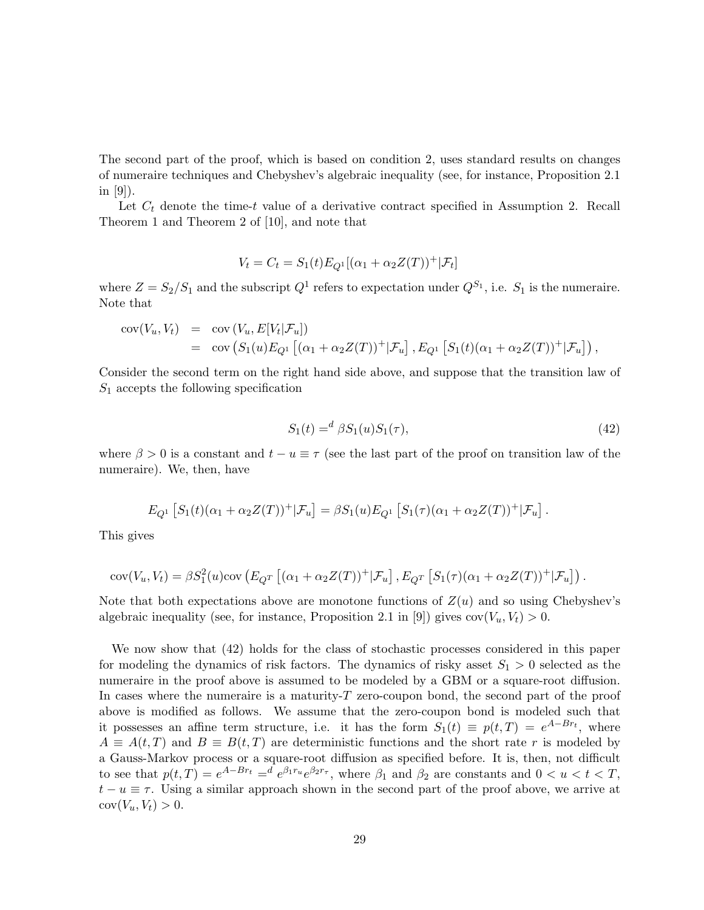The second part of the proof, which is based on condition 2, uses standard results on changes of numeraire techniques and Chebyshev's algebraic inequality (see, for instance, Proposition 2.1 in [9]).

Let $C_t$ denote the time-$t$ value of a derivative contract specified in Assumption 2. Recall Theorem 1 and Theorem 2 of [10], and note that

$$V_t = C_t = S_1(t)E_{Q^1}[(\alpha_1 + \alpha_2 Z(T))^+|\mathcal{F}_t]$$

where $Z = S_2/S_1$ and the subscript $Q^1$ refers to expectation under $Q^{S_1}$, i.e. $S_1$ is the numeraire. Note that

$$\begin{aligned}
\text{cov}(V_u, V_t) &= \text{cov}\left(V_u, E[V_t|\mathcal{F}_u]\right) \\
&= \text{cov}\left(S_1(u)E_{Q^1}\left[(\alpha_1 + \alpha_2 Z(T))^+|\mathcal{F}_u\right], E_{Q^1}\left[S_1(t)(\alpha_1 + \alpha_2 Z(T))^+|\mathcal{F}_u\right]\right),
\end{aligned}$$

Consider the second term on the right hand side above, and suppose that the transition law of $S_1$ accepts the following specification

$$S_1(t) =^d \beta S_1(u) S_1(\tau), \tag{42}$$

where $\beta > 0$ is a constant and $t - u \equiv \tau$ (see the last part of the proof on transition law of the numeraire). We, then, have

$$E_{Q^1}\left[S_1(t)(\alpha_1 + \alpha_2 Z(T))^+|\mathcal{F}_u\right] = \beta S_1(u) E_{Q^1}\left[S_1(\tau)(\alpha_1 + \alpha_2 Z(T))^+|\mathcal{F}_u\right].$$

This gives

$$\text{cov}(V_u, V_t) = \beta S_1^2(u)\text{cov}\left(E_{Q^T}\left[(\alpha_1 + \alpha_2 Z(T))^+|\mathcal{F}_u\right], E_{Q^T}\left[S_1(\tau)(\alpha_1 + \alpha_2 Z(T))^+|\mathcal{F}_u\right]\right).$$

Note that both expectations above are monotone functions of $Z(u)$ and so using Chebyshev's algebraic inequality (see, for instance, Proposition 2.1 in [9]) gives $\text{cov}(V_u, V_t) > 0$.

We now show that (42) holds for the class of stochastic processes considered in this paper for modeling the dynamics of risk factors. The dynamics of risky asset $S_1 > 0$ selected as the numeraire in the proof above is assumed to be modeled by a GBM or a square-root diffusion. In cases where the numeraire is a maturity-$T$ zero-coupon bond, the second part of the proof above is modified as follows. We assume that the zero-coupon bond is modeled such that it possesses an affine term structure, i.e. it has the form $S_1(t) \equiv p(t, T) = e^{A - Br_t}$, where $A \equiv A(t, T)$ and $B \equiv B(t, T)$ are deterministic functions and the short rate $r$ is modeled by a Gauss-Markov process or a square-root diffusion as specified before. It is, then, not difficult to see that $p(t, T) = e^{A - Br_t} =^d e^{\beta_1 r_u} e^{\beta_2 r_\tau}$, where $\beta_1$ and $\beta_2$ are constants and $0 < u < t < T$, $t - u \equiv \tau$. Using a similar approach shown in the second part of the proof above, we arrive at $\text{cov}(V_u, V_t) > 0$.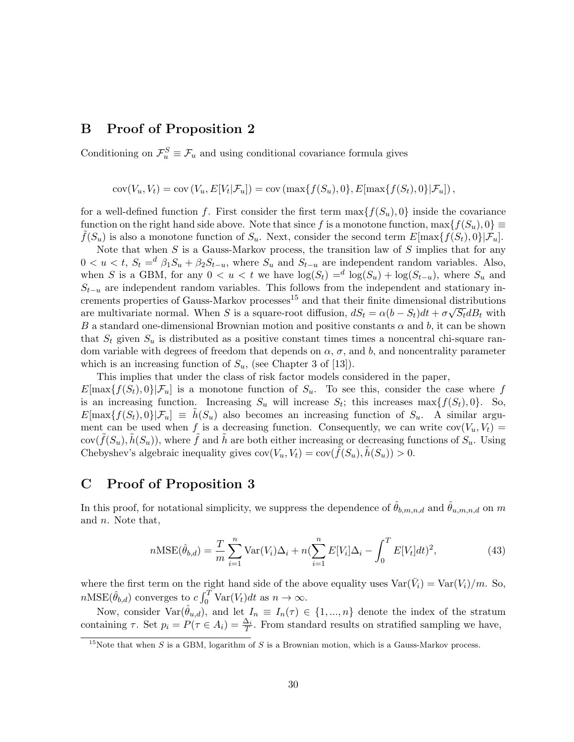## B Proof of Proposition 2

Conditioning on $\mathcal{F}_u^S \equiv \mathcal{F}_u$ and using conditional covariance formula gives

$$\text{cov}(V_u, V_t) = \text{cov}\left(V_u, E[V_t|\mathcal{F}_u]\right) = \text{cov}\left(\max\{f(S_u), 0\}, E[\max\{f(S_t), 0\}|\mathcal{F}_u]\right),$$

for a well-defined function $f$. First consider the first term $\max\{f(S_u), 0\}$ inside the covariance function on the right hand side above. Note that since $f$ is a monotone function, $\max\{f(S_u), 0\} \equiv \tilde{f}(S_u)$ is also a monotone function of $S_u$. Next, consider the second term $E[\max\{f(S_t), 0\}|\mathcal{F}_u]$.

Note that when $S$ is a Gauss-Markov process, the transition law of $S$ implies that for any $0 < u < t$, $S_t =^d \beta_1 S_u + \beta_2 S_{t-u}$, where $S_u$ and $S_{t-u}$ are independent random variables. Also, when $S$ is a GBM, for any $0 < u < t$ we have $\log(S_t) =^d \log(S_u) + \log(S_{t-u})$, where $S_u$ and $S_{t-u}$ are independent random variables. This follows from the independent and stationary increments properties of Gauss-Markov processes[15] and that their finite dimensional distributions are multivariate normal. When $S$ is a square-root diffusion, $dS_t = \alpha(b - S_t)dt + \sigma\sqrt{S_t}dB_t$ with $B$ a standard one-dimensional Brownian motion and positive constants $\alpha$ and $b$, it can be shown that $S_t$ given $S_u$ is distributed as a positive constant times times a noncentral chi-square random variable with degrees of freedom that depends on $\alpha$, $\sigma$, and $b$, and noncentrality parameter which is an increasing function of $S_u$, (see Chapter 3 of [13]).

This implies that under the class of risk factor models considered in the paper, $E[\max\{f(S_t), 0\}|\mathcal{F}_u]$ is a monotone function of $S_u$. To see this, consider the case where $f$ is an increasing function. Increasing $S_u$ will increase $S_t$; this increases $\max\{f(S_t), 0\}$. So, $E[\max\{f(S_t), 0\}|\mathcal{F}_u] \equiv \tilde{h}(S_u)$ also becomes an increasing function of $S_u$. A similar argument can be used when $f$ is a decreasing function. Consequently, we can write $\text{cov}(V_u, V_t) = \text{cov}(\tilde{f}(S_u), \tilde{h}(S_u))$, where $\tilde{f}$ and $\tilde{h}$ are both either increasing or decreasing functions of $S_u$. Using Chebyshev's algebraic inequality gives $\text{cov}(V_u, V_t) = \text{cov}(\tilde{f}(S_u), \tilde{h}(S_u)) > 0$.

## C Proof of Proposition 3

In this proof, for notational simplicity, we suppress the dependence of $\hat{\theta}_{b,m,n,d}$ and $\hat{\theta}_{u,m,n,d}$ on $m$ and $n$. Note that,

$$n\text{MSE}(\hat{\theta}_{b,d}) = \frac{T}{m}\sum_{i=1}^{n}\text{Var}(V_i)\Delta_i + n\left(\sum_{i=1}^{n}E[V_i]\Delta_i - \int_0^T E[V_t]dt\right)^2, \tag{43}$$

where the first term on the right hand side of the above equality uses $\text{Var}(\bar{V}_i) = \text{Var}(V_i)/m$. So, $n\text{MSE}(\hat{\theta}_{b,d})$ converges to $c\int_0^T \text{Var}(V_t)dt$ as $n \to \infty$.

Now, consider $\text{Var}(\hat{\theta}_{u,d})$, and let $I_n \equiv I_n(\tau) \in \{1, ..., n\}$ denote the index of the stratum containing $\tau$. Set $p_i = P(\tau \in A_i) = \frac{\Delta_i}{T}$. From standard results on stratified sampling we have,

[15] Note that when $S$ is a GBM, logarithm of $S$ is a Brownian motion, which is a Gauss-Markov process.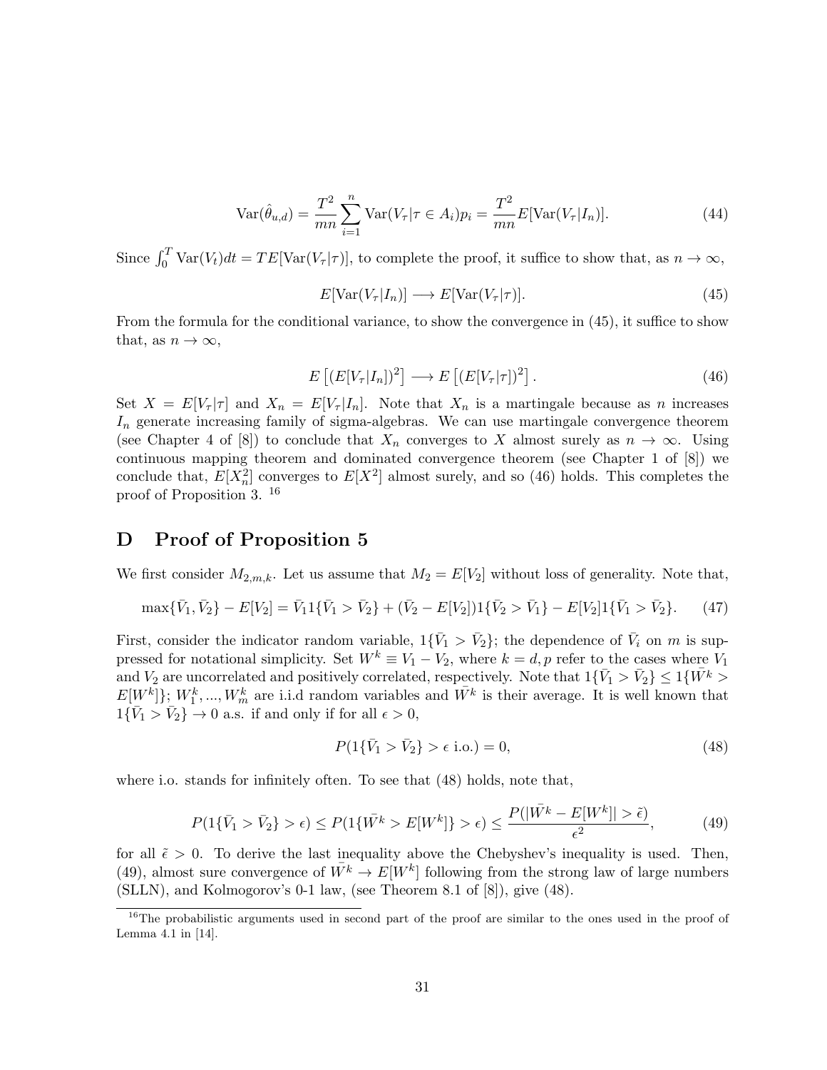$$\text{Var}(\hat{\theta}_{u,d}) = \frac{T^2}{mn} \sum_{i=1}^{n} \text{Var}(V_\tau | \tau \in A_i) p_i = \frac{T^2}{mn} E[\text{Var}(V_\tau | I_n)]. \tag{44}$$

Since $\int_0^T \text{Var}(V_t) dt = TE[\text{Var}(V_\tau|\tau)]$, to complete the proof, it suffice to show that, as $n \to \infty$,

$$E[\text{Var}(V_\tau | I_n)] \longrightarrow E[\text{Var}(V_\tau|\tau)]. \tag{45}$$

From the formula for the conditional variance, to show the convergence in (45), it suffice to show that, as $n \to \infty$,

$$E\left[(E[V_\tau|I_n])^2\right] \longrightarrow E\left[(E[V_\tau|\tau])^2\right]. \tag{46}$$

Set $X = E[V_\tau|\tau]$ and $X_n = E[V_\tau|I_n]$. Note that $X_n$ is a martingale because as $n$ increases $I_n$ generate increasing family of sigma-algebras. We can use martingale convergence theorem (see Chapter 4 of [8]) to conclude that $X_n$ converges to $X$ almost surely as $n \to \infty$. Using continuous mapping theorem and dominated convergence theorem (see Chapter 1 of [8]) we conclude that, $E[X_n^2]$ converges to $E[X^2]$ almost surely, and so (46) holds. This completes the proof of Proposition 3. [16]

# D Proof of Proposition 5

We first consider $M_{2,m,k}$. Let us assume that $M_2 = E[V_2]$ without loss of generality. Note that,

$$\max\{\bar{V}_1, \bar{V}_2\} - E[V_2] = \bar{V}_1 1\{\bar{V}_1 > \bar{V}_2\} + (\bar{V}_2 - E[V_2])1\{\bar{V}_2 > \bar{V}_1\} - E[V_2]1\{\bar{V}_1 > \bar{V}_2\}. \tag{47}$$

First, consider the indicator random variable, $1\{\bar{V}_1 > \bar{V}_2\}$; the dependence of $\bar{V}_i$ on $m$ is suppressed for notational simplicity. Set $W^k \equiv V_1 - V_2$, where $k = d, p$ refer to the cases where $V_1$ and $V_2$ are uncorrelated and positively correlated, respectively. Note that $1\{\bar{V}_1 > \bar{V}_2\} \leq 1\{\bar{W}^k > E[W^k]\}$; $W_1^k, ..., W_m^k$ are i.i.d random variables and $\bar{W}^k$ is their average. It is well known that $1\{\bar{V}_1 > \bar{V}_2\} \to 0$ a.s. if and only if for all $\epsilon > 0$,

$$P(1\{\bar{V}_1 > \bar{V}_2\} > \epsilon \text{ i.o.}) = 0, \tag{48}$$

where i.o. stands for infinitely often. To see that (48) holds, note that,

$$P(1\{\bar{V}_1 > \bar{V}_2\} > \epsilon) \leq P(1\{\bar{W}^k > E[W^k]\} > \epsilon) \leq \frac{P(|\bar{W}^k - E[W^k]| > \tilde{\epsilon})}{\epsilon^2}, \tag{49}$$

for all $\tilde{\epsilon} > 0$. To derive the last inequality above the Chebyshev's inequality is used. Then, (49), almost sure convergence of $\bar{W}^k \to E[W^k]$ following from the strong law of large numbers (SLLN), and Kolmogorov's 0-1 law, (see Theorem 8.1 of [8]), give (48).

[16] The probabilistic arguments used in second part of the proof are similar to the ones used in the proof of Lemma 4.1 in [14].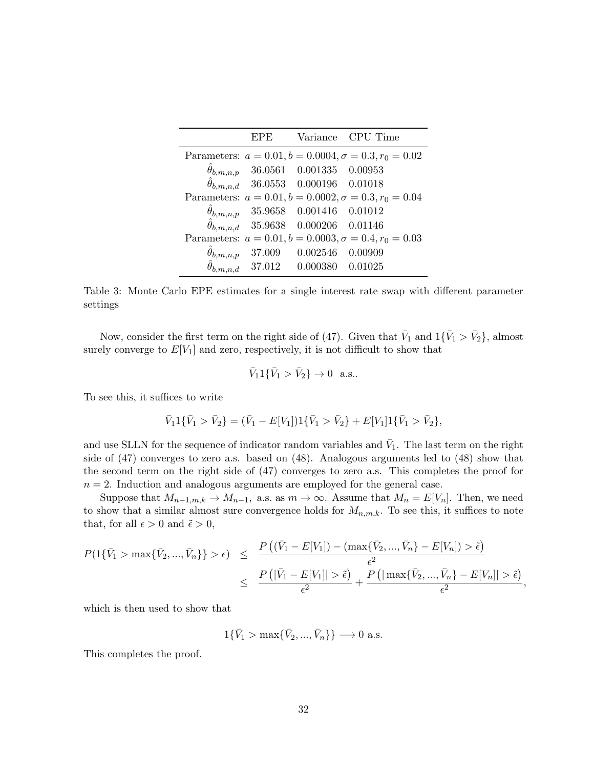|  | EPE | Variance | CPU Time |
|---|---|---|---|
| Parameters: $a = 0.01, b = 0.0004, \sigma = 0.3, r_0 = 0.02$ | | | |
| $\hat{\theta}_{b,m,n,p}$ | 36.0561 | 0.001335 | 0.00953 |
| $\hat{\theta}_{b,m,n,d}$ | 36.0553 | 0.000196 | 0.01018 |
| Parameters: $a = 0.01, b = 0.0002, \sigma = 0.3, r_0 = 0.04$ | | | |
| $\hat{\theta}_{b,m,n,p}$ | 35.9658 | 0.001416 | 0.01012 |
| $\hat{\theta}_{b,m,n,d}$ | 35.9638 | 0.000206 | 0.01146 |
| Parameters: $a = 0.01, b = 0.0003, \sigma = 0.4, r_0 = 0.03$ | | | |
| $\hat{\theta}_{b,m,n,p}$ | 37.009 | 0.002546 | 0.00909 |
| $\hat{\theta}_{b,m,n,d}$ | 37.012 | 0.000380 | 0.01025 |

Table 3: Monte Carlo EPE estimates for a single interest rate swap with different parameter settings

Now, consider the first term on the right side of (47). Given that $\bar{V}_1$ and $1\{\bar{V}_1 > \bar{V}_2\}$, almost surely converge to $E[V_1]$ and zero, respectively, it is not difficult to show that

$$\bar{V}_1 1\{\bar{V}_1 > \bar{V}_2\} \to 0 \ \text{ a.s..}$$

To see this, it suffices to write

$$\bar{V}_1 1\{\bar{V}_1 > \bar{V}_2\} = (\bar{V}_1 - E[V_1])1\{\bar{V}_1 > \bar{V}_2\} + E[V_1]1\{\bar{V}_1 > \bar{V}_2\},$$

and use SLLN for the sequence of indicator random variables and $\bar{V}_1$. The last term on the right side of (47) converges to zero a.s. based on (48). Analogous arguments led to (48) show that the second term on the right side of (47) converges to zero a.s. This completes the proof for $n = 2$. Induction and analogous arguments are employed for the general case.

Suppose that $M_{n-1,m,k} \to M_{n-1}$, a.s. as $m \to \infty$. Assume that $M_n = E[V_n]$. Then, we need to show that a similar almost sure convergence holds for $M_{n,m,k}$. To see this, it suffices to note that, for all $\epsilon > 0$ and $\tilde{\epsilon} > 0$,

$$\begin{aligned} P(1\{\bar{V}_1 > \max\{\bar{V}_2, ..., \bar{V}_n\}\} > \epsilon) &\leq \frac{P\left((\bar{V}_1 - E[V_1]) - (\max\{\bar{V}_2, ..., \bar{V}_n\} - E[V_n]) > \tilde{\epsilon}\right)}{\epsilon^2} \\ &\leq \frac{P\left(|\bar{V}_1 - E[V_1]| > \tilde{\epsilon}\right)}{\epsilon^2} + \frac{P\left(|\max\{\bar{V}_2, ..., \bar{V}_n\} - E[V_n]| > \tilde{\epsilon}\right)}{\epsilon^2}, \end{aligned}$$

which is then used to show that

$$1\{\bar{V}_1 > \max\{\bar{V}_2, ..., \bar{V}_n\}\} \longrightarrow 0 \text{ a.s.}$$

This completes the proof.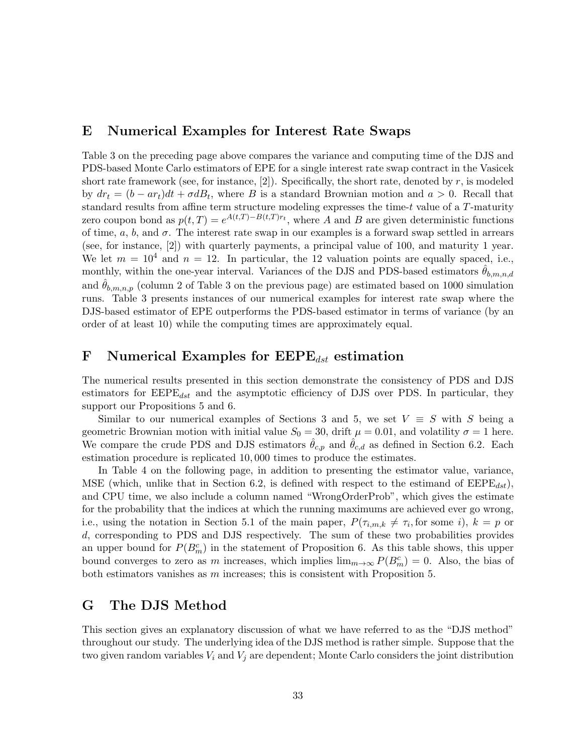## E Numerical Examples for Interest Rate Swaps

Table 3 on the preceding page above compares the variance and computing time of the DJS and PDS-based Monte Carlo estimators of EPE for a single interest rate swap contract in the Vasicek short rate framework (see, for instance, [2]). Specifically, the short rate, denoted by $r$, is modeled by $dr_t = (b - ar_t)dt + \sigma dB_t$, where $B$ is a standard Brownian motion and $a > 0$. Recall that standard results from affine term structure modeling expresses the time-$t$ value of a $T$-maturity zero coupon bond as $p(t,T) = e^{A(t,T)-B(t,T)r_t}$, where $A$ and $B$ are given deterministic functions of time, $a$, $b$, and $\sigma$. The interest rate swap in our examples is a forward swap settled in arrears (see, for instance, [2]) with quarterly payments, a principal value of 100, and maturity 1 year. We let $m = 10^4$ and $n = 12$. In particular, the 12 valuation points are equally spaced, i.e., monthly, within the one-year interval. Variances of the DJS and PDS-based estimators $\hat{\theta}_{b,m,n,d}$ and $\hat{\theta}_{b,m,n,p}$ (column 2 of Table 3 on the previous page) are estimated based on 1000 simulation runs. Table 3 presents instances of our numerical examples for interest rate swap where the DJS-based estimator of EPE outperforms the PDS-based estimator in terms of variance (by an order of at least 10) while the computing times are approximately equal.

## F Numerical Examples for EEPE$_{dst}$ estimation

The numerical results presented in this section demonstrate the consistency of PDS and DJS estimators for EEPE$_{dst}$ and the asymptotic efficiency of DJS over PDS. In particular, they support our Propositions 5 and 6.

Similar to our numerical examples of Sections 3 and 5, we set $V \equiv S$ with $S$ being a geometric Brownian motion with initial value $S_0 = 30$, drift $\mu = 0.01$, and volatility $\sigma = 1$ here. We compare the crude PDS and DJS estimators $\hat{\theta}_{c,p}$ and $\hat{\theta}_{c,d}$ as defined in Section 6.2. Each estimation procedure is replicated 10,000 times to produce the estimates.

In Table 4 on the following page, in addition to presenting the estimator value, variance, MSE (which, unlike that in Section 6.2, is defined with respect to the estimand of EEPE$_{dst}$), and CPU time, we also include a column named "WrongOrderProb", which gives the estimate for the probability that the indices at which the running maximums are achieved ever go wrong, i.e., using the notation in Section 5.1 of the main paper, $P(\tau_{i,m,k} \neq \tau_i, \text{for some } i)$, $k = p$ or $d$, corresponding to PDS and DJS respectively. The sum of these two probabilities provides an upper bound for $P(B_m^c)$ in the statement of Proposition 6. As this table shows, this upper bound converges to zero as $m$ increases, which implies $\lim_{m\to\infty} P(B_m^c) = 0$. Also, the bias of both estimators vanishes as $m$ increases; this is consistent with Proposition 5.

## G The DJS Method

This section gives an explanatory discussion of what we have referred to as the "DJS method" throughout our study. The underlying idea of the DJS method is rather simple. Suppose that the two given random variables $V_i$ and $V_j$ are dependent; Monte Carlo considers the joint distribution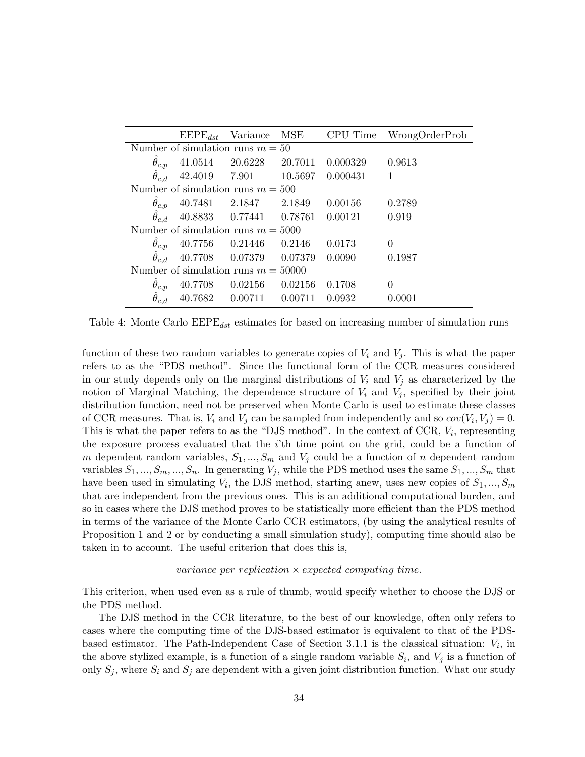|  | $\text{EEPE}_{dst}$ | Variance | MSE | CPU Time | WrongOrderProb |
|---|---|---|---|---|---|
| Number of simulation runs $m = 50$ | | | | | |
| $\hat{\theta}_{c,p}$ | 41.0514 | 20.6228 | 20.7011 | 0.000329 | 0.9613 |
| $\hat{\theta}_{c,d}$ | 42.4019 | 7.901 | 10.5697 | 0.000431 | 1 |
| Number of simulation runs $m = 500$ | | | | | |
| $\hat{\theta}_{c,p}$ | 40.7481 | 2.1847 | 2.1849 | 0.00156 | 0.2789 |
| $\hat{\theta}_{c,d}$ | 40.8833 | 0.77441 | 0.78761 | 0.00121 | 0.919 |
| Number of simulation runs $m = 5000$ | | | | | |
| $\hat{\theta}_{c,p}$ | 40.7756 | 0.21446 | 0.2146 | 0.0173 | 0 |
| $\hat{\theta}_{c,d}$ | 40.7708 | 0.07379 | 0.07379 | 0.0090 | 0.1987 |
| Number of simulation runs $m = 50000$ | | | | | |
| $\hat{\theta}_{c,p}$ | 40.7708 | 0.02156 | 0.02156 | 0.1708 | 0 |
| $\hat{\theta}_{c,d}$ | 40.7682 | 0.00711 | 0.00711 | 0.0932 | 0.0001 |

Table 4: Monte Carlo $\text{EEPE}_{dst}$ estimates for based on increasing number of simulation runs

function of these two random variables to generate copies of $V_i$ and $V_j$. This is what the paper refers to as the "PDS method". Since the functional form of the CCR measures considered in our study depends only on the marginal distributions of $V_i$ and $V_j$ as characterized by the notion of Marginal Matching, the dependence structure of $V_i$ and $V_j$, specified by their joint distribution function, need not be preserved when Monte Carlo is used to estimate these classes of CCR measures. That is, $V_i$ and $V_j$ can be sampled from independently and so $cov(V_i, V_j) = 0$. This is what the paper refers to as the "DJS method". In the context of CCR, $V_i$, representing the exposure process evaluated that the $i$'th time point on the grid, could be a function of $m$ dependent random variables, $S_1, ..., S_m$ and $V_j$ could be a function of $n$ dependent random variables $S_1, ..., S_m, ..., S_n$. In generating $V_j$, while the PDS method uses the same $S_1, ..., S_m$ that have been used in simulating $V_i$, the DJS method, starting anew, uses new copies of $S_1, ..., S_m$ that are independent from the previous ones. This is an additional computational burden, and so in cases where the DJS method proves to be statistically more efficient than the PDS method in terms of the variance of the Monte Carlo CCR estimators, (by using the analytical results of Proposition 1 and 2 or by conducting a small simulation study), computing time should also be taken in to account. The useful criterion that does this is,

$$\textit{variance per replication} \times \textit{expected computing time}.$$

This criterion, when used even as a rule of thumb, would specify whether to choose the DJS or the PDS method.

The DJS method in the CCR literature, to the best of our knowledge, often only refers to cases where the computing time of the DJS-based estimator is equivalent to that of the PDS-based estimator. The Path-Independent Case of Section 3.1.1 is the classical situation: $V_i$, in the above stylized example, is a function of a single random variable $S_i$, and $V_j$ is a function of only $S_j$, where $S_i$ and $S_j$ are dependent with a given joint distribution function. What our study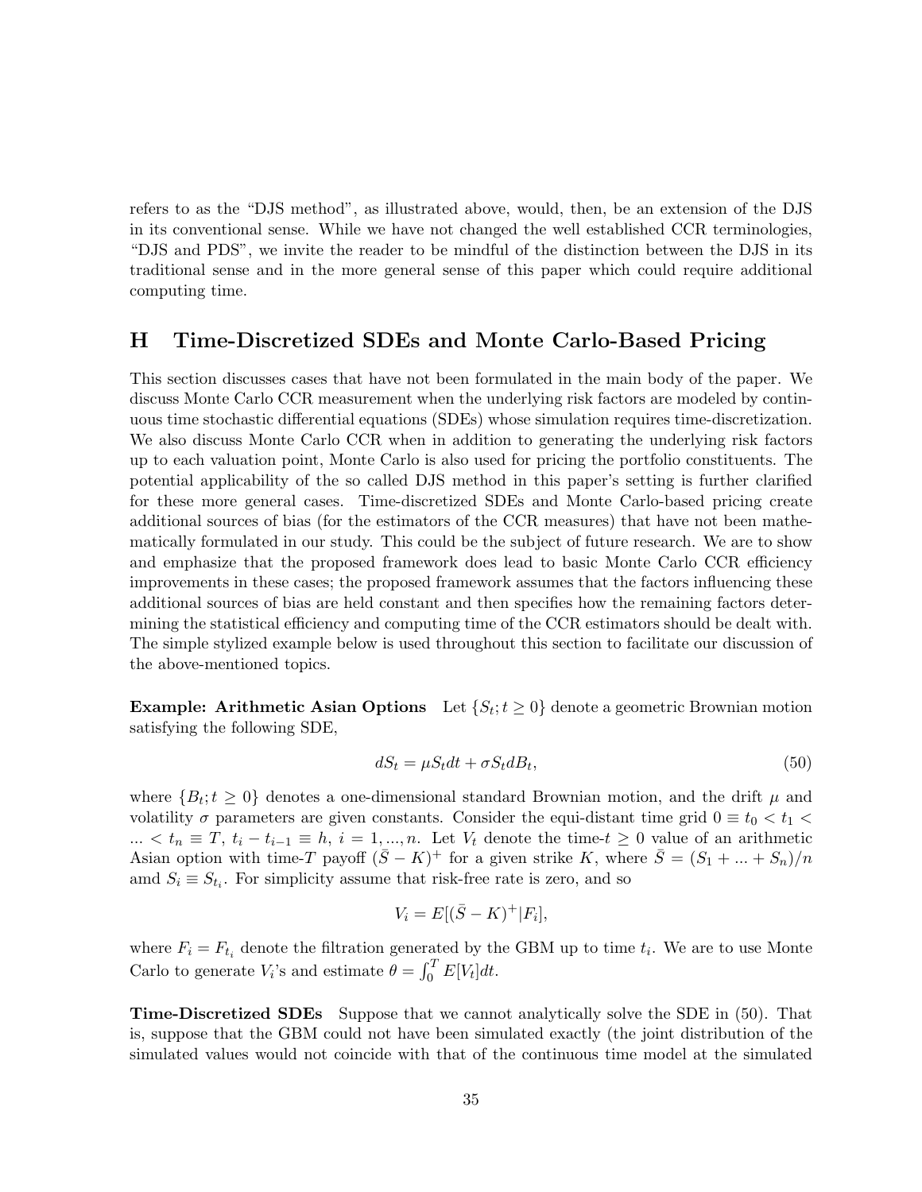refers to as the "DJS method", as illustrated above, would, then, be an extension of the DJS in its conventional sense. While we have not changed the well established CCR terminologies, "DJS and PDS", we invite the reader to be mindful of the distinction between the DJS in its traditional sense and in the more general sense of this paper which could require additional computing time.

## H Time-Discretized SDEs and Monte Carlo-Based Pricing

This section discusses cases that have not been formulated in the main body of the paper. We discuss Monte Carlo CCR measurement when the underlying risk factors are modeled by continuous time stochastic differential equations (SDEs) whose simulation requires time-discretization. We also discuss Monte Carlo CCR when in addition to generating the underlying risk factors up to each valuation point, Monte Carlo is also used for pricing the portfolio constituents. The potential applicability of the so called DJS method in this paper's setting is further clarified for these more general cases. Time-discretized SDEs and Monte Carlo-based pricing create additional sources of bias (for the estimators of the CCR measures) that have not been mathematically formulated in our study. This could be the subject of future research. We are to show and emphasize that the proposed framework does lead to basic Monte Carlo CCR efficiency improvements in these cases; the proposed framework assumes that the factors influencing these additional sources of bias are held constant and then specifies how the remaining factors determining the statistical efficiency and computing time of the CCR estimators should be dealt with. The simple stylized example below is used throughout this section to facilitate our discussion of the above-mentioned topics.

**Example: Arithmetic Asian Options** Let $\{S_t; t \geq 0\}$ denote a geometric Brownian motion satisfying the following SDE,

$$dS_t = \mu S_t dt + \sigma S_t dB_t, \tag{50}$$

where $\{B_t; t \geq 0\}$ denotes a one-dimensional standard Brownian motion, and the drift $\mu$ and volatility $\sigma$ parameters are given constants. Consider the equi-distant time grid $0 \equiv t_0 < t_1 < ... < t_n \equiv T$, $t_i - t_{i-1} \equiv h$, $i = 1, ..., n$. Let $V_t$ denote the time-$t \geq 0$ value of an arithmetic Asian option with time-$T$ payoff $(\bar{S} - K)^+$ for a given strike $K$, where $\bar{S} = (S_1 + ... + S_n)/n$ amd $S_i \equiv S_{t_i}$. For simplicity assume that risk-free rate is zero, and so

$$V_i = E[(\bar{S} - K)^+ | F_i],$$

where $F_i = F_{t_i}$ denote the filtration generated by the GBM up to time $t_i$. We are to use Monte Carlo to generate $V_i$'s and estimate $\theta = \int_0^T E[V_t]dt$.

**Time-Discretized SDEs** Suppose that we cannot analytically solve the SDE in (50). That is, suppose that the GBM could not have been simulated exactly (the joint distribution of the simulated values would not coincide with that of the continuous time model at the simulated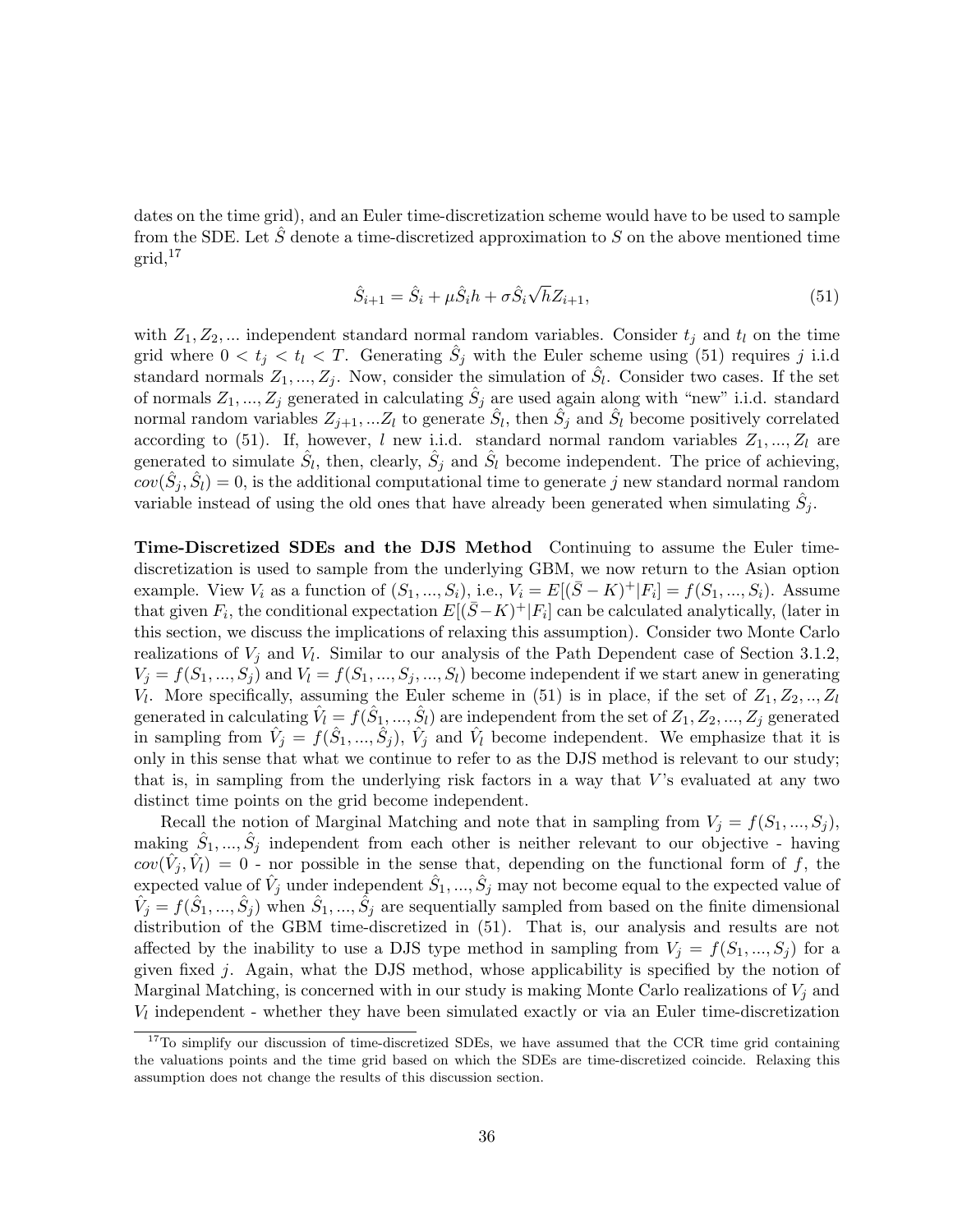dates on the time grid), and an Euler time-discretization scheme would have to be used to sample from the SDE. Let $\hat{S}$ denote a time-discretized approximation to $S$ on the above mentioned time grid,[17]

$$\hat{S}_{i+1} = \hat{S}_i + \mu \hat{S}_i h + \sigma \hat{S}_i \sqrt{h} Z_{i+1}, \tag{51}$$

with $Z_1, Z_2, ...$ independent standard normal random variables. Consider $t_j$ and $t_l$ on the time grid where $0 < t_j < t_l < T$. Generating $\hat{S}_j$ with the Euler scheme using (51) requires $j$ i.i.d standard normals $Z_1, ..., Z_j$. Now, consider the simulation of $\hat{S}_l$. Consider two cases. If the set of normals $Z_1, ..., Z_j$ generated in calculating $\hat{S}_j$ are used again along with "new" i.i.d. standard normal random variables $Z_{j+1}, ...Z_l$ to generate $\hat{S}_l$, then $\hat{S}_j$ and $\hat{S}_l$ become positively correlated according to (51). If, however, $l$ new i.i.d. standard normal random variables $Z_1, ..., Z_l$ are generated to simulate $\hat{S}_l$, then, clearly, $\hat{S}_j$ and $\hat{S}_l$ become independent. The price of achieving, $cov(\hat{S}_j, \hat{S}_l) = 0$, is the additional computational time to generate $j$ new standard normal random variable instead of using the old ones that have already been generated when simulating $\hat{S}_j$.

**Time-Discretized SDEs and the DJS Method** Continuing to assume the Euler time-discretization is used to sample from the underlying GBM, we now return to the Asian option example. View $V_i$ as a function of $(S_1, ..., S_i)$, i.e., $V_i = E[(\bar{S} - K)^+ | F_i] = f(S_1, ..., S_i)$. Assume that given $F_i$, the conditional expectation $E[(\bar{S} - K)^+ | F_i]$ can be calculated analytically, (later in this section, we discuss the implications of relaxing this assumption). Consider two Monte Carlo realizations of $V_j$ and $V_l$. Similar to our analysis of the Path Dependent case of Section 3.1.2, $V_j = f(S_1, ..., S_j)$ and $V_l = f(S_1, ..., S_j, ..., S_l)$ become independent if we start anew in generating $V_l$. More specifically, assuming the Euler scheme in (51) is in place, if the set of $Z_1, Z_2, .., Z_l$ generated in calculating $\hat{V}_l = f(\hat{S}_1, ..., \hat{S}_l)$ are independent from the set of $Z_1, Z_2, ..., Z_j$ generated in sampling from $\hat{V}_j = f(\hat{S}_1, ..., \hat{S}_j)$, $\hat{V}_j$ and $\hat{V}_l$ become independent. We emphasize that it is only in this sense that what we continue to refer to as the DJS method is relevant to our study; that is, in sampling from the underlying risk factors in a way that $V$'s evaluated at any two distinct time points on the grid become independent.

Recall the notion of Marginal Matching and note that in sampling from $V_j = f(S_1, ..., S_j)$, making $\hat{S}_1, ..., \hat{S}_j$ independent from each other is neither relevant to our objective - having $cov(\hat{V}_j, \hat{V}_l) = 0$ - nor possible in the sense that, depending on the functional form of $f$, the expected value of $\hat{V}_j$ under independent $\hat{S}_1, ..., \hat{S}_j$ may not become equal to the expected value of $\hat{V}_j = f(\hat{S}_1, ..., \hat{S}_j)$ when $\hat{S}_1, ..., \hat{S}_j$ are sequentially sampled from based on the finite dimensional distribution of the GBM time-discretized in (51). That is, our analysis and results are not affected by the inability to use a DJS type method in sampling from $V_j = f(S_1, ..., S_j)$ for a given fixed $j$. Again, what the DJS method, whose applicability is specified by the notion of Marginal Matching, is concerned with in our study is making Monte Carlo realizations of $V_j$ and $V_l$ independent - whether they have been simulated exactly or via an Euler time-discretization

[17] To simplify our discussion of time-discretized SDEs, we have assumed that the CCR time grid containing the valuations points and the time grid based on which the SDEs are time-discretized coincide. Relaxing this assumption does not change the results of this discussion section.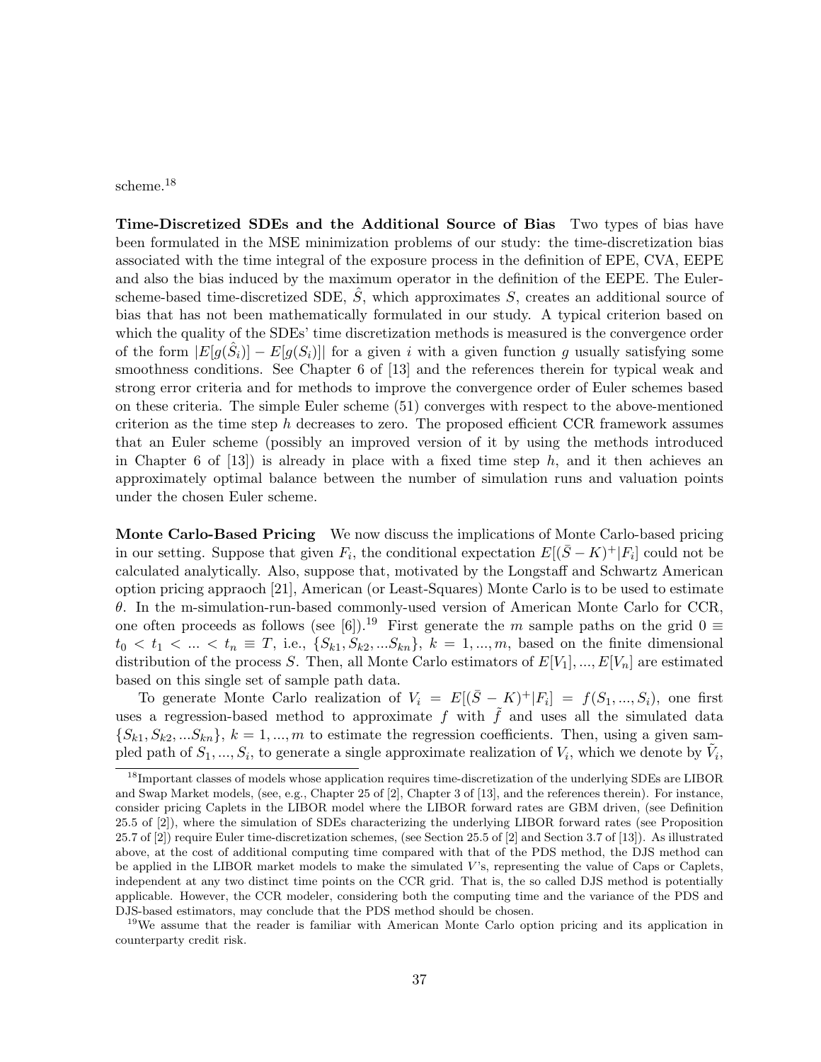scheme.[18]

**Time-Discretized SDEs and the Additional Source of Bias** Two types of bias have been formulated in the MSE minimization problems of our study: the time-discretization bias associated with the time integral of the exposure process in the definition of EPE, CVA, EEPE and also the bias induced by the maximum operator in the definition of the EEPE. The Euler-scheme-based time-discretized SDE, $\hat{S}$, which approximates $S$, creates an additional source of bias that has not been mathematically formulated in our study. A typical criterion based on which the quality of the SDEs' time discretization methods is measured is the convergence order of the form $|E[g(\hat{S}_i)] - E[g(S_i)]|$ for a given $i$ with a given function $g$ usually satisfying some smoothness conditions. See Chapter 6 of [13] and the references therein for typical weak and strong error criteria and for methods to improve the convergence order of Euler schemes based on these criteria. The simple Euler scheme (51) converges with respect to the above-mentioned criterion as the time step $h$ decreases to zero. The proposed efficient CCR framework assumes that an Euler scheme (possibly an improved version of it by using the methods introduced in Chapter 6 of [13]) is already in place with a fixed time step $h$, and it then achieves an approximately optimal balance between the number of simulation runs and valuation points under the chosen Euler scheme.

**Monte Carlo-Based Pricing** We now discuss the implications of Monte Carlo-based pricing in our setting. Suppose that given $F_i$, the conditional expectation $E[(\bar{S} - K)^+|F_i]$ could not be calculated analytically. Also, suppose that, motivated by the Longstaff and Schwartz American option pricing appraoch [21], American (or Least-Squares) Monte Carlo is to be used to estimate $\theta$. In the m-simulation-run-based commonly-used version of American Monte Carlo for CCR, one often proceeds as follows (see [6]).[19] First generate the $m$ sample paths on the grid $0 \equiv t_0 < t_1 < ... < t_n \equiv T$, i.e., $\{S_{k1}, S_{k2}, ...S_{kn}\}$, $k = 1, ..., m$, based on the finite dimensional distribution of the process $S$. Then, all Monte Carlo estimators of $E[V_1], ..., E[V_n]$ are estimated based on this single set of sample path data.

To generate Monte Carlo realization of $V_i = E[(\bar{S} - K)^+|F_i] = f(S_1, ..., S_i)$, one first uses a regression-based method to approximate $f$ with $\tilde{f}$ and uses all the simulated data $\{S_{k1}, S_{k2}, ...S_{kn}\}$, $k = 1, ..., m$ to estimate the regression coefficients. Then, using a given sampled path of $S_1, ..., S_i$, to generate a single approximate realization of $V_i$, which we denote by $\tilde{V}_i$,

[18] Important classes of models whose application requires time-discretization of the underlying SDEs are LIBOR and Swap Market models, (see, e.g., Chapter 25 of [2], Chapter 3 of [13], and the references therein). For instance, consider pricing Caplets in the LIBOR model where the LIBOR forward rates are GBM driven, (see Definition 25.5 of [2]), where the simulation of SDEs characterizing the underlying LIBOR forward rates (see Proposition 25.7 of [2]) require Euler time-discretization schemes, (see Section 25.5 of [2] and Section 3.7 of [13]). As illustrated above, at the cost of additional computing time compared with that of the PDS method, the DJS method can be applied in the LIBOR market models to make the simulated $V$'s, representing the value of Caps or Caplets, independent at any two distinct time points on the CCR grid. That is, the so called DJS method is potentially applicable. However, the CCR modeler, considering both the computing time and the variance of the PDS and DJS-based estimators, may conclude that the PDS method should be chosen.

[19] We assume that the reader is familiar with American Monte Carlo option pricing and its application in counterparty credit risk.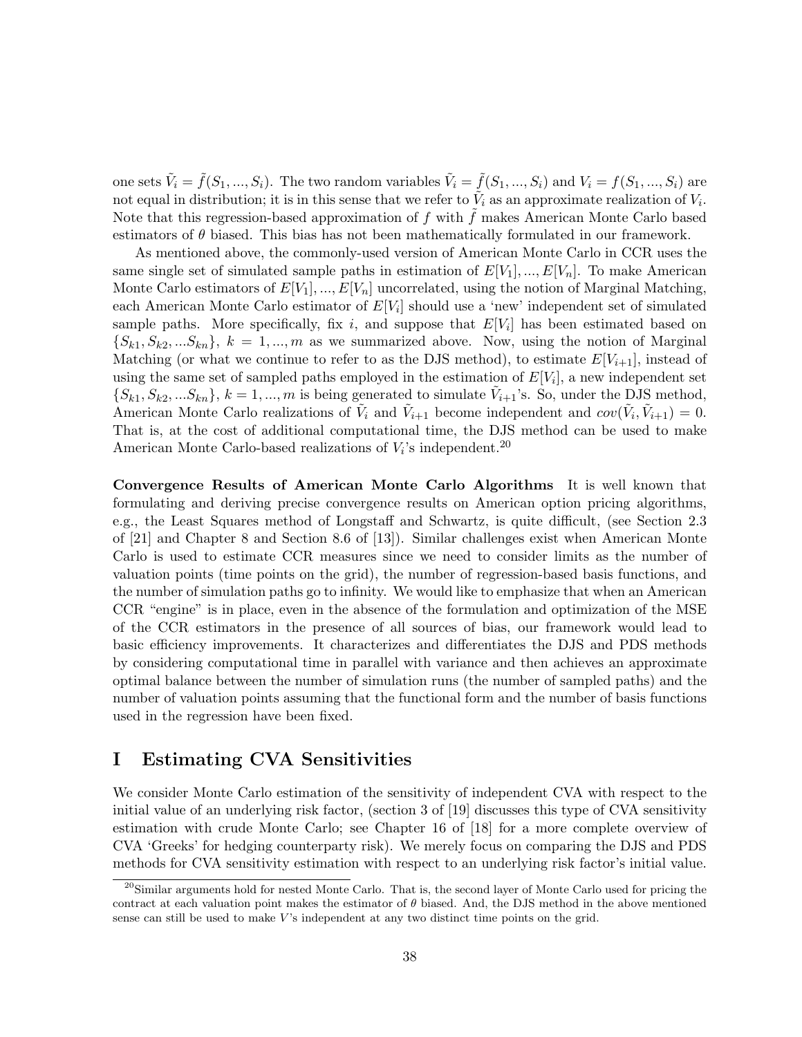one sets $\tilde{V}_i = \tilde{f}(S_1, ..., S_i)$. The two random variables $\tilde{V}_i = \tilde{f}(S_1, ..., S_i)$ and $V_i = f(S_1, ..., S_i)$ are not equal in distribution; it is in this sense that we refer to $\tilde{V}_i$ as an approximate realization of $V_i$. Note that this regression-based approximation of $f$ with $\tilde{f}$ makes American Monte Carlo based estimators of $\theta$ biased. This bias has not been mathematically formulated in our framework.

As mentioned above, the commonly-used version of American Monte Carlo in CCR uses the same single set of simulated sample paths in estimation of $E[V_1], ..., E[V_n]$. To make American Monte Carlo estimators of $E[V_1], ..., E[V_n]$ uncorrelated, using the notion of Marginal Matching, each American Monte Carlo estimator of $E[V_i]$ should use a 'new' independent set of simulated sample paths. More specifically, fix $i$, and suppose that $E[V_i]$ has been estimated based on $\{S_{k1}, S_{k2}, ...S_{kn}\}$, $k = 1, ..., m$ as we summarized above. Now, using the notion of Marginal Matching (or what we continue to refer to as the DJS method), to estimate $E[V_{i+1}]$, instead of using the same set of sampled paths employed in the estimation of $E[V_i]$, a new independent set $\{S_{k1}, S_{k2}, ...S_{kn}\}$, $k = 1, ..., m$ is being generated to simulate $\tilde{V}_{i+1}$'s. So, under the DJS method, American Monte Carlo realizations of $\tilde{V}_i$ and $\tilde{V}_{i+1}$ become independent and $cov(\tilde{V}_i, \tilde{V}_{i+1}) = 0$. That is, at the cost of additional computational time, the DJS method can be used to make American Monte Carlo-based realizations of $V_i$'s independent.[20]

**Convergence Results of American Monte Carlo Algorithms** It is well known that formulating and deriving precise convergence results on American option pricing algorithms, e.g., the Least Squares method of Longstaff and Schwartz, is quite difficult, (see Section 2.3 of [21] and Chapter 8 and Section 8.6 of [13]). Similar challenges exist when American Monte Carlo is used to estimate CCR measures since we need to consider limits as the number of valuation points (time points on the grid), the number of regression-based basis functions, and the number of simulation paths go to infinity. We would like to emphasize that when an American CCR "engine" is in place, even in the absence of the formulation and optimization of the MSE of the CCR estimators in the presence of all sources of bias, our framework would lead to basic efficiency improvements. It characterizes and differentiates the DJS and PDS methods by considering computational time in parallel with variance and then achieves an approximate optimal balance between the number of simulation runs (the number of sampled paths) and the number of valuation points assuming that the functional form and the number of basis functions used in the regression have been fixed.

# I Estimating CVA Sensitivities

We consider Monte Carlo estimation of the sensitivity of independent CVA with respect to the initial value of an underlying risk factor, (section 3 of [19] discusses this type of CVA sensitivity estimation with crude Monte Carlo; see Chapter 16 of [18] for a more complete overview of CVA 'Greeks' for hedging counterparty risk). We merely focus on comparing the DJS and PDS methods for CVA sensitivity estimation with respect to an underlying risk factor's initial value.

[20] Similar arguments hold for nested Monte Carlo. That is, the second layer of Monte Carlo used for pricing the contract at each valuation point makes the estimator of $\theta$ biased. And, the DJS method in the above mentioned sense can still be used to make $V$'s independent at any two distinct time points on the grid.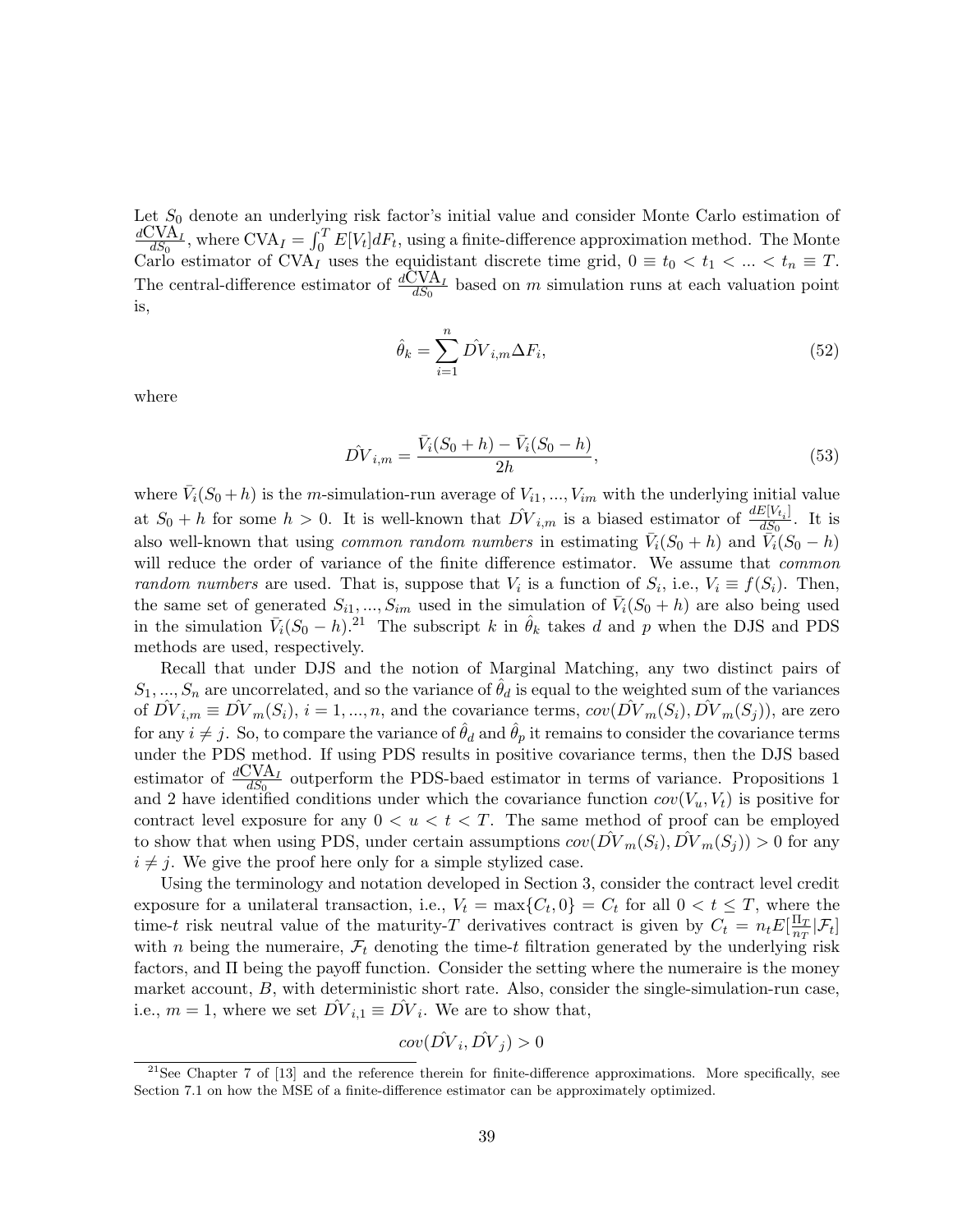Let $S_0$ denote an underlying risk factor's initial value and consider Monte Carlo estimation of $\frac{d\text{CVA}_I}{dS_0}$, where $\text{CVA}_I = \int_0^T E[V_t]dF_t$, using a finite-difference approximation method. The Monte Carlo estimator of $\text{CVA}_I$ uses the equidistant discrete time grid, $0 \equiv t_0 < t_1 < ... < t_n \equiv T$. The central-difference estimator of $\frac{d\text{CVA}_I}{dS_0}$ based on $m$ simulation runs at each valuation point is,

$$\hat{\theta}_k = \sum_{i=1}^{n} \hat{DV}_{i,m} \Delta F_i, \tag{52}$$

where

$$\hat{DV}_{i,m} = \frac{\bar{V}_i(S_0 + h) - \bar{V}_i(S_0 - h)}{2h}, \tag{53}$$

where $\bar{V}_i(S_0+h)$ is the $m$-simulation-run average of $V_{i1}, ..., V_{im}$ with the underlying initial value at $S_0 + h$ for some $h > 0$. It is well-known that $\hat{DV}_{i,m}$ is a biased estimator of $\frac{dE[V_{t_i}]}{dS_0}$. It is also well-known that using *common random numbers* in estimating $\bar{V}_i(S_0 + h)$ and $\bar{V}_i(S_0 - h)$ will reduce the order of variance of the finite difference estimator. We assume that *common random numbers* are used. That is, suppose that $V_i$ is a function of $S_i$, i.e., $V_i \equiv f(S_i)$. Then, the same set of generated $S_{i1}, ..., S_{im}$ used in the simulation of $\bar{V}_i(S_0 + h)$ are also being used in the simulation $\bar{V}_i(S_0 - h)$.[21] The subscript $k$ in $\hat{\theta}_k$ takes $d$ and $p$ when the DJS and PDS methods are used, respectively.

Recall that under DJS and the notion of Marginal Matching, any two distinct pairs of $S_1, ..., S_n$ are uncorrelated, and so the variance of $\hat{\theta}_d$ is equal to the weighted sum of the variances of $\hat{DV}_{i,m} \equiv \hat{DV}_m(S_i)$, $i = 1, ..., n$, and the covariance terms, $cov(\hat{DV}_m(S_i), \hat{DV}_m(S_j))$, are zero for any $i \neq j$. So, to compare the variance of $\hat{\theta}_d$ and $\hat{\theta}_p$ it remains to consider the covariance terms under the PDS method. If using PDS results in positive covariance terms, then the DJS based estimator of $\frac{d\text{CVA}_I}{dS_0}$ outperform the PDS-baed estimator in terms of variance. Propositions 1 and 2 have identified conditions under which the covariance function $cov(V_u, V_t)$ is positive for contract level exposure for any $0 < u < t < T$. The same method of proof can be employed to show that when using PDS, under certain assumptions $cov(\hat{DV}_m(S_i), \hat{DV}_m(S_j)) > 0$ for any $i \neq j$. We give the proof here only for a simple stylized case.

Using the terminology and notation developed in Section 3, consider the contract level credit exposure for a unilateral transaction, i.e., $V_t = \max\{C_t, 0\} = C_t$ for all $0 < t \leq T$, where the time-$t$ risk neutral value of the maturity-$T$ derivatives contract is given by $C_t = n_t E[\frac{\Pi_T}{n_T} | \mathcal{F}_t]$ with $n$ being the numeraire, $\mathcal{F}_t$ denoting the time-$t$ filtration generated by the underlying risk factors, and $\Pi$ being the payoff function. Consider the setting where the numeraire is the money market account, $B$, with deterministic short rate. Also, consider the single-simulation-run case, i.e., $m = 1$, where we set $\hat{DV}_{i,1} \equiv \hat{DV}_i$. We are to show that,

$$cov(\hat{DV}_i, \hat{DV}_j) > 0$$

[21] See Chapter 7 of [13] and the reference therein for finite-difference approximations. More specifically, see Section 7.1 on how the MSE of a finite-difference estimator can be approximately optimized.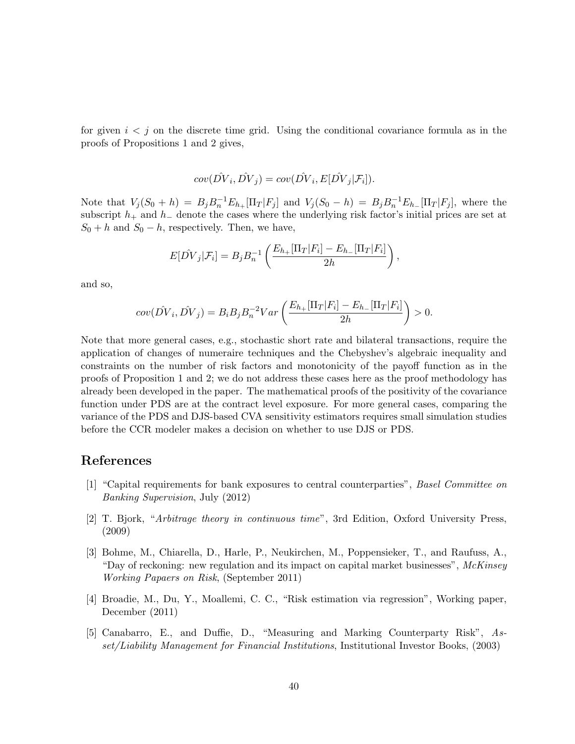for given $i < j$ on the discrete time grid. Using the conditional covariance formula as in the proofs of Propositions 1 and 2 gives,

$$cov(\hat{DV}_i, \hat{DV}_j) = cov(\hat{DV}_i, E[\hat{DV}_j|\mathcal{F}_i]).$$

Note that $V_j(S_0 + h) = B_j B_n^{-1} E_{h_+}[\Pi_T|F_j]$ and $V_j(S_0 - h) = B_j B_n^{-1} E_{h_-}[\Pi_T|F_j]$, where the subscript $h_+$ and $h_-$ denote the cases where the underlying risk factor's initial prices are set at $S_0 + h$ and $S_0 - h$, respectively. Then, we have,

$$E[\hat{DV}_j|\mathcal{F}_i] = B_j B_n^{-1} \left( \frac{E_{h_+}[\Pi_T|F_i] - E_{h_-}[\Pi_T|F_i]}{2h} \right),$$

and so,

$$cov(\hat{DV}_i, \hat{DV}_j) = B_i B_j B_n^{-2} Var \left( \frac{E_{h_+}[\Pi_T|F_i] - E_{h_-}[\Pi_T|F_i]}{2h} \right) > 0.$$

Note that more general cases, e.g., stochastic short rate and bilateral transactions, require the application of changes of numeraire techniques and the Chebyshev's algebraic inequality and constraints on the number of risk factors and monotonicity of the payoff function as in the proofs of Proposition 1 and 2; we do not address these cases here as the proof methodology has already been developed in the paper. The mathematical proofs of the positivity of the covariance function under PDS are at the contract level exposure. For more general cases, comparing the variance of the PDS and DJS-based CVA sensitivity estimators requires small simulation studies before the CCR modeler makes a decision on whether to use DJS or PDS.

# References

[1] "Capital requirements for bank exposures to central counterparties", *Basel Committee on Banking Supervision*, July (2012)

[2] T. Bjork, "*Arbitrage theory in continuous time*", 3rd Edition, Oxford University Press, (2009)

[3] Bohme, M., Chiarella, D., Harle, P., Neukirchen, M., Poppensieker, T., and Raufuss, A., "Day of reckoning: new regulation and its impact on capital market businesses", *McKinsey Working Papaers on Risk*, (September 2011)

[4] Broadie, M., Du, Y., Moallemi, C. C., "Risk estimation via regression", Working paper, December (2011)

[5] Canabarro, E., and Duffie, D., "Measuring and Marking Counterparty Risk", *Asset/Liability Management for Financial Institutions*, Institutional Investor Books, (2003)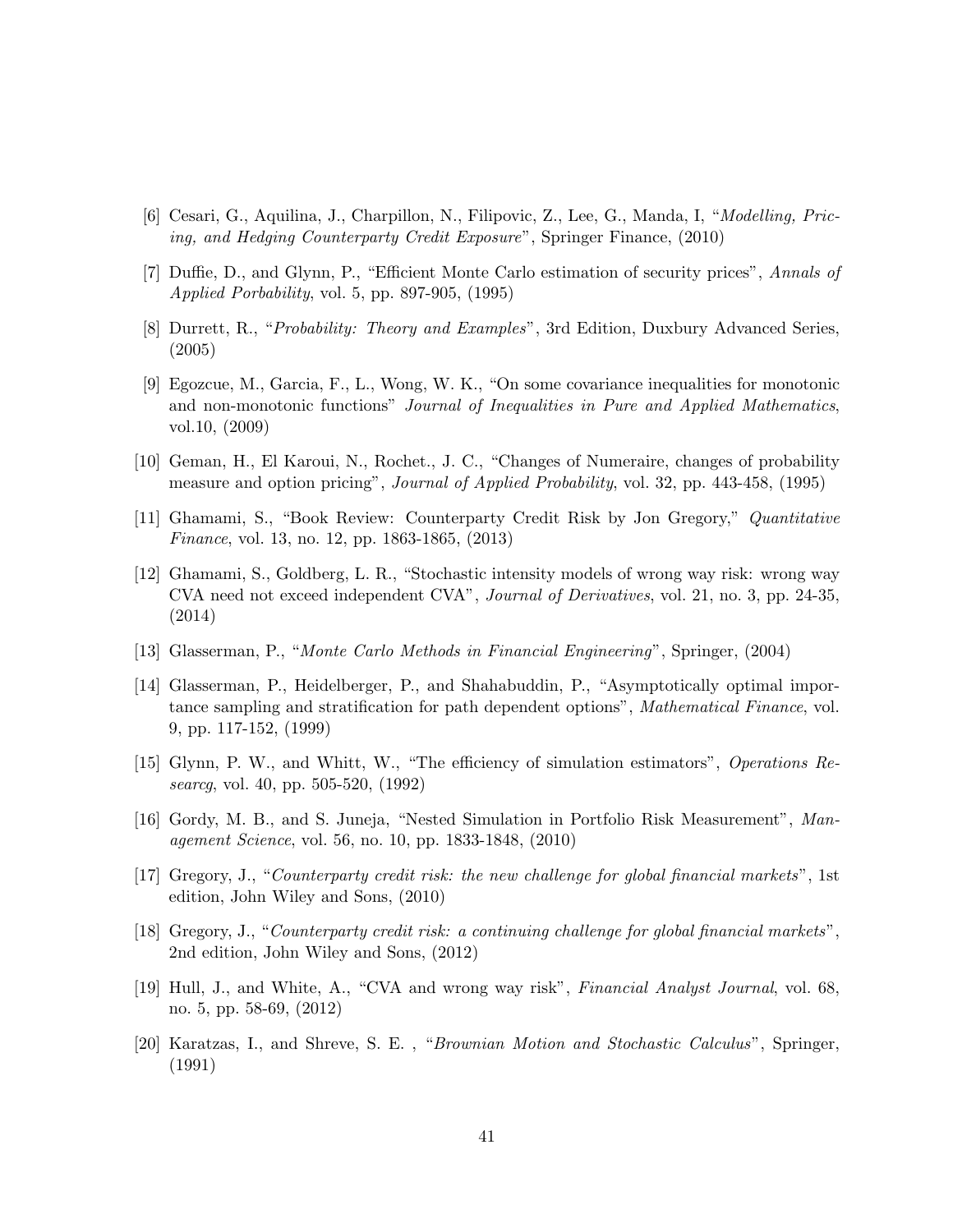[6] Cesari, G., Aquilina, J., Charpillon, N., Filipovic, Z., Lee, G., Manda, I, "*Modelling, Pricing, and Hedging Counterparty Credit Exposure*", Springer Finance, (2010)

[7] Duffie, D., and Glynn, P., "Efficient Monte Carlo estimation of security prices", *Annals of Applied Porbability*, vol. 5, pp. 897-905, (1995)

[8] Durrett, R., "*Probability: Theory and Examples*", 3rd Edition, Duxbury Advanced Series, (2005)

[9] Egozcue, M., Garcia, F., L., Wong, W. K., "On some covariance inequalities for monotonic and non-monotonic functions" *Journal of Inequalities in Pure and Applied Mathematics*, vol.10, (2009)

[10] Geman, H., El Karoui, N., Rochet., J. C., "Changes of Numeraire, changes of probability measure and option pricing", *Journal of Applied Probability*, vol. 32, pp. 443-458, (1995)

[11] Ghamami, S., "Book Review: Counterparty Credit Risk by Jon Gregory," *Quantitative Finance*, vol. 13, no. 12, pp. 1863-1865, (2013)

[12] Ghamami, S., Goldberg, L. R., "Stochastic intensity models of wrong way risk: wrong way CVA need not exceed independent CVA", *Journal of Derivatives*, vol. 21, no. 3, pp. 24-35, (2014)

[13] Glasserman, P., "*Monte Carlo Methods in Financial Engineering*", Springer, (2004)

[14] Glasserman, P., Heidelberger, P., and Shahabuddin, P., "Asymptotically optimal importance sampling and stratification for path dependent options", *Mathematical Finance*, vol. 9, pp. 117-152, (1999)

[15] Glynn, P. W., and Whitt, W., "The efficiency of simulation estimators", *Operations Researcg*, vol. 40, pp. 505-520, (1992)

[16] Gordy, M. B., and S. Juneja, "Nested Simulation in Portfolio Risk Measurement", *Management Science*, vol. 56, no. 10, pp. 1833-1848, (2010)

[17] Gregory, J., "*Counterparty credit risk: the new challenge for global financial markets*", 1st edition, John Wiley and Sons, (2010)

[18] Gregory, J., "*Counterparty credit risk: a continuing challenge for global financial markets*", 2nd edition, John Wiley and Sons, (2012)

[19] Hull, J., and White, A., "CVA and wrong way risk", *Financial Analyst Journal*, vol. 68, no. 5, pp. 58-69, (2012)

[20] Karatzas, I., and Shreve, S. E. , "*Brownian Motion and Stochastic Calculus*", Springer, (1991)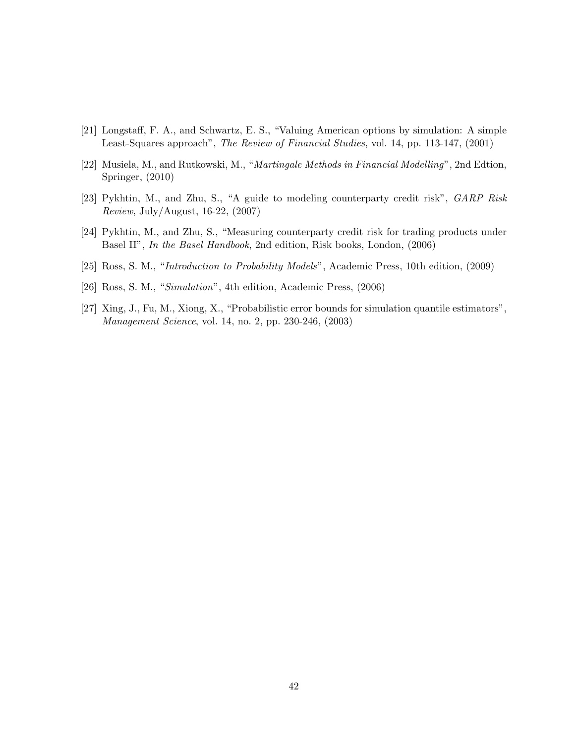[21] Longstaff, F. A., and Schwartz, E. S., "Valuing American options by simulation: A simple Least-Squares approach", *The Review of Financial Studies*, vol. 14, pp. 113-147, (2001)

[22] Musiela, M., and Rutkowski, M., "*Martingale Methods in Financial Modelling*", 2nd Edtion, Springer, (2010)

[23] Pykhtin, M., and Zhu, S., "A guide to modeling counterparty credit risk", *GARP Risk Review*, July/August, 16-22, (2007)

[24] Pykhtin, M., and Zhu, S., "Measuring counterparty credit risk for trading products under Basel II", *In the Basel Handbook*, 2nd edition, Risk books, London, (2006)

[25] Ross, S. M., "*Introduction to Probability Models*", Academic Press, 10th edition, (2009)

[26] Ross, S. M., "*Simulation*", 4th edition, Academic Press, (2006)

[27] Xing, J., Fu, M., Xiong, X., "Probabilistic error bounds for simulation quantile estimators", *Management Science*, vol. 14, no. 2, pp. 230-246, (2003)